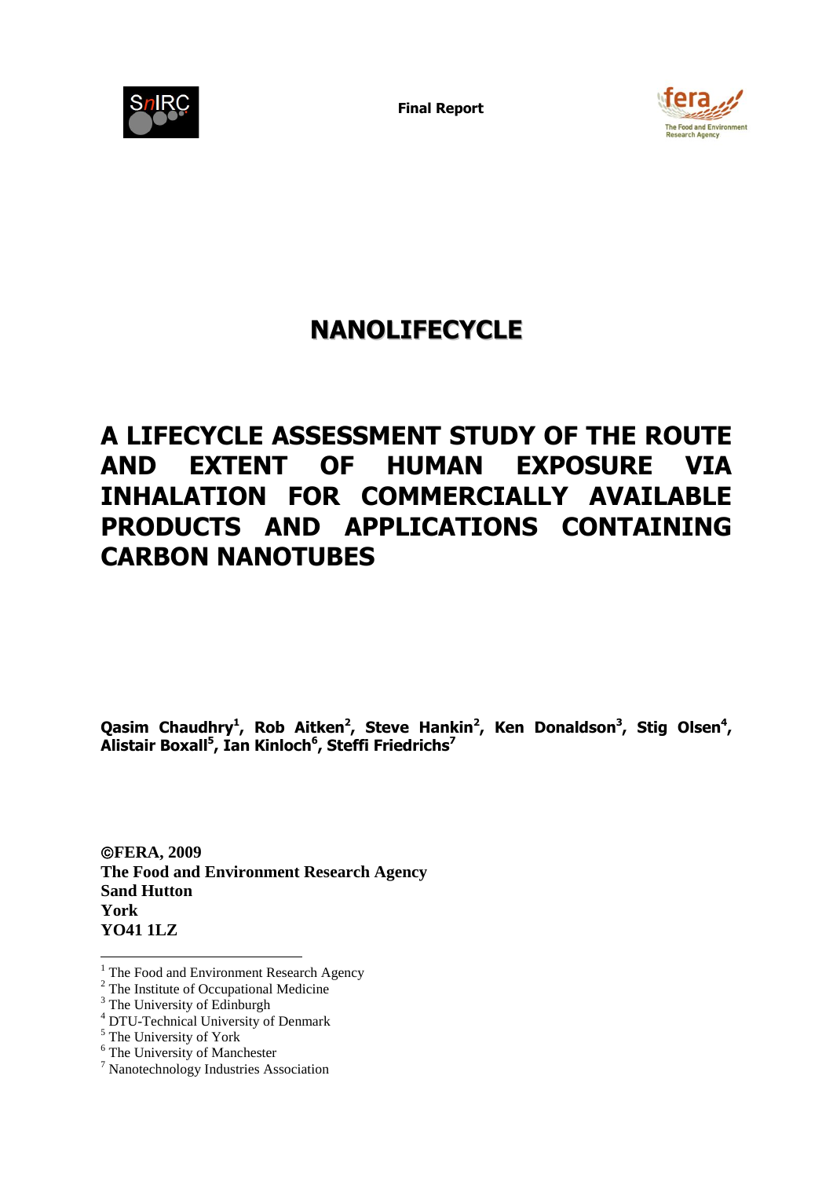**Final Report**

# NANOLIFECYCLE

## A LIFECYCLE ASSESSMENT STUDY OF THE ROUTE AND EXTENT OF HUMAN EXPOSURE VIA INHALATION FOR COMMERCIALLY AVAILABLE PRODUCTS AND APPLICATIONS CONTAINING CARBON NANOTUBES

**Qasim Chaudhry[1], Rob Aitken[2], Steve Hankin[2], Ken Donaldson[3], Stig Olsen[4], Alistair Boxall[5], Ian Kinloch[6], Steffi Friedrichs[7]**

**©FERA, 2009**
**The Food and Environment Research Agency**
**Sand Hutton**
**York**
**YO41 1LZ**

[1] The Food and Environment Research Agency
[2] The Institute of Occupational Medicine
[3] The University of Edinburgh
[4] DTU-Technical University of Denmark
[5] The University of York
[6] The University of Manchester
[7] Nanotechnology Industries Association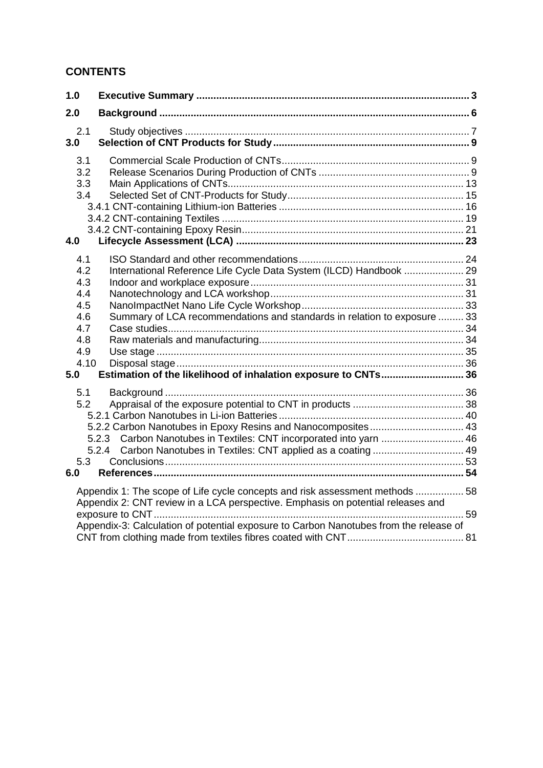## CONTENTS

| | | |
|---|---|---|
| **1.0** | **Executive Summary** | **3** |
| **2.0** | **Background** | **6** |
| 2.1 | Study objectives | 7 |
| **3.0** | **Selection of CNT Products for Study** | **9** |
| 3.1 | Commercial Scale Production of CNTs | 9 |
| 3.2 | Release Scenarios During Production of CNTs | 9 |
| 3.3 | Main Applications of CNTs | 13 |
| 3.4 | Selected Set of CNT-Products for Study | 15 |
| | 3.4.1 CNT-containing Lithium-ion Batteries | 16 |
| | 3.4.2 CNT-containing Textiles | 19 |
| | 3.4.2 CNT-containing Epoxy Resin | 21 |
| **4.0** | **Lifecycle Assessment (LCA)** | **23** |
| 4.1 | ISO Standard and other recommendations | 24 |
| 4.2 | International Reference Life Cycle Data System (ILCD) Handbook | 29 |
| 4.3 | Indoor and workplace exposure | 31 |
| 4.4 | Nanotechnology and LCA workshop | 31 |
| 4.5 | NanoImpactNet Nano Life Cycle Workshop | 33 |
| 4.6 | Summary of LCA recommendations and standards in relation to exposure | 33 |
| 4.7 | Case studies | 34 |
| 4.8 | Raw materials and manufacturing | 34 |
| 4.9 | Use stage | 35 |
| 4.10 | Disposal stage | 36 |
| **5.0** | **Estimation of the likelihood of inhalation exposure to CNTs** | **36** |
| 5.1 | Background | 36 |
| 5.2 | Appraisal of the exposure potential to CNT in products | 38 |
| | 5.2.1 Carbon Nanotubes in Li-ion Batteries | 40 |
| | 5.2.2 Carbon Nanotubes in Epoxy Resins and Nanocomposites | 43 |
| | 5.2.3 Carbon Nanotubes in Textiles: CNT incorporated into yarn | 46 |
| | 5.2.4 Carbon Nanotubes in Textiles: CNT applied as a coating | 49 |
| 5.3 | Conclusions | 53 |
| **6.0** | **References** | **54** |
| | Appendix 1: The scope of Life cycle concepts and risk assessment methods | 58 |
| | Appendix 2: CNT review in a LCA perspective. Emphasis on potential releases and exposure to CNT | 59 |
| | Appendix-3: Calculation of potential exposure to Carbon Nanotubes from the release of CNT from clothing made from textiles fibres coated with CNT | 81 |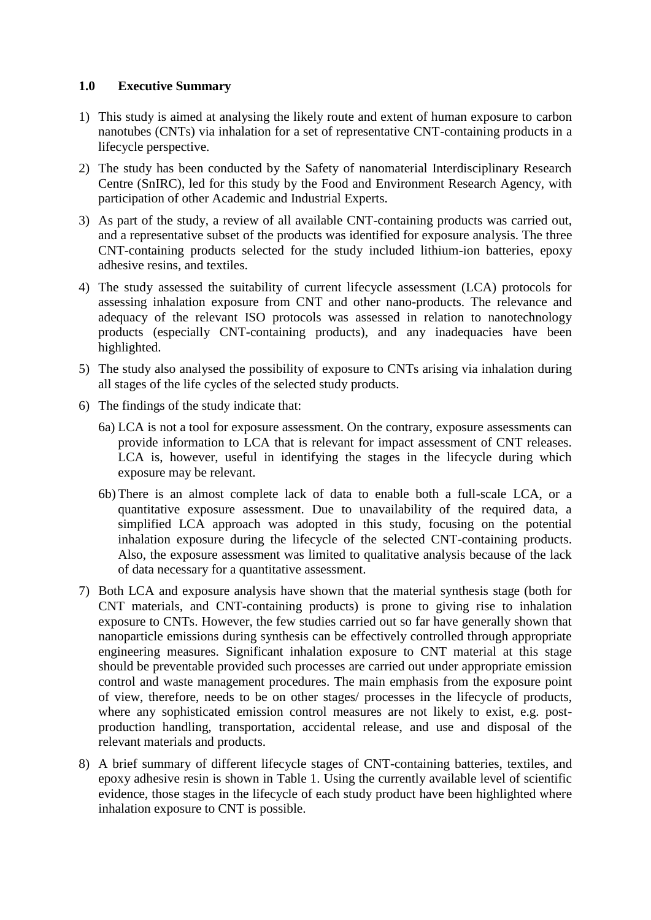## 1.0 Executive Summary

1) This study is aimed at analysing the likely route and extent of human exposure to carbon nanotubes (CNTs) via inhalation for a set of representative CNT-containing products in a lifecycle perspective.

2) The study has been conducted by the Safety of nanomaterial Interdisciplinary Research Centre (SnIRC), led for this study by the Food and Environment Research Agency, with participation of other Academic and Industrial Experts.

3) As part of the study, a review of all available CNT-containing products was carried out, and a representative subset of the products was identified for exposure analysis. The three CNT-containing products selected for the study included lithium-ion batteries, epoxy adhesive resins, and textiles.

4) The study assessed the suitability of current lifecycle assessment (LCA) protocols for assessing inhalation exposure from CNT and other nano-products. The relevance and adequacy of the relevant ISO protocols was assessed in relation to nanotechnology products (especially CNT-containing products), and any inadequacies have been highlighted.

5) The study also analysed the possibility of exposure to CNTs arising via inhalation during all stages of the life cycles of the selected study products.

6) The findings of the study indicate that:

   6a) LCA is not a tool for exposure assessment. On the contrary, exposure assessments can provide information to LCA that is relevant for impact assessment of CNT releases. LCA is, however, useful in identifying the stages in the lifecycle during which exposure may be relevant.

   6b) There is an almost complete lack of data to enable both a full-scale LCA, or a quantitative exposure assessment. Due to unavailability of the required data, a simplified LCA approach was adopted in this study, focusing on the potential inhalation exposure during the lifecycle of the selected CNT-containing products. Also, the exposure assessment was limited to qualitative analysis because of the lack of data necessary for a quantitative assessment.

7) Both LCA and exposure analysis have shown that the material synthesis stage (both for CNT materials, and CNT-containing products) is prone to giving rise to inhalation exposure to CNTs. However, the few studies carried out so far have generally shown that nanoparticle emissions during synthesis can be effectively controlled through appropriate engineering measures. Significant inhalation exposure to CNT material at this stage should be preventable provided such processes are carried out under appropriate emission control and waste management procedures. The main emphasis from the exposure point of view, therefore, needs to be on other stages/ processes in the lifecycle of products, where any sophisticated emission control measures are not likely to exist, e.g. post-production handling, transportation, accidental release, and use and disposal of the relevant materials and products.

8) A brief summary of different lifecycle stages of CNT-containing batteries, textiles, and epoxy adhesive resin is shown in Table 1. Using the currently available level of scientific evidence, those stages in the lifecycle of each study product have been highlighted where inhalation exposure to CNT is possible.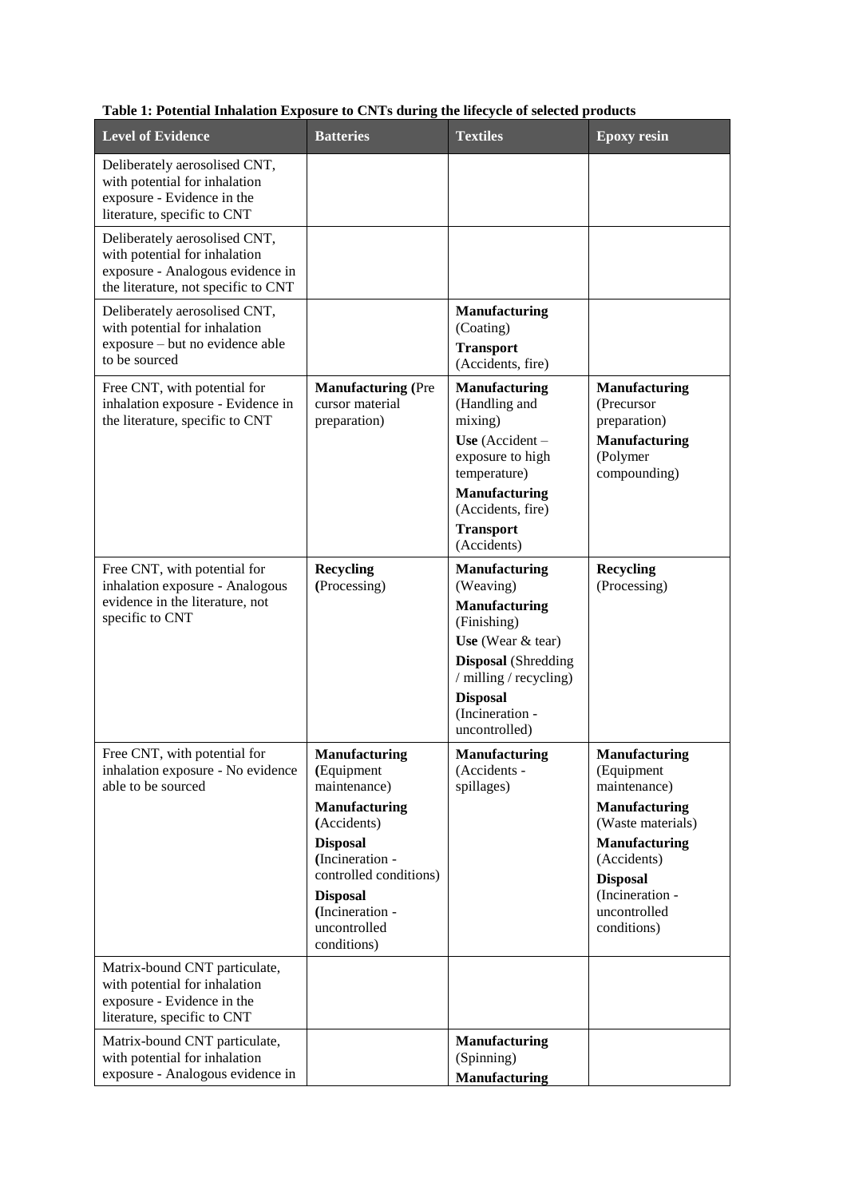**Table 1: Potential Inhalation Exposure to CNTs during the lifecycle of selected products**

| Level of Evidence | Batteries | Textiles | Epoxy resin |
|---|---|---|---|
| Deliberately aerosolised CNT, with potential for inhalation exposure - Evidence in the literature, specific to CNT | | | |
| Deliberately aerosolised CNT, with potential for inhalation exposure - Analogous evidence in the literature, not specific to CNT | | | |
| Deliberately aerosolised CNT, with potential for inhalation exposure – but no evidence able to be sourced | | **Manufacturing** (Coating)<br>**Transport** (Accidents, fire) | |
| Free CNT, with potential for inhalation exposure - Evidence in the literature, specific to CNT | **Manufacturing (**Pre cursor material preparation) | **Manufacturing** (Handling and mixing)<br>**Use** (Accident – exposure to high temperature)<br>**Manufacturing** (Accidents, fire)<br>**Transport** (Accidents) | **Manufacturing** (Precursor preparation)<br>**Manufacturing** (Polymer compounding) |
| Free CNT, with potential for inhalation exposure - Analogous evidence in the literature, not specific to CNT | **Recycling (**Processing) | **Manufacturing** (Weaving)<br>**Manufacturing** (Finishing)<br>**Use** (Wear & tear)<br>**Disposal** (Shredding / milling / recycling)<br>**Disposal** (Incineration - uncontrolled) | **Recycling** (Processing) |
| Free CNT, with potential for inhalation exposure - No evidence able to be sourced | **Manufacturing (**Equipment maintenance)<br>**Manufacturing (**Accidents)<br>**Disposal (**Incineration - controlled conditions)<br>**Disposal (**Incineration - uncontrolled conditions) | **Manufacturing** (Accidents - spillages) | **Manufacturing** (Equipment maintenance)<br>**Manufacturing** (Waste materials)<br>**Manufacturing** (Accidents)<br>**Disposal** (Incineration - uncontrolled conditions) |
| Matrix-bound CNT particulate, with potential for inhalation exposure - Evidence in the literature, specific to CNT | | | |
| Matrix-bound CNT particulate, with potential for inhalation exposure - Analogous evidence in | | **Manufacturing** (Spinning)<br>**Manufacturing** | |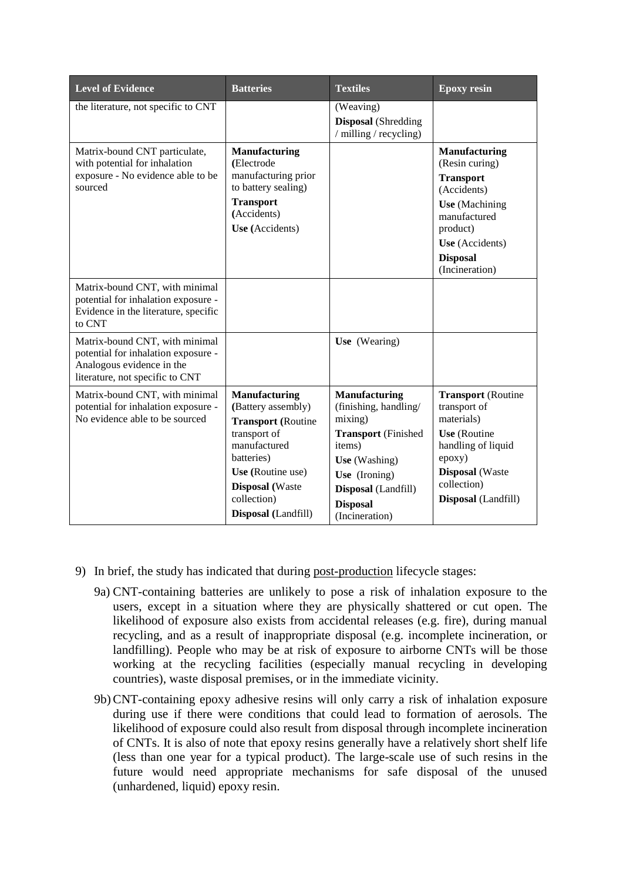| Level of Evidence | Batteries | Textiles | Epoxy resin |
|---|---|---|---|
| the literature, not specific to CNT | | (Weaving)<br>**Disposal** (Shredding / milling / recycling) | |
| Matrix-bound CNT particulate, with potential for inhalation exposure - No evidence able to be sourced | **Manufacturing (**Electrode manufacturing prior to battery sealing)<br>**Transport (**Accidents)<br>**Use (**Accidents) | | **Manufacturing** (Resin curing)<br>**Transport** (Accidents)<br>**Use** (Machining manufactured product)<br>**Use** (Accidents)<br>**Disposal** (Incineration) |
| Matrix-bound CNT, with minimal potential for inhalation exposure - Evidence in the literature, specific to CNT | | | |
| Matrix-bound CNT, with minimal potential for inhalation exposure - Analogous evidence in the literature, not specific to CNT | | **Use** (Wearing) | |
| Matrix-bound CNT, with minimal potential for inhalation exposure - No evidence able to be sourced | **Manufacturing (**Battery assembly)<br>**Transport (**Routine transport of manufactured batteries)<br>**Use (**Routine use)<br>**Disposal (**Waste collection)<br>**Disposal (**Landfill) | **Manufacturing** (finishing, handling/ mixing)<br>**Transport** (Finished items)<br>**Use** (Washing)<br>**Use** (Ironing)<br>**Disposal** (Landfill)<br>**Disposal** (Incineration) | **Transport** (Routine transport of materials)<br>**Use** (Routine handling of liquid epoxy)<br>**Disposal** (Waste collection)<br>**Disposal** (Landfill) |

9) In brief, the study has indicated that during post-production lifecycle stages:

   9a) CNT-containing batteries are unlikely to pose a risk of inhalation exposure to the users, except in a situation where they are physically shattered or cut open. The likelihood of exposure also exists from accidental releases (e.g. fire), during manual recycling, and as a result of inappropriate disposal (e.g. incomplete incineration, or landfilling). People who may be at risk of exposure to airborne CNTs will be those working at the recycling facilities (especially manual recycling in developing countries), waste disposal premises, or in the immediate vicinity.

   9b) CNT-containing epoxy adhesive resins will only carry a risk of inhalation exposure during use if there were conditions that could lead to formation of aerosols. The likelihood of exposure could also result from disposal through incomplete incineration of CNTs. It is also of note that epoxy resins generally have a relatively short shelf life (less than one year for a typical product). The large-scale use of such resins in the future would need appropriate mechanisms for safe disposal of the unused (unhardened, liquid) epoxy resin.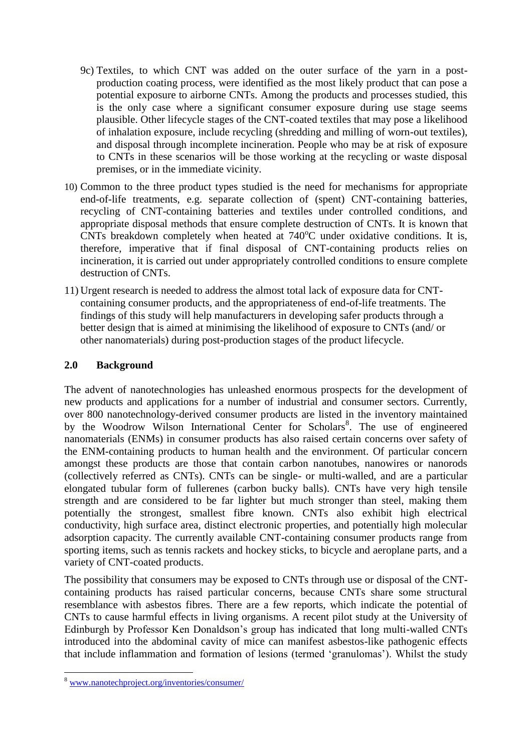9c) Textiles, to which CNT was added on the outer surface of the yarn in a post-production coating process, were identified as the most likely product that can pose a potential exposure to airborne CNTs. Among the products and processes studied, this is the only case where a significant consumer exposure during use stage seems plausible. Other lifecycle stages of the CNT-coated textiles that may pose a likelihood of inhalation exposure, include recycling (shredding and milling of worn-out textiles), and disposal through incomplete incineration. People who may be at risk of exposure to CNTs in these scenarios will be those working at the recycling or waste disposal premises, or in the immediate vicinity.

10) Common to the three product types studied is the need for mechanisms for appropriate end-of-life treatments, e.g. separate collection of (spent) CNT-containing batteries, recycling of CNT-containing batteries and textiles under controlled conditions, and appropriate disposal methods that ensure complete destruction of CNTs. It is known that CNTs breakdown completely when heated at 740$^{o}$C under oxidative conditions. It is, therefore, imperative that if final disposal of CNT-containing products relies on incineration, it is carried out under appropriately controlled conditions to ensure complete destruction of CNTs.

11) Urgent research is needed to address the almost total lack of exposure data for CNT-containing consumer products, and the appropriateness of end-of-life treatments. The findings of this study will help manufacturers in developing safer products through a better design that is aimed at minimising the likelihood of exposure to CNTs (and/ or other nanomaterials) during post-production stages of the product lifecycle.

## 2.0 Background

The advent of nanotechnologies has unleashed enormous prospects for the development of new products and applications for a number of industrial and consumer sectors. Currently, over 800 nanotechnology-derived consumer products are listed in the inventory maintained by the Woodrow Wilson International Center for Scholars[8]. The use of engineered nanomaterials (ENMs) in consumer products has also raised certain concerns over safety of the ENM-containing products to human health and the environment. Of particular concern amongst these products are those that contain carbon nanotubes, nanowires or nanorods (collectively referred as CNTs). CNTs can be single- or multi-walled, and are a particular elongated tubular form of fullerenes (carbon bucky balls). CNTs have very high tensile strength and are considered to be far lighter but much stronger than steel, making them potentially the strongest, smallest fibre known. CNTs also exhibit high electrical conductivity, high surface area, distinct electronic properties, and potentially high molecular adsorption capacity. The currently available CNT-containing consumer products range from sporting items, such as tennis rackets and hockey sticks, to bicycle and aeroplane parts, and a variety of CNT-coated products.

The possibility that consumers may be exposed to CNTs through use or disposal of the CNT-containing products has raised particular concerns, because CNTs share some structural resemblance with asbestos fibres. There are a few reports, which indicate the potential of CNTs to cause harmful effects in living organisms. A recent pilot study at the University of Edinburgh by Professor Ken Donaldson's group has indicated that long multi-walled CNTs introduced into the abdominal cavity of mice can manifest asbestos-like pathogenic effects that include inflammation and formation of lesions (termed 'granulomas'). Whilst the study

[8] www.nanotechproject.org/inventories/consumer/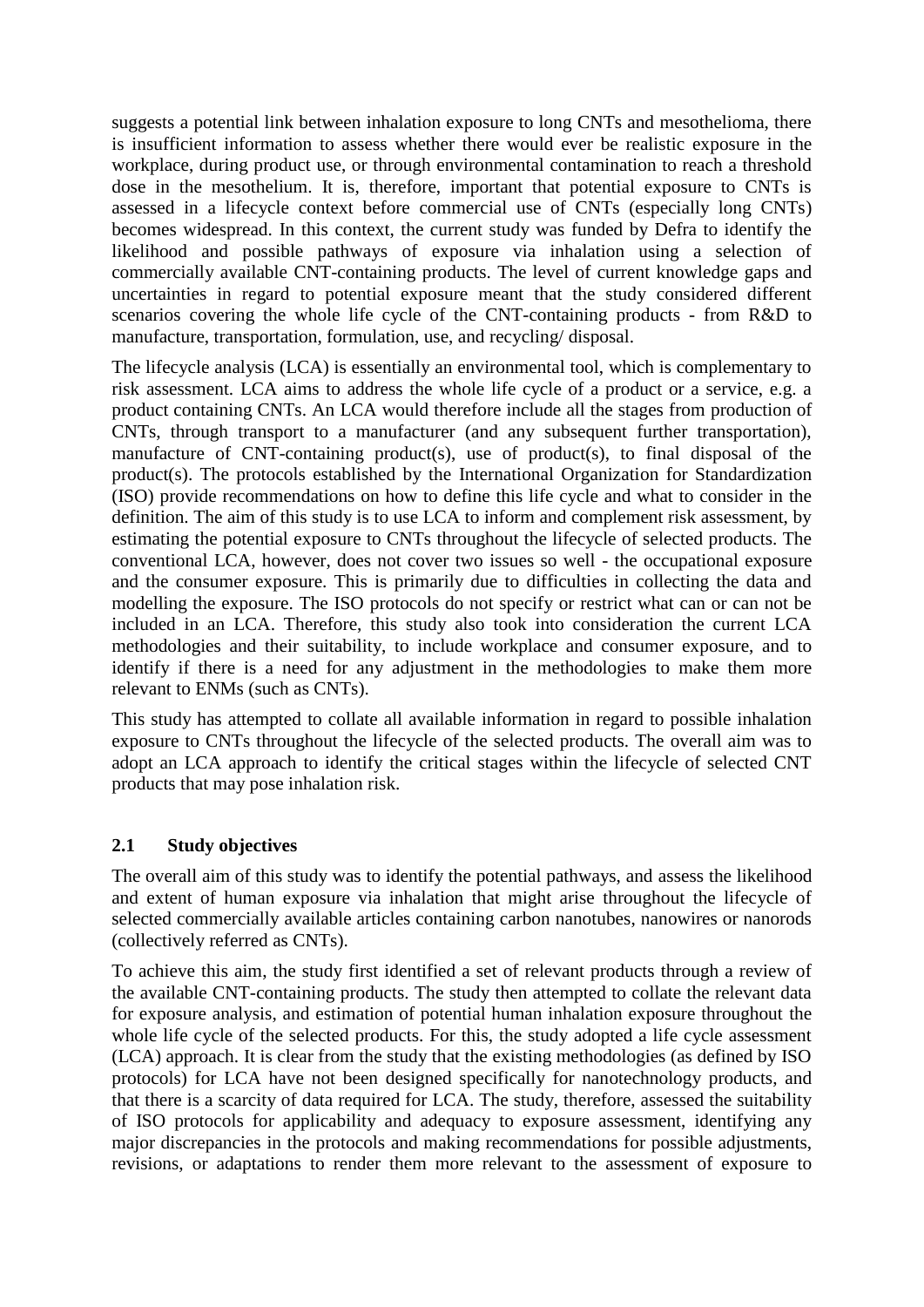suggests a potential link between inhalation exposure to long CNTs and mesothelioma, there is insufficient information to assess whether there would ever be realistic exposure in the workplace, during product use, or through environmental contamination to reach a threshold dose in the mesothelium. It is, therefore, important that potential exposure to CNTs is assessed in a lifecycle context before commercial use of CNTs (especially long CNTs) becomes widespread. In this context, the current study was funded by Defra to identify the likelihood and possible pathways of exposure via inhalation using a selection of commercially available CNT-containing products. The level of current knowledge gaps and uncertainties in regard to potential exposure meant that the study considered different scenarios covering the whole life cycle of the CNT-containing products - from R&D to manufacture, transportation, formulation, use, and recycling/ disposal.

The lifecycle analysis (LCA) is essentially an environmental tool, which is complementary to risk assessment. LCA aims to address the whole life cycle of a product or a service, e.g. a product containing CNTs. An LCA would therefore include all the stages from production of CNTs, through transport to a manufacturer (and any subsequent further transportation), manufacture of CNT-containing product(s), use of product(s), to final disposal of the product(s). The protocols established by the International Organization for Standardization (ISO) provide recommendations on how to define this life cycle and what to consider in the definition. The aim of this study is to use LCA to inform and complement risk assessment, by estimating the potential exposure to CNTs throughout the lifecycle of selected products. The conventional LCA, however, does not cover two issues so well - the occupational exposure and the consumer exposure. This is primarily due to difficulties in collecting the data and modelling the exposure. The ISO protocols do not specify or restrict what can or can not be included in an LCA. Therefore, this study also took into consideration the current LCA methodologies and their suitability, to include workplace and consumer exposure, and to identify if there is a need for any adjustment in the methodologies to make them more relevant to ENMs (such as CNTs).

This study has attempted to collate all available information in regard to possible inhalation exposure to CNTs throughout the lifecycle of the selected products. The overall aim was to adopt an LCA approach to identify the critical stages within the lifecycle of selected CNT products that may pose inhalation risk.

## 2.1 Study objectives

The overall aim of this study was to identify the potential pathways, and assess the likelihood and extent of human exposure via inhalation that might arise throughout the lifecycle of selected commercially available articles containing carbon nanotubes, nanowires or nanorods (collectively referred as CNTs).

To achieve this aim, the study first identified a set of relevant products through a review of the available CNT-containing products. The study then attempted to collate the relevant data for exposure analysis, and estimation of potential human inhalation exposure throughout the whole life cycle of the selected products. For this, the study adopted a life cycle assessment (LCA) approach. It is clear from the study that the existing methodologies (as defined by ISO protocols) for LCA have not been designed specifically for nanotechnology products, and that there is a scarcity of data required for LCA. The study, therefore, assessed the suitability of ISO protocols for applicability and adequacy to exposure assessment, identifying any major discrepancies in the protocols and making recommendations for possible adjustments, revisions, or adaptations to render them more relevant to the assessment of exposure to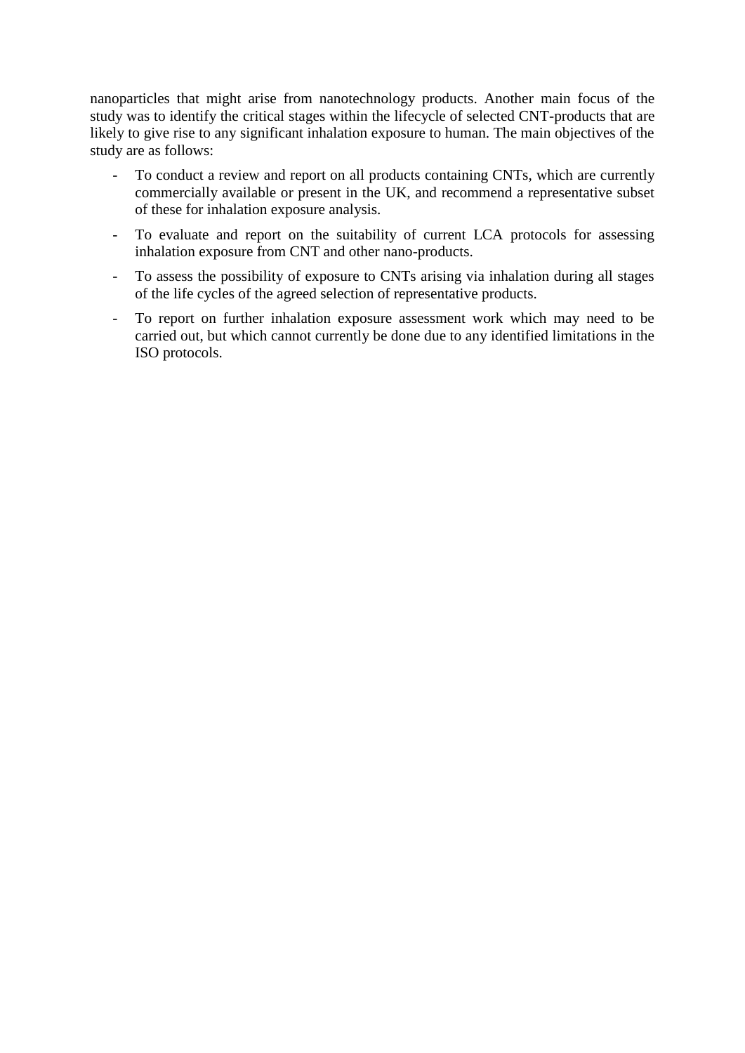nanoparticles that might arise from nanotechnology products. Another main focus of the study was to identify the critical stages within the lifecycle of selected CNT-products that are likely to give rise to any significant inhalation exposure to human. The main objectives of the study are as follows:

- To conduct a review and report on all products containing CNTs, which are currently commercially available or present in the UK, and recommend a representative subset of these for inhalation exposure analysis.
- To evaluate and report on the suitability of current LCA protocols for assessing inhalation exposure from CNT and other nano-products.
- To assess the possibility of exposure to CNTs arising via inhalation during all stages of the life cycles of the agreed selection of representative products.
- To report on further inhalation exposure assessment work which may need to be carried out, but which cannot currently be done due to any identified limitations in the ISO protocols.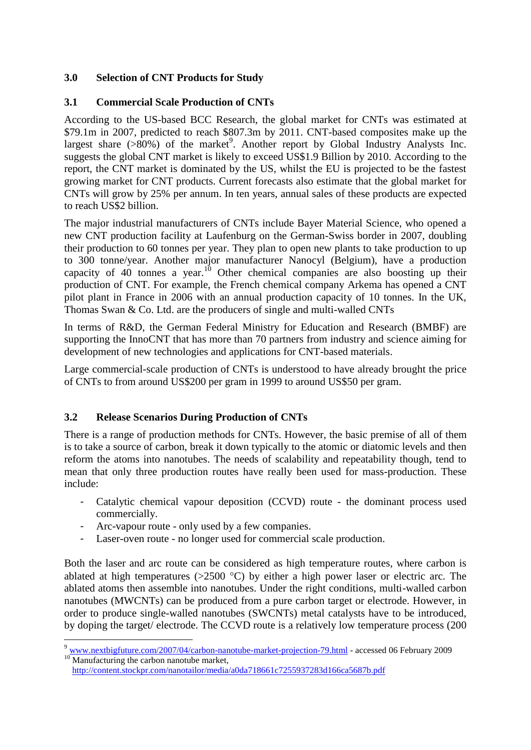## 3.0 Selection of CNT Products for Study

### 3.1 Commercial Scale Production of CNTs

According to the US-based BCC Research, the global market for CNTs was estimated at \$79.1m in 2007, predicted to reach \$807.3m by 2011. CNT-based composites make up the largest share (>80%) of the market[9]. Another report by Global Industry Analysts Inc. suggests the global CNT market is likely to exceed US\$1.9 Billion by 2010. According to the report, the CNT market is dominated by the US, whilst the EU is projected to be the fastest growing market for CNT products. Current forecasts also estimate that the global market for CNTs will grow by 25% per annum. In ten years, annual sales of these products are expected to reach US\$2 billion.

The major industrial manufacturers of CNTs include Bayer Material Science, who opened a new CNT production facility at Laufenburg on the German-Swiss border in 2007, doubling their production to 60 tonnes per year. They plan to open new plants to take production to up to 300 tonne/year. Another major manufacturer Nanocyl (Belgium), have a production capacity of 40 tonnes a year.[10] Other chemical companies are also boosting up their production of CNT. For example, the French chemical company Arkema has opened a CNT pilot plant in France in 2006 with an annual production capacity of 10 tonnes. In the UK, Thomas Swan & Co. Ltd. are the producers of single and multi-walled CNTs

In terms of R&D, the German Federal Ministry for Education and Research (BMBF) are supporting the InnoCNT that has more than 70 partners from industry and science aiming for development of new technologies and applications for CNT-based materials.

Large commercial-scale production of CNTs is understood to have already brought the price of CNTs to from around US\$200 per gram in 1999 to around US\$50 per gram.

### 3.2 Release Scenarios During Production of CNTs

There is a range of production methods for CNTs. However, the basic premise of all of them is to take a source of carbon, break it down typically to the atomic or diatomic levels and then reform the atoms into nanotubes. The needs of scalability and repeatability though, tend to mean that only three production routes have really been used for mass-production. These include:

- Catalytic chemical vapour deposition (CCVD) route - the dominant process used commercially.
- Arc-vapour route - only used by a few companies.
- Laser-oven route - no longer used for commercial scale production.

Both the laser and arc route can be considered as high temperature routes, where carbon is ablated at high temperatures (>2500 °C) by either a high power laser or electric arc. The ablated atoms then assemble into nanotubes. Under the right conditions, multi-walled carbon nanotubes (MWCNTs) can be produced from a pure carbon target or electrode. However, in order to produce single-walled nanotubes (SWCNTs) metal catalysts have to be introduced, by doping the target/ electrode. The CCVD route is a relatively low temperature process (200

---

[9] www.nextbigfuture.com/2007/04/carbon-nanotube-market-projection-79.html - accessed 06 February 2009

[10] Manufacturing the carbon nanotube market, http://content.stockpr.com/nanotailor/media/a0da718661c7255937283d166ca5687b.pdf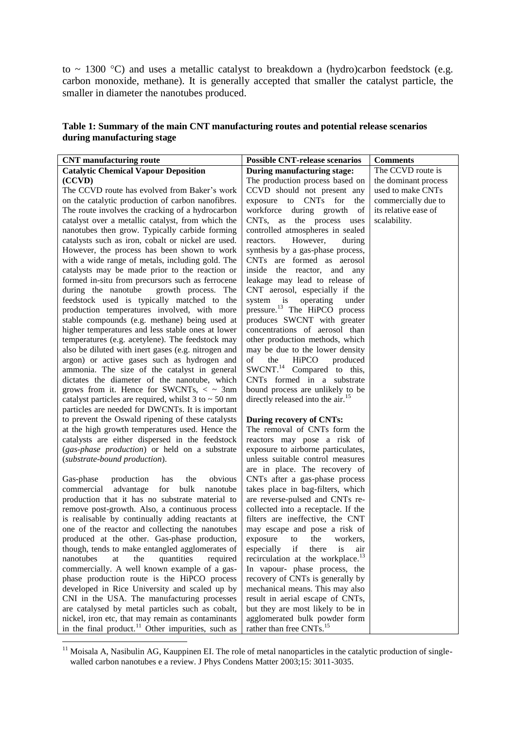to ~ 1300 °C) and uses a metallic catalyst to breakdown a (hydro)carbon feedstock (e.g. carbon monoxide, methane). It is generally accepted that smaller the catalyst particle, the smaller in diameter the nanotubes produced.

**Table 1: Summary of the main CNT manufacturing routes and potential release scenarios during manufacturing stage**

| CNT manufacturing route | Possible CNT-release scenarios | Comments |
|---|---|---|
| **Catalytic Chemical Vapour Deposition (CCVD)**<br>The CCVD route has evolved from Baker's work on the catalytic production of carbon nanofibres. The route involves the cracking of a hydrocarbon catalyst over a metallic catalyst, from which the nanotubes then grow. Typically carbide forming catalysts such as iron, cobalt or nickel are used. However, the process has been shown to work with a wide range of metals, including gold. The catalysts may be made prior to the reaction or formed in-situ from precursors such as ferrocene during the nanotube growth process. The feedstock used is typically matched to the production temperatures involved, with more stable compounds (e.g. methane) being used at higher temperatures and less stable ones at lower temperatures (e.g. acetylene). The feedstock may also be diluted with inert gases (e.g. nitrogen and argon) or active gases such as hydrogen and ammonia. The size of the catalyst in general dictates the diameter of the nanotube, which grows from it. Hence for SWCNTs, < ~ 3nm catalyst particles are required, whilst 3 to ~ 50 nm particles are needed for DWCNTs. It is important to prevent the Oswald ripening of these catalysts at the high growth temperatures used. Hence the catalysts are either dispersed in the feedstock (*gas-phase production*) or held on a substrate (*substrate-bound production*).<br><br>Gas-phase production has the obvious commercial advantage for bulk nanotube production that it has no substrate material to remove post-growth. Also, a continuous process is realisable by continually adding reactants at one of the reactor and collecting the nanotubes produced at the other. Gas-phase production, though, tends to make entangled agglomerates of nanotubes at the quantities required commercially. A well known example of a gas-phase production route is the HiPCO process developed in Rice University and scaled up by CNI in the USA. The manufacturing processes are catalysed by metal particles such as cobalt, nickel, iron etc, that may remain as contaminants in the final product.[11] Other impurities, such as | **During manufacturing stage:**<br>The production process based on CCVD should not present any exposure to CNTs for the workforce during growth of CNTs, as the process uses controlled atmospheres in sealed reactors. However, during synthesis by a gas-phase process, CNTs are formed as aerosol inside the reactor, and any leakage may lead to release of CNT aerosol, especially if the system is operating under pressure.[13] The HiPCO process produces SWCNT with greater concentrations of aerosol than other production methods, which may be due to the lower density of the HiPCO produced SWCNT.[14] Compared to this, CNTs formed in a substrate bound process are unlikely to be directly released into the air.[15]<br><br>**During recovery of CNTs:**<br>The removal of CNTs form the reactors may pose a risk of exposure to airborne particulates, unless suitable control measures are in place. The recovery of CNTs after a gas-phase process takes place in bag-filters, which are reverse-pulsed and CNTs re-collected into a receptacle. If the filters are ineffective, the CNT may escape and pose a risk of exposure to the workers, especially if there is air recirculation at the workplace.[13]<br>In vapour- phase process, the recovery of CNTs is generally by mechanical means. This may also result in aerial escape of CNTs, but they are most likely to be in agglomerated bulk powder form rather than free CNTs.[15] | The CCVD route is the dominant process used to make CNTs commercially due to its relative ease of scalability. |

[11] Moisala A, Nasibulin AG, Kauppinen EI. The role of metal nanoparticles in the catalytic production of single-walled carbon nanotubes e a review. J Phys Condens Matter 2003;15: 3011-3035.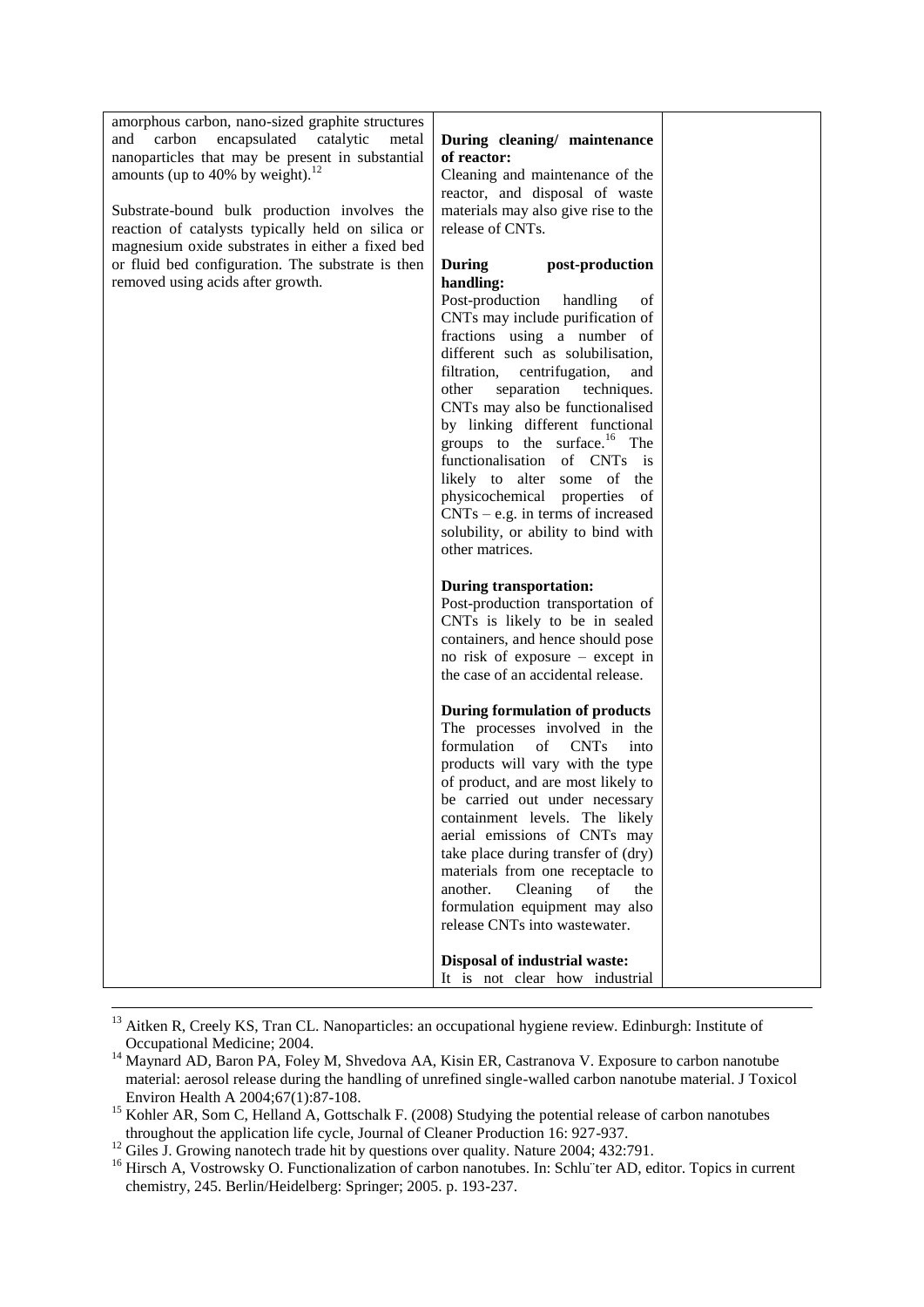| | | |
|---|---|---|
| amorphous carbon, nano-sized graphite structures and carbon encapsulated catalytic metal nanoparticles that may be present in substantial amounts (up to 40% by weight).[12]<br><br>Substrate-bound bulk production involves the reaction of catalysts typically held on silica or magnesium oxide substrates in either a fixed bed or fluid bed configuration. The substrate is then removed using acids after growth. | **During cleaning/ maintenance of reactor:**<br>Cleaning and maintenance of the reactor, and disposal of waste materials may also give rise to the release of CNTs.<br><br>**During post-production handling:**<br>Post-production handling of CNTs may include purification of fractions using a number of different such as solubilisation, filtration, centrifugation, and other separation techniques. CNTs may also be functionalised by linking different functional groups to the surface.[16] The functionalisation of CNTs is likely to alter some of the physicochemical properties of CNTs – e.g. in terms of increased solubility, or ability to bind with other matrices.<br><br>**During transportation:**<br>Post-production transportation of CNTs is likely to be in sealed containers, and hence should pose no risk of exposure – except in the case of an accidental release.<br><br>**During formulation of products**<br>The processes involved in the formulation of CNTs into products will vary with the type of product, and are most likely to be carried out under necessary containment levels. The likely aerial emissions of CNTs may take place during transfer of (dry) materials from one receptacle to another. Cleaning of the formulation equipment may also release CNTs into wastewater.<br><br>**Disposal of industrial waste:**<br>It is not clear how industrial | |

[13] Aitken R, Creely KS, Tran CL. Nanoparticles: an occupational hygiene review. Edinburgh: Institute of Occupational Medicine; 2004.

[14] Maynard AD, Baron PA, Foley M, Shvedova AA, Kisin ER, Castranova V. Exposure to carbon nanotube material: aerosol release during the handling of unrefined single-walled carbon nanotube material. J Toxicol Environ Health A 2004;67(1):87-108.

[15] Kohler AR, Som C, Helland A, Gottschalk F. (2008) Studying the potential release of carbon nanotubes throughout the application life cycle, Journal of Cleaner Production 16: 927-937.

[12] Giles J. Growing nanotech trade hit by questions over quality. Nature 2004; 432:791.

[16] Hirsch A, Vostrowsky O. Functionalization of carbon nanotubes. In: Schlüter AD, editor. Topics in current chemistry, 245. Berlin/Heidelberg: Springer; 2005. p. 193-237.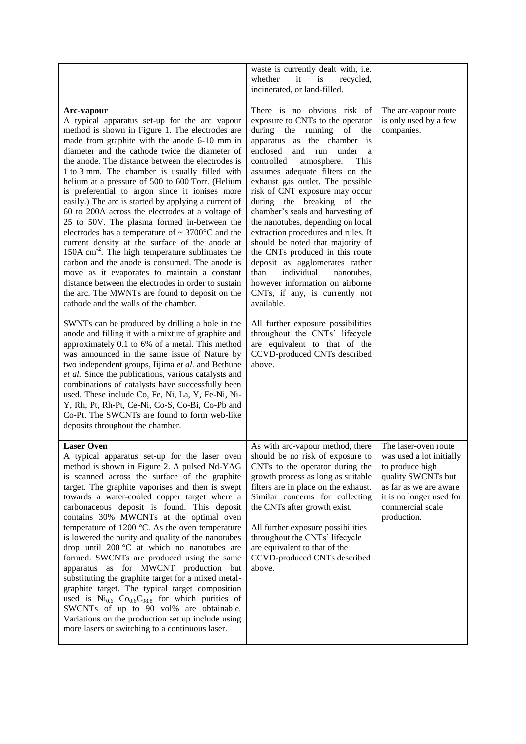| | | |
|---|---|---|
| | waste is currently dealt with, i.e. whether it is recycled, incinerated, or land-filled. | |
| **Arc-vapour**<br>A typical apparatus set-up for the arc vapour method is shown in Figure 1. The electrodes are made from graphite with the anode 6-10 mm in diameter and the cathode twice the diameter of the anode. The distance between the electrodes is 1 to 3 mm. The chamber is usually filled with helium at a pressure of 500 to 600 Torr. (Helium is preferential to argon since it ionises more easily.) The arc is started by applying a current of 60 to 200A across the electrodes at a voltage of 25 to 50V. The plasma formed in-between the electrodes has a temperature of ~ 3700°C and the current density at the surface of the anode at 150A $cm^{-2}$. The high temperature sublimates the carbon and the anode is consumed. The anode is move as it evaporates to maintain a constant distance between the electrodes in order to sustain the arc. The MWNTs are found to deposit on the cathode and the walls of the chamber.<br><br>SWNTs can be produced by drilling a hole in the anode and filling it with a mixture of graphite and approximately 0.1 to 6% of a metal. This method was announced in the same issue of Nature by two independent groups, Iijima *et al.* and Bethune *et al.* Since the publications, various catalysts and combinations of catalysts have successfully been used. These include Co, Fe, Ni, La, Y, Fe-Ni, Ni-Y, Rh, Pt, Rh-Pt, Ce-Ni, Co-S, Co-Bi, Co-Pb and Co-Pt. The SWCNTs are found to form web-like deposits throughout the chamber. | There is no obvious risk of exposure to CNTs to the operator during the running of the apparatus as the chamber is enclosed and run under a controlled atmosphere. This assumes adequate filters on the exhaust gas outlet. The possible risk of CNT exposure may occur during the breaking of the chamber's seals and harvesting of the nanotubes, depending on local extraction procedures and rules. It should be noted that majority of the CNTs produced in this route deposit as agglomerates rather than individual nanotubes, however information on airborne CNTs, if any, is currently not available.<br><br>All further exposure possibilities throughout the CNTs' lifecycle are equivalent to that of the CCVD-produced CNTs described above. | The arc-vapour route is only used by a few companies. |
| **Laser Oven**<br>A typical apparatus set-up for the laser oven method is shown in Figure 2. A pulsed Nd-YAG is scanned across the surface of the graphite target. The graphite vaporises and then is swept towards a water-cooled copper target where a carbonaceous deposit is found. This deposit contains 30% MWCNTs at the optimal oven temperature of 1200 °C. As the oven temperature is lowered the purity and quality of the nanotubes drop until 200 °C at which no nanotubes are formed. SWCNTs are produced using the same apparatus as for MWCNT production but substituting the graphite target for a mixed metal-graphite target. The typical target composition used is $Ni_{0.6}$ $Co_{0.6}C_{98.8}$ for which purities of SWCNTs of up to 90 vol% are obtainable. Variations on the production set up include using more lasers or switching to a continuous laser. | As with arc-vapour method, there should be no risk of exposure to CNTs to the operator during the growth process as long as suitable filters are in place on the exhaust. Similar concerns for collecting the CNTs after growth exist.<br><br>All further exposure possibilities throughout the CNTs' lifecycle are equivalent to that of the CCVD-produced CNTs described above. | The laser-oven route was used a lot initially to produce high quality SWCNTs but as far as we are aware it is no longer used for commercial scale production. |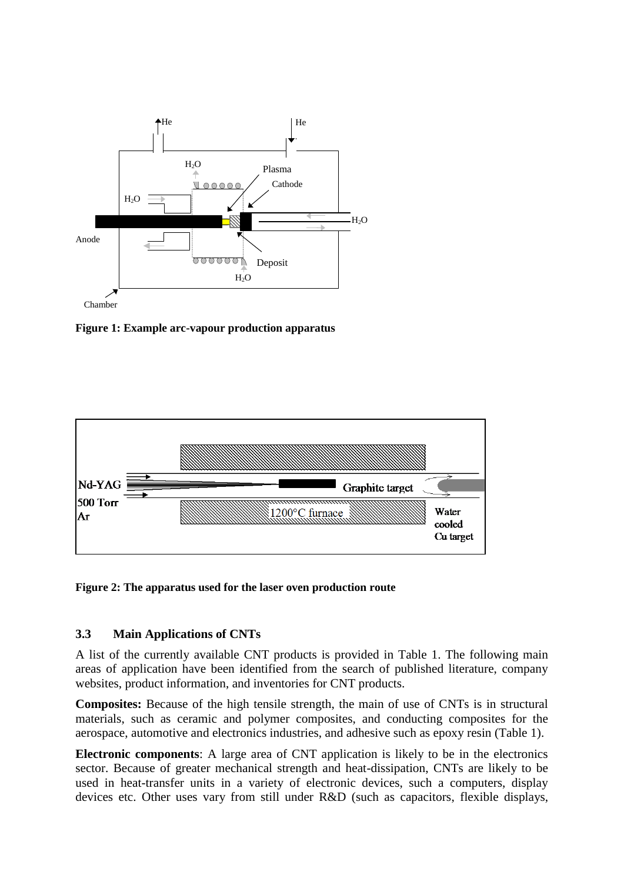**Figure 1: Example arc-vapour production apparatus**

**Figure 2: The apparatus used for the laser oven production route**

### 3.3 Main Applications of CNTs

A list of the currently available CNT products is provided in Table 1. The following main areas of application have been identified from the search of published literature, company websites, product information, and inventories for CNT products.

**Composites:** Because of the high tensile strength, the main of use of CNTs is in structural materials, such as ceramic and polymer composites, and conducting composites for the aerospace, automotive and electronics industries, and adhesive such as epoxy resin (Table 1).

**Electronic components**: A large area of CNT application is likely to be in the electronics sector. Because of greater mechanical strength and heat-dissipation, CNTs are likely to be used in heat-transfer units in a variety of electronic devices, such a computers, display devices etc. Other uses vary from still under R&D (such as capacitors, flexible displays,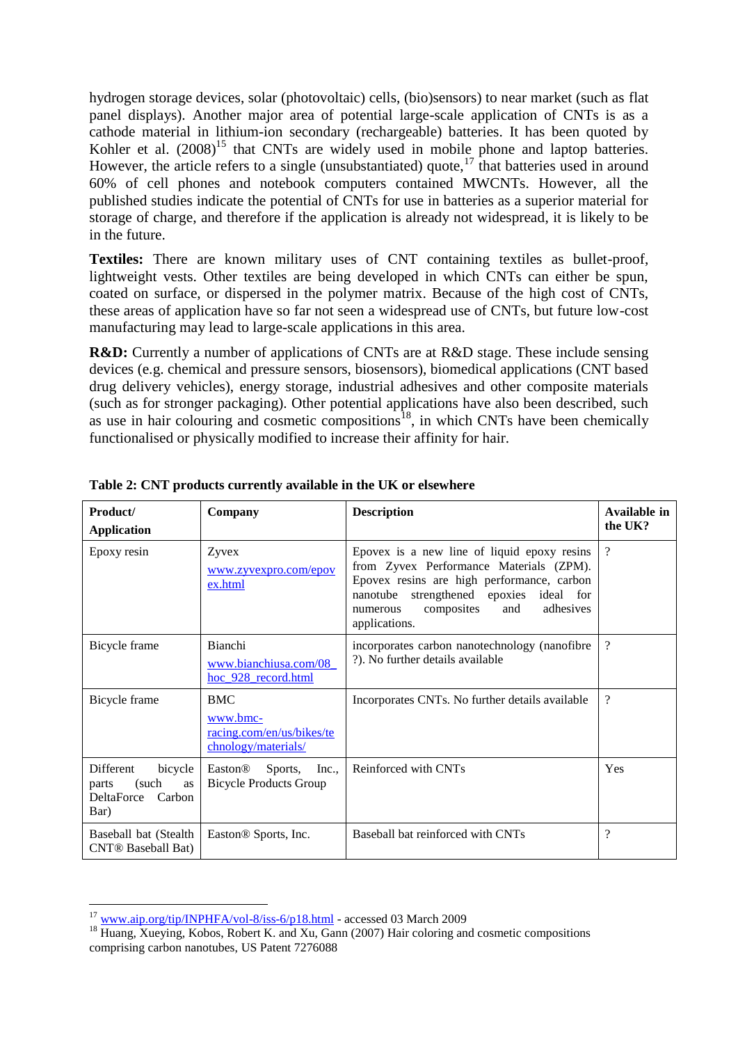hydrogen storage devices, solar (photovoltaic) cells, (bio)sensors) to near market (such as flat panel displays). Another major area of potential large-scale application of CNTs is as a cathode material in lithium-ion secondary (rechargeable) batteries. It has been quoted by Kohler et al. (2008)[15] that CNTs are widely used in mobile phone and laptop batteries. However, the article refers to a single (unsubstantiated) quote,[17] that batteries used in around 60% of cell phones and notebook computers contained MWCNTs. However, all the published studies indicate the potential of CNTs for use in batteries as a superior material for storage of charge, and therefore if the application is already not widespread, it is likely to be in the future.

**Textiles:** There are known military uses of CNT containing textiles as bullet-proof, lightweight vests. Other textiles are being developed in which CNTs can either be spun, coated on surface, or dispersed in the polymer matrix. Because of the high cost of CNTs, these areas of application have so far not seen a widespread use of CNTs, but future low-cost manufacturing may lead to large-scale applications in this area.

**R&D:** Currently a number of applications of CNTs are at R&D stage. These include sensing devices (e.g. chemical and pressure sensors, biosensors), biomedical applications (CNT based drug delivery vehicles), energy storage, industrial adhesives and other composite materials (such as for stronger packaging). Other potential applications have also been described, such as use in hair colouring and cosmetic compositions[18], in which CNTs have been chemically functionalised or physically modified to increase their affinity for hair.

**Table 2: CNT products currently available in the UK or elsewhere**

| Product/ Application | Company | Description | Available in the UK? |
|---|---|---|---|
| Epoxy resin | Zyvex www.zyvexpro.com/epovex.html | Epovex is a new line of liquid epoxy resins from Zyvex Performance Materials (ZPM). Epovex resins are high performance, carbon nanotube strengthened epoxies ideal for numerous composites and adhesives applications. | ? |
| Bicycle frame | Bianchi www.bianchiusa.com/08_hoc_928_record.html | incorporates carbon nanotechnology (nanofibre ?). No further details available | ? |
| Bicycle frame | BMC www.bmc-racing.com/en/us/bikes/technology/materials/ | Incorporates CNTs. No further details available | ? |
| Different bicycle parts (such as DeltaForce Carbon Bar) | Easton® Sports, Inc., Bicycle Products Group | Reinforced with CNTs | Yes |
| Baseball bat (Stealth CNT® Baseball Bat) | Easton® Sports, Inc. | Baseball bat reinforced with CNTs | ? |

[17] www.aip.org/tip/INPHFA/vol-8/iss-6/p18.html - accessed 03 March 2009

[18] Huang, Xueying, Kobos, Robert K. and Xu, Gann (2007) Hair coloring and cosmetic compositions comprising carbon nanotubes, US Patent 7276088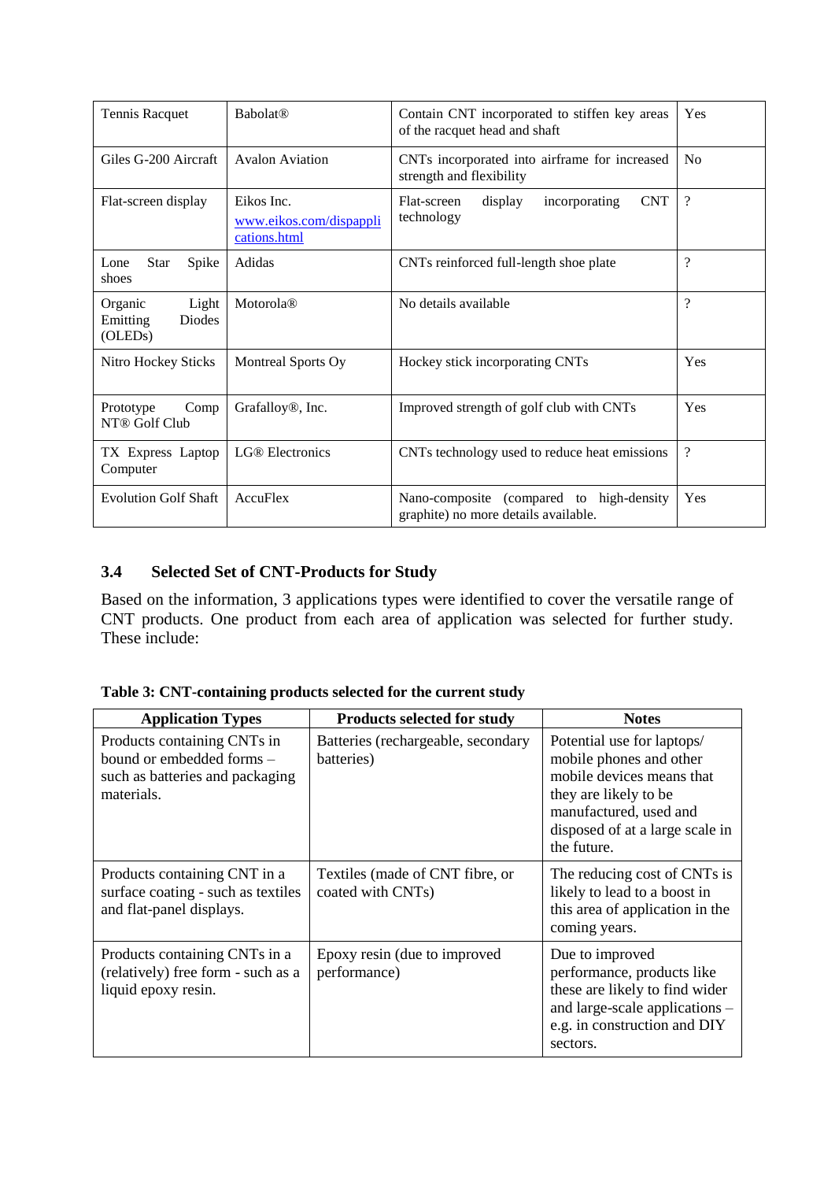| | | | |
|---|---|---|---|
| Tennis Racquet | Babolat® | Contain CNT incorporated to stiffen key areas of the racquet head and shaft | Yes |
| Giles G-200 Aircraft | Avalon Aviation | CNTs incorporated into airframe for increased strength and flexibility | No |
| Flat-screen display | Eikos Inc. www.eikos.com/dispapplications.html | Flat-screen display incorporating CNT technology | ? |
| Lone Star Spike shoes | Adidas | CNTs reinforced full-length shoe plate | ? |
| Organic Light Emitting Diodes (OLEDs) | Motorola® | No details available | ? |
| Nitro Hockey Sticks | Montreal Sports Oy | Hockey stick incorporating CNTs | Yes |
| Prototype Comp NT® Golf Club | Grafalloy®, Inc. | Improved strength of golf club with CNTs | Yes |
| TX Express Laptop Computer | LG® Electronics | CNTs technology used to reduce heat emissions | ? |
| Evolution Golf Shaft | AccuFlex | Nano-composite (compared to high-density graphite) no more details available. | Yes |

## 3.4 Selected Set of CNT-Products for Study

Based on the information, 3 applications types were identified to cover the versatile range of CNT products. One product from each area of application was selected for further study. These include:

**Table 3: CNT-containing products selected for the current study**

| Application Types | Products selected for study | Notes |
|---|---|---|
| Products containing CNTs in bound or embedded forms – such as batteries and packaging materials. | Batteries (rechargeable, secondary batteries) | Potential use for laptops/ mobile phones and other mobile devices means that they are likely to be manufactured, used and disposed of at a large scale in the future. |
| Products containing CNT in a surface coating - such as textiles and flat-panel displays. | Textiles (made of CNT fibre, or coated with CNTs) | The reducing cost of CNTs is likely to lead to a boost in this area of application in the coming years. |
| Products containing CNTs in a (relatively) free form - such as a liquid epoxy resin. | Epoxy resin (due to improved performance) | Due to improved performance, products like these are likely to find wider and large-scale applications – e.g. in construction and DIY sectors. |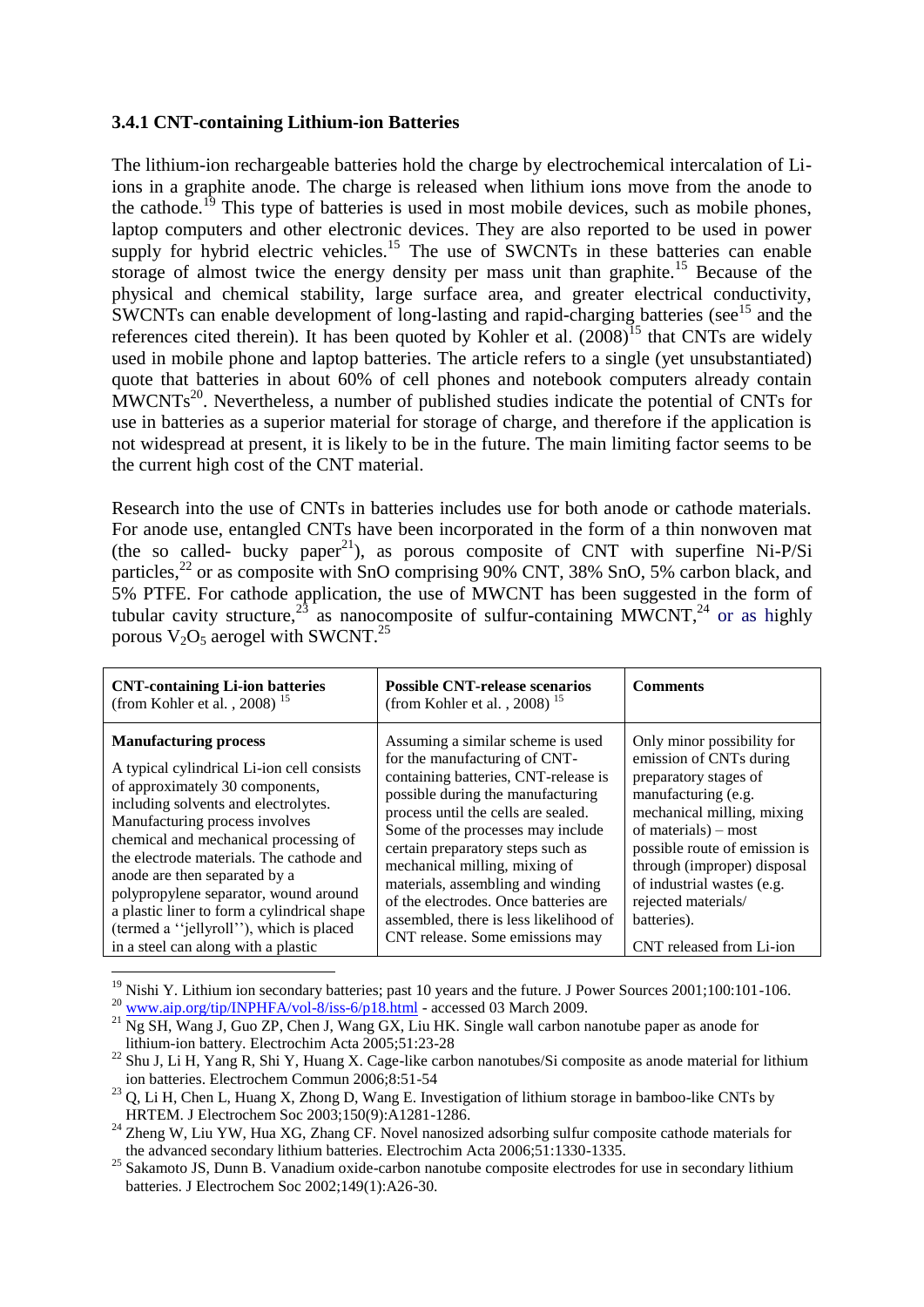### 3.4.1 CNT-containing Lithium-ion Batteries

The lithium-ion rechargeable batteries hold the charge by electrochemical intercalation of Li-ions in a graphite anode. The charge is released when lithium ions move from the anode to the cathode.[19] This type of batteries is used in most mobile devices, such as mobile phones, laptop computers and other electronic devices. They are also reported to be used in power supply for hybrid electric vehicles.[15] The use of SWCNTs in these batteries can enable storage of almost twice the energy density per mass unit than graphite.[15] Because of the physical and chemical stability, large surface area, and greater electrical conductivity, SWCNTs can enable development of long-lasting and rapid-charging batteries (see[15] and the references cited therein). It has been quoted by Kohler et al. (2008)[15] that CNTs are widely used in mobile phone and laptop batteries. The article refers to a single (yet unsubstantiated) quote that batteries in about 60% of cell phones and notebook computers already contain MWCNTs[20]. Nevertheless, a number of published studies indicate the potential of CNTs for use in batteries as a superior material for storage of charge, and therefore if the application is not widespread at present, it is likely to be in the future. The main limiting factor seems to be the current high cost of the CNT material.

Research into the use of CNTs in batteries includes use for both anode or cathode materials. For anode use, entangled CNTs have been incorporated in the form of a thin nonwoven mat (the so called- bucky paper[21]), as porous composite of CNT with superfine Ni-P/Si particles,[22] or as composite with SnO comprising 90% CNT, 38% SnO, 5% carbon black, and 5% PTFE. For cathode application, the use of MWCNT has been suggested in the form of tubular cavity structure,[23] as nanocomposite of sulfur-containing MWCNT,[24] or as highly porous $V_2O_5$ aerogel with SWCNT.[25]

| **CNT-containing Li-ion batteries** (from Kohler et al. , 2008) [15] | **Possible CNT-release scenarios** (from Kohler et al. , 2008) [15] | **Comments** |
|---|---|---|
| **Manufacturing process** A typical cylindrical Li-ion cell consists of approximately 30 components, including solvents and electrolytes. Manufacturing process involves chemical and mechanical processing of the electrode materials. The cathode and anode are then separated by a polypropylene separator, wound around a plastic liner to form a cylindrical shape (termed a ''jellyroll''), which is placed in a steel can along with a plastic | Assuming a similar scheme is used for the manufacturing of CNT-containing batteries, CNT-release is possible during the manufacturing process until the cells are sealed. Some of the processes may include certain preparatory steps such as mechanical milling, mixing of materials, assembling and winding of the electrodes. Once batteries are assembled, there is less likelihood of CNT release. Some emissions may | Only minor possibility for emission of CNTs during preparatory stages of manufacturing (e.g. mechanical milling, mixing of materials) – most possible route of emission is through (improper) disposal of industrial wastes (e.g. rejected materials/ batteries). CNT released from Li-ion |

[19] Nishi Y. Lithium ion secondary batteries; past 10 years and the future. J Power Sources 2001;100:101-106.

[20] www.aip.org/tip/INPHFA/vol-8/iss-6/p18.html - accessed 03 March 2009.

[21] Ng SH, Wang J, Guo ZP, Chen J, Wang GX, Liu HK. Single wall carbon nanotube paper as anode for lithium-ion battery. Electrochim Acta 2005;51:23-28

[22] Shu J, Li H, Yang R, Shi Y, Huang X. Cage-like carbon nanotubes/Si composite as anode material for lithium ion batteries. Electrochem Commun 2006;8:51-54

[23] Q, Li H, Chen L, Huang X, Zhong D, Wang E. Investigation of lithium storage in bamboo-like CNTs by HRTEM. J Electrochem Soc 2003;150(9):A1281-1286.

[24] Zheng W, Liu YW, Hua XG, Zhang CF. Novel nanosized adsorbing sulfur composite cathode materials for the advanced secondary lithium batteries. Electrochim Acta 2006;51:1330-1335.

[25] Sakamoto JS, Dunn B. Vanadium oxide-carbon nanotube composite electrodes for use in secondary lithium batteries. J Electrochem Soc 2002;149(1):A26-30.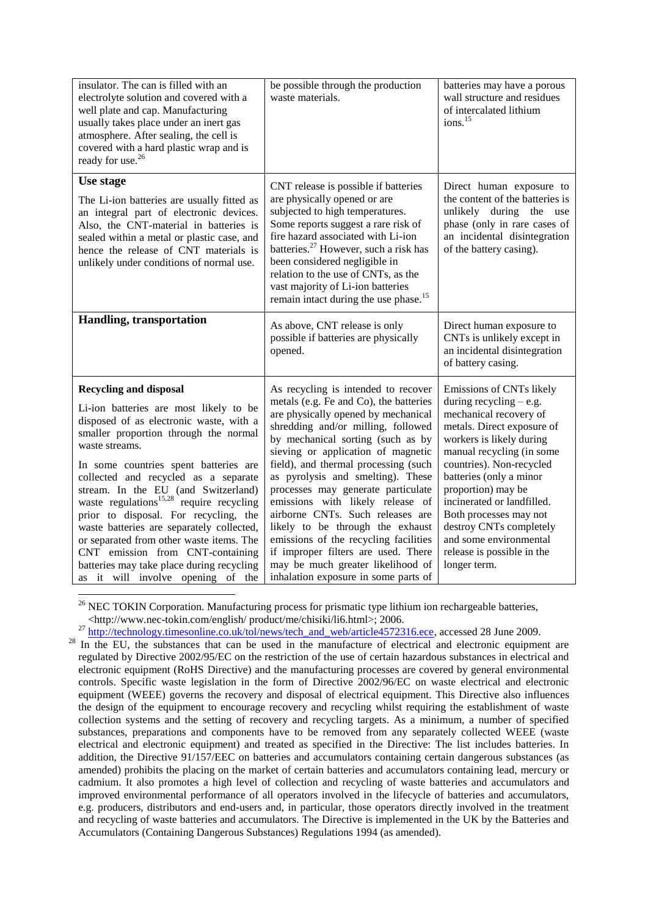| | | |
|---|---|---|
| insulator. The can is filled with an electrolyte solution and covered with a well plate and cap. Manufacturing usually takes place under an inert gas atmosphere. After sealing, the cell is covered with a hard plastic wrap and is ready for use.[26] | be possible through the production waste materials. | batteries may have a porous wall structure and residues of intercalated lithium ions.[15] |
| **Use stage**<br><br>The Li-ion batteries are usually fitted as an integral part of electronic devices. Also, the CNT-material in batteries is sealed within a metal or plastic case, and hence the release of CNT materials is unlikely under conditions of normal use. | CNT release is possible if batteries are physically opened or are subjected to high temperatures. Some reports suggest a rare risk of fire hazard associated with Li-ion batteries.[27] However, such a risk has been considered negligible in relation to the use of CNTs, as the vast majority of Li-ion batteries remain intact during the use phase.[15] | Direct human exposure to the content of the batteries is unlikely during the use phase (only in rare cases of an incidental disintegration of the battery casing). |
| **Handling, transportation** | As above, CNT release is only possible if batteries are physically opened. | Direct human exposure to CNTs is unlikely except in an incidental disintegration of battery casing. |
| **Recycling and disposal**<br><br>Li-ion batteries are most likely to be disposed of as electronic waste, with a smaller proportion through the normal waste streams.<br><br>In some countries spent batteries are collected and recycled as a separate stream. In the EU (and Switzerland) waste regulations[15,28] require recycling prior to disposal. For recycling, the waste batteries are separately collected, or separated from other waste items. The CNT emission from CNT-containing batteries may take place during recycling as it will involve opening of the | As recycling is intended to recover metals (e.g. Fe and Co), the batteries are physically opened by mechanical shredding and/or milling, followed by mechanical sorting (such as by sieving or application of magnetic field), and thermal processing (such as pyrolysis and smelting). These processes may generate particulate emissions with likely release of airborne CNTs. Such releases are likely to be through the exhaust emissions of the recycling facilities if improper filters are used. There may be much greater likelihood of inhalation exposure in some parts of | Emissions of CNTs likely during recycling – e.g. mechanical recovery of metals. Direct exposure of workers is likely during manual recycling (in some countries). Non-recycled batteries (only a minor proportion) may be incinerated or landfilled. Both processes may not destroy CNTs completely and some environmental release is possible in the longer term. |

[26] NEC TOKIN Corporation. Manufacturing process for prismatic type lithium ion rechargeable batteries, <http://www.nec-tokin.com/english/ product/me/chisiki/li6.html>; 2006.

[27] http://technology.timesonline.co.uk/tol/news/tech_and_web/article4572316.ece, accessed 28 June 2009.

[28] In the EU, the substances that can be used in the manufacture of electrical and electronic equipment are regulated by Directive 2002/95/EC on the restriction of the use of certain hazardous substances in electrical and electronic equipment (RoHS Directive) and the manufacturing processes are covered by general environmental controls. Specific waste legislation in the form of Directive 2002/96/EC on waste electrical and electronic equipment (WEEE) governs the recovery and disposal of electrical equipment. This Directive also influences the design of the equipment to encourage recovery and recycling whilst requiring the establishment of waste collection systems and the setting of recovery and recycling targets. As a minimum, a number of specified substances, preparations and components have to be removed from any separately collected WEEE (waste electrical and electronic equipment) and treated as specified in the Directive: The list includes batteries. In addition, the Directive 91/157/EEC on batteries and accumulators containing certain dangerous substances (as amended) prohibits the placing on the market of certain batteries and accumulators containing lead, mercury or cadmium. It also promotes a high level of collection and recycling of waste batteries and accumulators and improved environmental performance of all operators involved in the lifecycle of batteries and accumulators, e.g. producers, distributors and end-users and, in particular, those operators directly involved in the treatment and recycling of waste batteries and accumulators. The Directive is implemented in the UK by the Batteries and Accumulators (Containing Dangerous Substances) Regulations 1994 (as amended).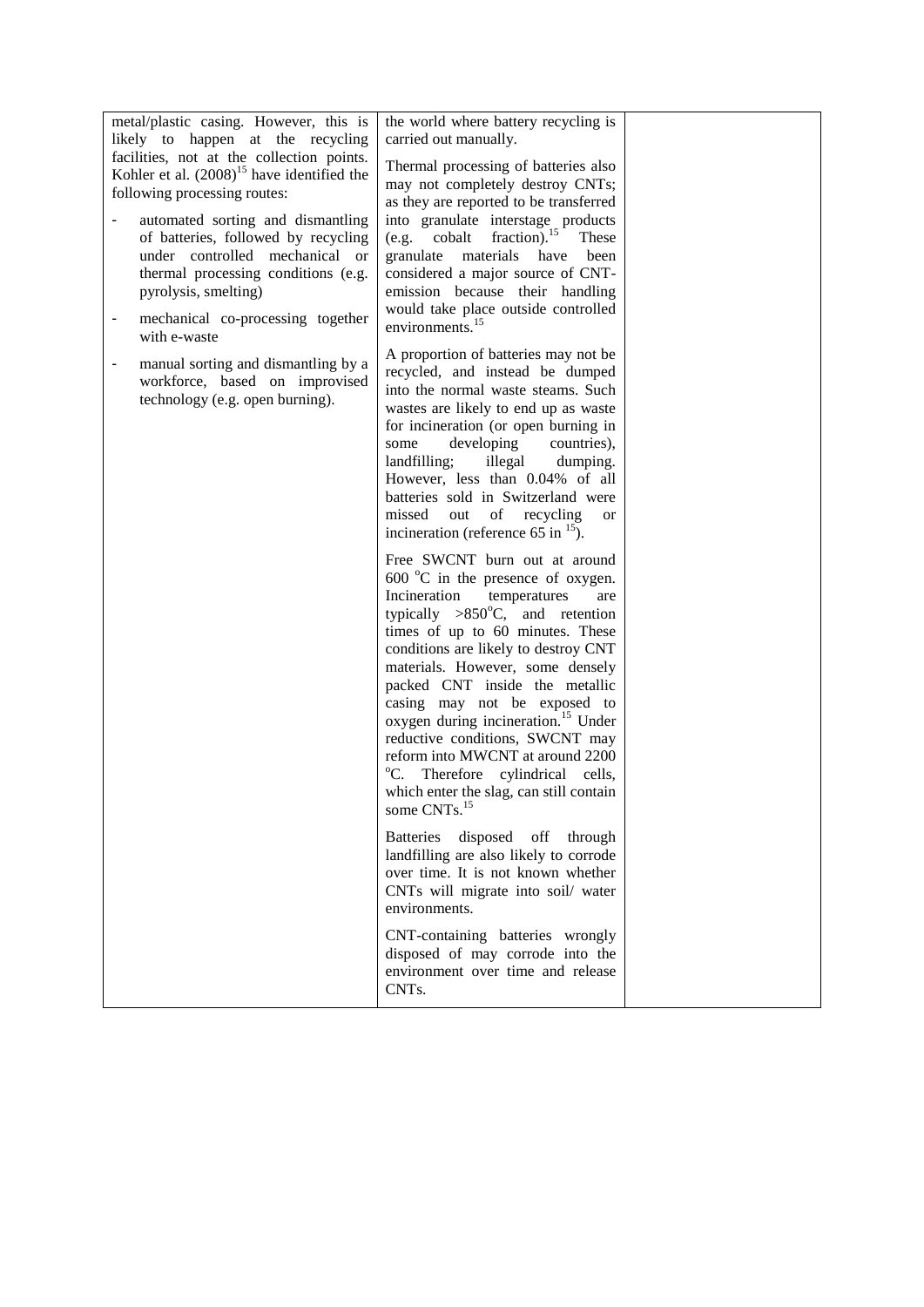| | | |
|---|---|---|
| metal/plastic casing. However, this is likely to happen at the recycling facilities, not at the collection points. Kohler et al. (2008)[15] have identified the following processing routes:<br><br>- automated sorting and dismantling of batteries, followed by recycling under controlled mechanical or thermal processing conditions (e.g. pyrolysis, smelting)<br>- mechanical co-processing together with e-waste<br>- manual sorting and dismantling by a workforce, based on improvised technology (e.g. open burning). | the world where battery recycling is carried out manually.<br><br>Thermal processing of batteries also may not completely destroy CNTs; as they are reported to be transferred into granulate interstage products (e.g. cobalt fraction).[15] These granulate materials have been considered a major source of CNT-emission because their handling would take place outside controlled environments.[15]<br><br>A proportion of batteries may not be recycled, and instead be dumped into the normal waste steams. Such wastes are likely to end up as waste for incineration (or open burning in some developing countries), landfilling; illegal dumping. However, less than 0.04% of all batteries sold in Switzerland were missed out of recycling or incineration (reference 65 in [15]).<br><br>Free SWCNT burn out at around 600 °C in the presence of oxygen. Incineration temperatures are typically >850°C, and retention times of up to 60 minutes. These conditions are likely to destroy CNT materials. However, some densely packed CNT inside the metallic casing may not be exposed to oxygen during incineration.[15] Under reductive conditions, SWCNT may reform into MWCNT at around 2200 °C. Therefore cylindrical cells, which enter the slag, can still contain some CNTs.[15]<br><br>Batteries disposed off through landfilling are also likely to corrode over time. It is not known whether CNTs will migrate into soil/ water environments.<br><br>CNT-containing batteries wrongly disposed of may corrode into the environment over time and release CNTs. | |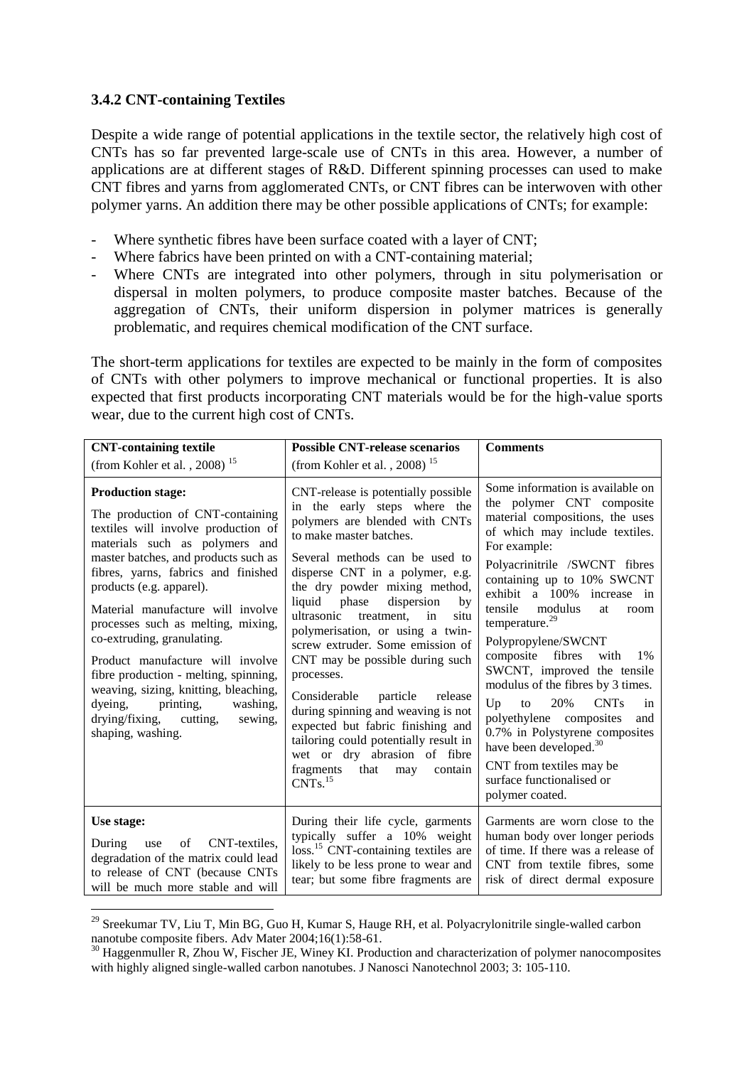### 3.4.2 CNT-containing Textiles

Despite a wide range of potential applications in the textile sector, the relatively high cost of CNTs has so far prevented large-scale use of CNTs in this area. However, a number of applications are at different stages of R&D. Different spinning processes can used to make CNT fibres and yarns from agglomerated CNTs, or CNT fibres can be interwoven with other polymer yarns. An addition there may be other possible applications of CNTs; for example:

- Where synthetic fibres have been surface coated with a layer of CNT;
- Where fabrics have been printed on with a CNT-containing material;
- Where CNTs are integrated into other polymers, through in situ polymerisation or dispersal in molten polymers, to produce composite master batches. Because of the aggregation of CNTs, their uniform dispersion in polymer matrices is generally problematic, and requires chemical modification of the CNT surface.

The short-term applications for textiles are expected to be mainly in the form of composites of CNTs with other polymers to improve mechanical or functional properties. It is also expected that first products incorporating CNT materials would be for the high-value sports wear, due to the current high cost of CNTs.

| CNT-containing textile (from Kohler et al. , 2008) [15] | Possible CNT-release scenarios (from Kohler et al. , 2008) [15] | Comments |
|---|---|---|
| **Production stage:**<br>The production of CNT-containing textiles will involve production of materials such as polymers and master batches, and products such as fibres, yarns, fabrics and finished products (e.g. apparel).<br>Material manufacture will involve processes such as melting, mixing, co-extruding, granulating.<br>Product manufacture will involve fibre production - melting, spinning, weaving, sizing, knitting, bleaching, dyeing, printing, washing, drying/fixing, cutting, sewing, shaping, washing. | CNT-release is potentially possible in the early steps where the polymers are blended with CNTs to make master batches.<br>Several methods can be used to disperse CNT in a polymer, e.g. the dry powder mixing method, liquid phase dispersion by ultrasonic treatment, in situ polymerisation, or using a twin-screw extruder. Some emission of CNT may be possible during such processes.<br>Considerable particle release during spinning and weaving is not expected but fabric finishing and tailoring could potentially result in wet or dry abrasion of fibre fragments that may contain CNTs.[15] | Some information is available on the polymer CNT composite material compositions, the uses of which may include textiles. For example:<br>Polyacrinitrile /SWCNT fibres containing up to 10% SWCNT exhibit a 100% increase in tensile modulus at room temperature.[29]<br>Polypropylene/SWCNT composite fibres with 1% SWCNT, improved the tensile modulus of the fibres by 3 times.<br>Up to 20% CNTs in polyethylene composites and 0.7% in Polystyrene composites have been developed.[30]<br>CNT from textiles may be surface functionalised or polymer coated. |
| **Use stage:**<br>During use of CNT-textiles, degradation of the matrix could lead to release of CNT (because CNTs will be much more stable and will | During their life cycle, garments typically suffer a 10% weight loss.[15] CNT-containing textiles are likely to be less prone to wear and tear; but some fibre fragments are | Garments are worn close to the human body over longer periods of time. If there was a release of CNT from textile fibres, some risk of direct dermal exposure |

[29] Sreekumar TV, Liu T, Min BG, Guo H, Kumar S, Hauge RH, et al. Polyacrylonitrile single-walled carbon nanotube composite fibers. Adv Mater 2004;16(1):58-61.

[30] Haggenmuller R, Zhou W, Fischer JE, Winey KI. Production and characterization of polymer nanocomposites with highly aligned single-walled carbon nanotubes. J Nanosci Nanotechnol 2003; 3: 105-110.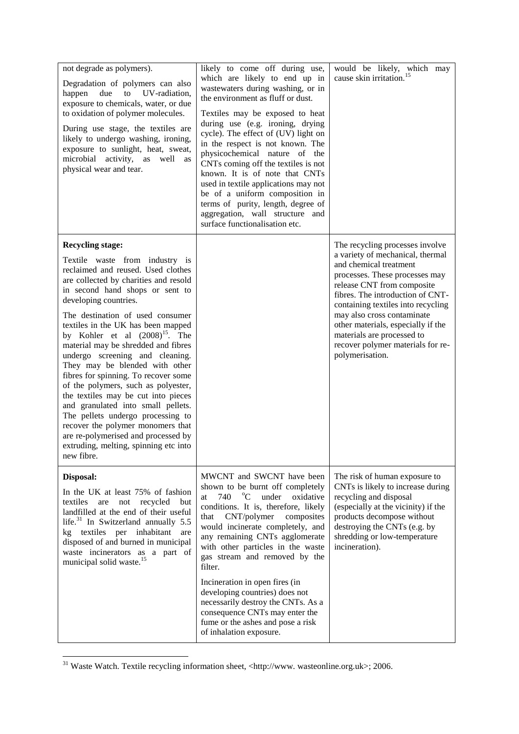| | | |
|---|---|---|
| not degrade as polymers).<br><br>Degradation of polymers can also happen due to UV-radiation, exposure to chemicals, water, or due to oxidation of polymer molecules.<br><br>During use stage, the textiles are likely to undergo washing, ironing, exposure to sunlight, heat, sweat, microbial activity, as well as physical wear and tear. | likely to come off during use, which are likely to end up in wastewaters during washing, or in the environment as fluff or dust.<br><br>Textiles may be exposed to heat during use (e.g. ironing, drying cycle). The effect of (UV) light on in the respect is not known. The physicochemical nature of the CNTs coming off the textiles is not known. It is of note that CNTs used in textile applications may not be of a uniform composition in terms of purity, length, degree of aggregation, wall structure and surface functionalisation etc. | would be likely, which may cause skin irritation.[15] |
| **Recycling stage:**<br><br>Textile waste from industry is reclaimed and reused. Used clothes are collected by charities and resold in second hand shops or sent to developing countries.<br><br>The destination of used consumer textiles in the UK has been mapped by Kohler et al (2008)[15]. The material may be shredded and fibres undergo screening and cleaning. They may be blended with other fibres for spinning. To recover some of the polymers, such as polyester, the textiles may be cut into pieces and granulated into small pellets. The pellets undergo processing to recover the polymer monomers that are re-polymerised and processed by extruding, melting, spinning etc into new fibre. | | The recycling processes involve a variety of mechanical, thermal and chemical treatment processes. These processes may release CNT from composite fibres. The introduction of CNT-containing textiles into recycling may also cross contaminate other materials, especially if the materials are processed to recover polymer materials for re-polymerisation. |
| **Disposal:**<br><br>In the UK at least 75% of fashion textiles are not recycled but landfilled at the end of their useful life.[31] In Switzerland annually 5.5 kg textiles per inhabitant are disposed of and burned in municipal waste incinerators as a part of municipal solid waste.[15] | MWCNT and SWCNT have been shown to be burnt off completely at 740 °C under oxidative conditions. It is, therefore, likely that CNT/polymer composites would incinerate completely, and any remaining CNTs agglomerate with other particles in the waste gas stream and removed by the filter.<br><br>Incineration in open fires (in developing countries) does not necessarily destroy the CNTs. As a consequence CNTs may enter the fume or the ashes and pose a risk of inhalation exposure. | The risk of human exposure to CNTs is likely to increase during recycling and disposal (especially at the vicinity) if the products decompose without destroying the CNTs (e.g. by shredding or low-temperature incineration). |

[31] Waste Watch. Textile recycling information sheet, <http://www. wasteonline.org.uk>; 2006.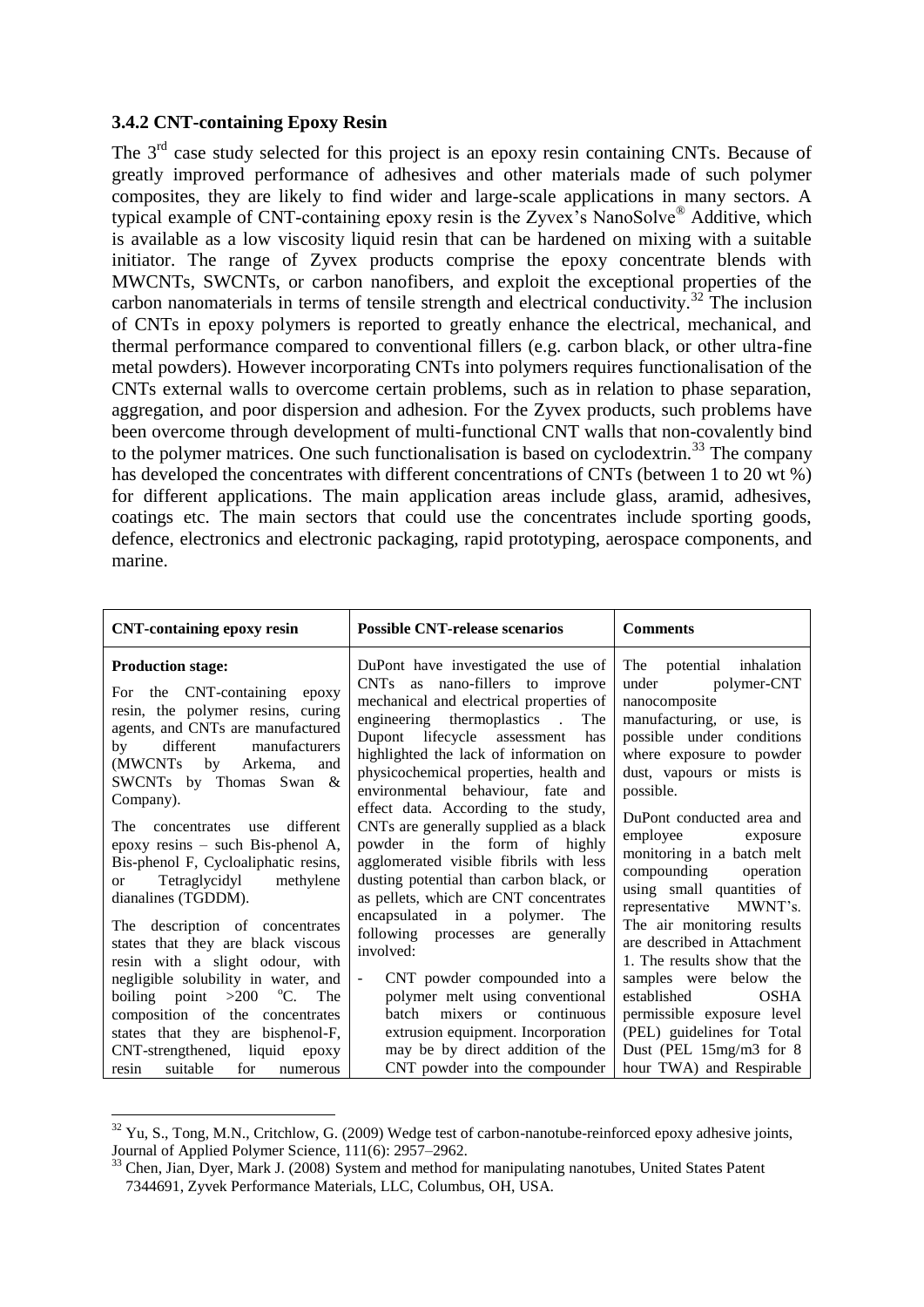### 3.4.2 CNT-containing Epoxy Resin

The 3rd case study selected for this project is an epoxy resin containing CNTs. Because of greatly improved performance of adhesives and other materials made of such polymer composites, they are likely to find wider and large-scale applications in many sectors. A typical example of CNT-containing epoxy resin is the Zyvex's NanoSolve® Additive, which is available as a low viscosity liquid resin that can be hardened on mixing with a suitable initiator. The range of Zyvex products comprise the epoxy concentrate blends with MWCNTs, SWCNTs, or carbon nanofibers, and exploit the exceptional properties of the carbon nanomaterials in terms of tensile strength and electrical conductivity.[32] The inclusion of CNTs in epoxy polymers is reported to greatly enhance the electrical, mechanical, and thermal performance compared to conventional fillers (e.g. carbon black, or other ultra-fine metal powders). However incorporating CNTs into polymers requires functionalisation of the CNTs external walls to overcome certain problems, such as in relation to phase separation, aggregation, and poor dispersion and adhesion. For the Zyvex products, such problems have been overcome through development of multi-functional CNT walls that non-covalently bind to the polymer matrices. One such functionalisation is based on cyclodextrin.[33] The company has developed the concentrates with different concentrations of CNTs (between 1 to 20 wt %) for different applications. The main application areas include glass, aramid, adhesives, coatings etc. The main sectors that could use the concentrates include sporting goods, defence, electronics and electronic packaging, rapid prototyping, aerospace components, and marine.

| CNT-containing epoxy resin | Possible CNT-release scenarios | Comments |
|---|---|---|
| **Production stage:**<br><br>For the CNT-containing epoxy resin, the polymer resins, curing agents, and CNTs are manufactured by different manufacturers (MWCNTs by Arkema, and SWCNTs by Thomas Swan & Company).<br><br>The concentrates use different epoxy resins – such Bis-phenol A, Bis-phenol F, Cycloaliphatic resins, or Tetraglycidyl methylene dianalines (TGDDM).<br><br>The description of concentrates states that they are black viscous resin with a slight odour, with negligible solubility in water, and boiling point >200 °C. The composition of the concentrates states that they are bisphenol-F, CNT-strengthened, liquid epoxy resin suitable for numerous | DuPont have investigated the use of CNTs as nano-fillers to improve mechanical and electrical properties of engineering thermoplastics . The Dupont lifecycle assessment has highlighted the lack of information on physicochemical properties, health and environmental behaviour, fate and effect data. According to the study, CNTs are generally supplied as a black powder in the form of highly agglomerated visible fibrils with less dusting potential than carbon black, or as pellets, which are CNT concentrates encapsulated in a polymer. The following processes are generally involved:<br><br>- CNT powder compounded into a polymer melt using conventional batch mixers or continuous extrusion equipment. Incorporation may be by direct addition of the CNT powder into the compounder | The potential inhalation under polymer-CNT nanocomposite manufacturing, or use, is possible under conditions where exposure to powder dust, vapours or mists is possible.<br><br>DuPont conducted area and employee exposure monitoring in a batch melt compounding operation using small quantities of representative MWNT's. The air monitoring results are described in Attachment 1. The results show that the samples were below the established OSHA permissible exposure level (PEL) guidelines for Total Dust (PEL 15mg/m3 for 8 hour TWA) and Respirable |

[32] Yu, S., Tong, M.N., Critchlow, G. (2009) Wedge test of carbon-nanotube-reinforced epoxy adhesive joints, Journal of Applied Polymer Science, 111(6): 2957–2962.

[33] Chen, Jian, Dyer, Mark J. (2008) System and method for manipulating nanotubes, United States Patent 7344691, Zyvek Performance Materials, LLC, Columbus, OH, USA.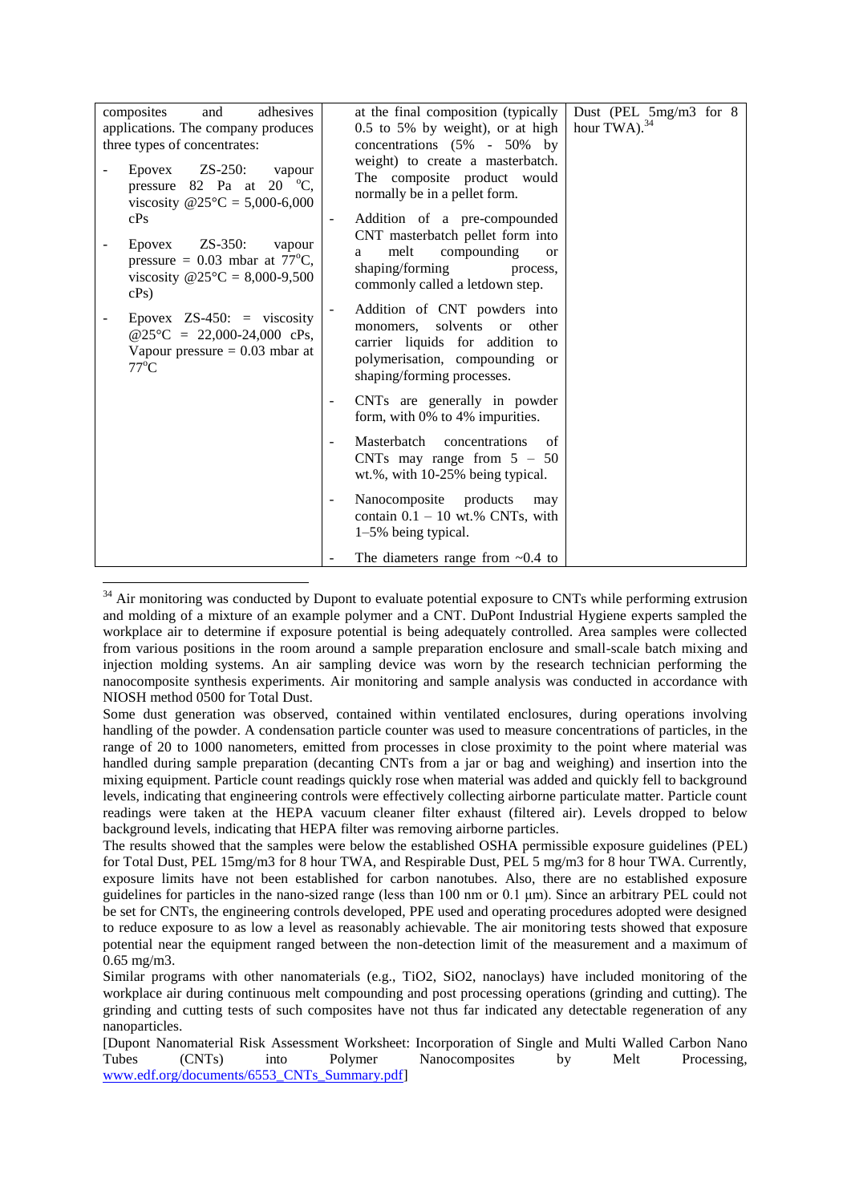| | | |
|---|---|---|
| composites and adhesives applications. The company produces three types of concentrates:<br>- Epovex ZS-250: vapour pressure 82 Pa at 20 °C, viscosity @25°C = 5,000-6,000 cPs<br>- Epovex ZS-350: vapour pressure = 0.03 mbar at 77°C, viscosity @25°C = 8,000-9,500 cPs)<br>- Epovex ZS-450: = viscosity @25°C = 22,000-24,000 cPs, Vapour pressure = 0.03 mbar at 77°C | at the final composition (typically 0.5 to 5% by weight), or at high concentrations (5% - 50% by weight) to create a masterbatch. The composite product would normally be in a pellet form.<br>- Addition of a pre-compounded CNT masterbatch pellet form into a melt compounding or shaping/forming process, commonly called a letdown step.<br>- Addition of CNT powders into monomers, solvents or other carrier liquids for addition to polymerisation, compounding or shaping/forming processes.<br>- CNTs are generally in powder form, with 0% to 4% impurities.<br>- Masterbatch concentrations of CNTs may range from 5 – 50 wt.%, with 10-25% being typical.<br>- Nanocomposite products may contain 0.1 – 10 wt.% CNTs, with 1–5% being typical.<br>- The diameters range from ~0.4 to | Dust (PEL 5mg/m3 for 8 hour TWA).[34] |

[34] Air monitoring was conducted by Dupont to evaluate potential exposure to CNTs while performing extrusion and molding of a mixture of an example polymer and a CNT. DuPont Industrial Hygiene experts sampled the workplace air to determine if exposure potential is being adequately controlled. Area samples were collected from various positions in the room around a sample preparation enclosure and small-scale batch mixing and injection molding systems. An air sampling device was worn by the research technician performing the nanocomposite synthesis experiments. Air monitoring and sample analysis was conducted in accordance with NIOSH method 0500 for Total Dust.

Some dust generation was observed, contained within ventilated enclosures, during operations involving handling of the powder. A condensation particle counter was used to measure concentrations of particles, in the range of 20 to 1000 nanometers, emitted from processes in close proximity to the point where material was handled during sample preparation (decanting CNTs from a jar or bag and weighing) and insertion into the mixing equipment. Particle count readings quickly rose when material was added and quickly fell to background levels, indicating that engineering controls were effectively collecting airborne particulate matter. Particle count readings were taken at the HEPA vacuum cleaner filter exhaust (filtered air). Levels dropped to below background levels, indicating that HEPA filter was removing airborne particles.

The results showed that the samples were below the established OSHA permissible exposure guidelines (PEL) for Total Dust, PEL 15mg/m3 for 8 hour TWA, and Respirable Dust, PEL 5 mg/m3 for 8 hour TWA. Currently, exposure limits have not been established for carbon nanotubes. Also, there are no established exposure guidelines for particles in the nano-sized range (less than 100 nm or 0.1 µm). Since an arbitrary PEL could not be set for CNTs, the engineering controls developed, PPE used and operating procedures adopted were designed to reduce exposure to as low a level as reasonably achievable. The air monitoring tests showed that exposure potential near the equipment ranged between the non-detection limit of the measurement and a maximum of 0.65 mg/m3.

Similar programs with other nanomaterials (e.g., $TiO_2$, $SiO_2$, nanoclays) have included monitoring of the workplace air during continuous melt compounding and post processing operations (grinding and cutting). The grinding and cutting tests of such composites have not thus far indicated any detectable regeneration of any nanoparticles.

[Dupont Nanomaterial Risk Assessment Worksheet: Incorporation of Single and Multi Walled Carbon Nano Tubes (CNTs) into Polymer Nanocomposites by Melt Processing, www.edf.org/documents/6553_CNTs_Summary.pdf]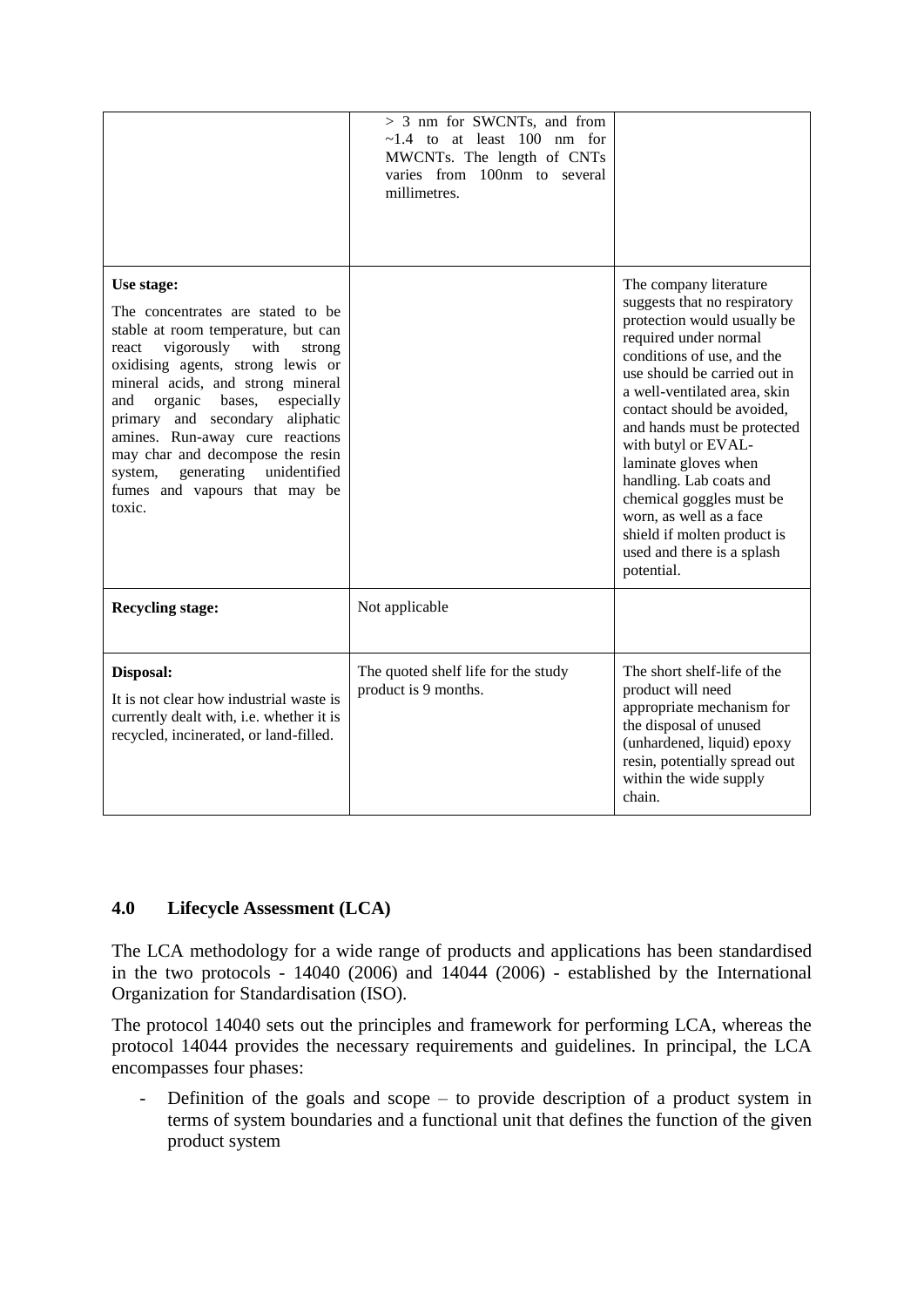|  |  |  |
|---|---|---|
|  | > 3 nm for SWCNTs, and from ~1.4 to at least 100 nm for MWCNTs. The length of CNTs varies from 100nm to several millimetres. |  |
| **Use stage:**<br><br>The concentrates are stated to be stable at room temperature, but can react vigorously with strong oxidising agents, strong lewis or mineral acids, and strong mineral and organic bases, especially primary and secondary aliphatic amines. Run-away cure reactions may char and decompose the resin system, generating unidentified fumes and vapours that may be toxic. |  | The company literature suggests that no respiratory protection would usually be required under normal conditions of use, and the use should be carried out in a well-ventilated area, skin contact should be avoided, and hands must be protected with butyl or EVAL-laminate gloves when handling. Lab coats and chemical goggles must be worn, as well as a face shield if molten product is used and there is a splash potential. |
| **Recycling stage:** | Not applicable |  |
| **Disposal:**<br><br>It is not clear how industrial waste is currently dealt with, i.e. whether it is recycled, incinerated, or land-filled. | The quoted shelf life for the study product is 9 months. | The short shelf-life of the product will need appropriate mechanism for the disposal of unused (unhardened, liquid) epoxy resin, potentially spread out within the wide supply chain. |

## 4.0 Lifecycle Assessment (LCA)

The LCA methodology for a wide range of products and applications has been standardised in the two protocols - 14040 (2006) and 14044 (2006) - established by the International Organization for Standardisation (ISO).

The protocol 14040 sets out the principles and framework for performing LCA, whereas the protocol 14044 provides the necessary requirements and guidelines. In principal, the LCA encompasses four phases:

- Definition of the goals and scope – to provide description of a product system in terms of system boundaries and a functional unit that defines the function of the given product system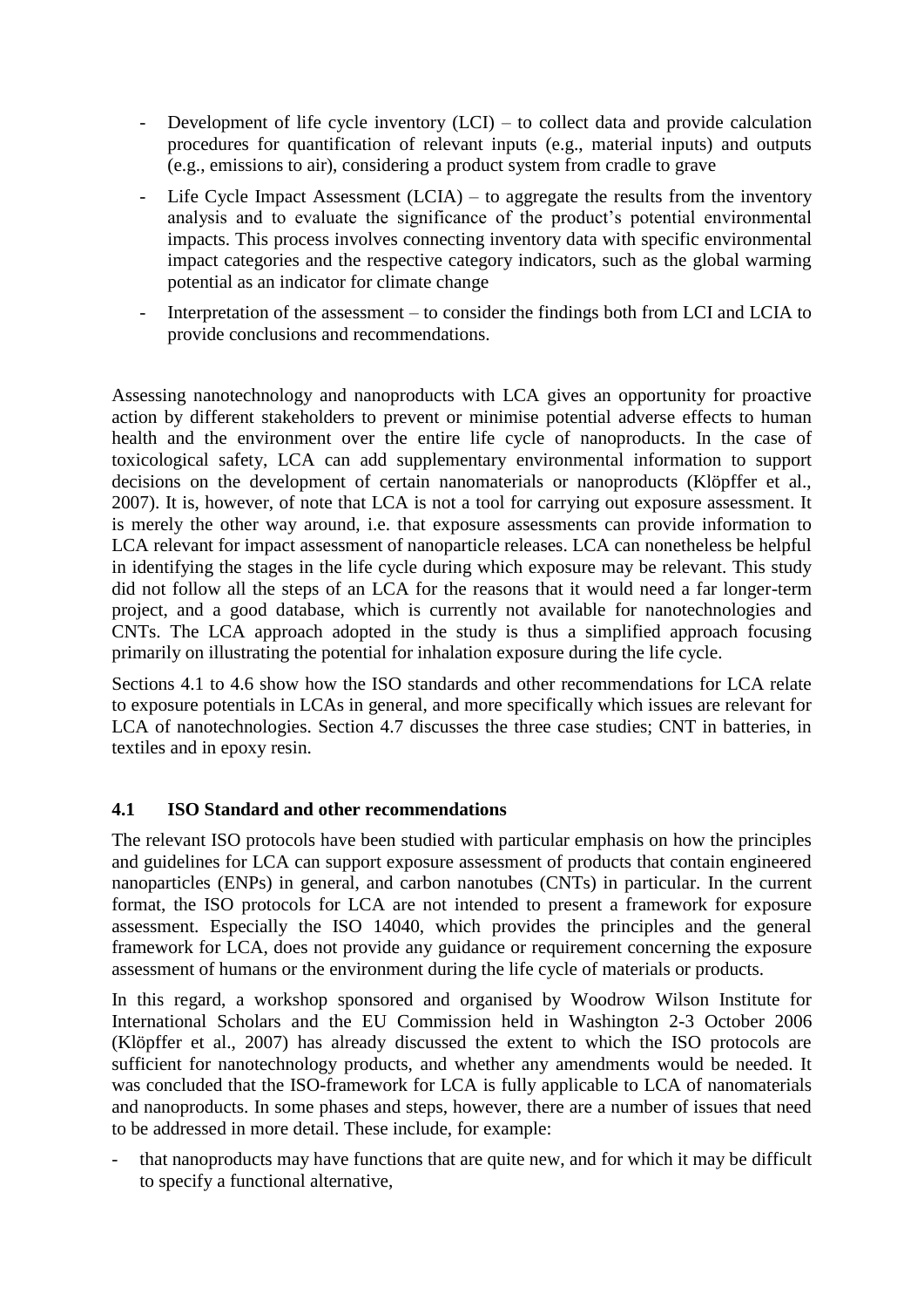- Development of life cycle inventory (LCI) – to collect data and provide calculation procedures for quantification of relevant inputs (e.g., material inputs) and outputs (e.g., emissions to air), considering a product system from cradle to grave
- Life Cycle Impact Assessment (LCIA) – to aggregate the results from the inventory analysis and to evaluate the significance of the product's potential environmental impacts. This process involves connecting inventory data with specific environmental impact categories and the respective category indicators, such as the global warming potential as an indicator for climate change
- Interpretation of the assessment – to consider the findings both from LCI and LCIA to provide conclusions and recommendations.

Assessing nanotechnology and nanoproducts with LCA gives an opportunity for proactive action by different stakeholders to prevent or minimise potential adverse effects to human health and the environment over the entire life cycle of nanoproducts. In the case of toxicological safety, LCA can add supplementary environmental information to support decisions on the development of certain nanomaterials or nanoproducts (Klöpffer et al., 2007). It is, however, of note that LCA is not a tool for carrying out exposure assessment. It is merely the other way around, i.e. that exposure assessments can provide information to LCA relevant for impact assessment of nanoparticle releases. LCA can nonetheless be helpful in identifying the stages in the life cycle during which exposure may be relevant. This study did not follow all the steps of an LCA for the reasons that it would need a far longer-term project, and a good database, which is currently not available for nanotechnologies and CNTs. The LCA approach adopted in the study is thus a simplified approach focusing primarily on illustrating the potential for inhalation exposure during the life cycle.

Sections 4.1 to 4.6 show how the ISO standards and other recommendations for LCA relate to exposure potentials in LCAs in general, and more specifically which issues are relevant for LCA of nanotechnologies. Section 4.7 discusses the three case studies; CNT in batteries, in textiles and in epoxy resin.

## 4.1 ISO Standard and other recommendations

The relevant ISO protocols have been studied with particular emphasis on how the principles and guidelines for LCA can support exposure assessment of products that contain engineered nanoparticles (ENPs) in general, and carbon nanotubes (CNTs) in particular. In the current format, the ISO protocols for LCA are not intended to present a framework for exposure assessment. Especially the ISO 14040, which provides the principles and the general framework for LCA, does not provide any guidance or requirement concerning the exposure assessment of humans or the environment during the life cycle of materials or products.

In this regard, a workshop sponsored and organised by Woodrow Wilson Institute for International Scholars and the EU Commission held in Washington 2-3 October 2006 (Klöpffer et al., 2007) has already discussed the extent to which the ISO protocols are sufficient for nanotechnology products, and whether any amendments would be needed. It was concluded that the ISO-framework for LCA is fully applicable to LCA of nanomaterials and nanoproducts. In some phases and steps, however, there are a number of issues that need to be addressed in more detail. These include, for example:

- that nanoproducts may have functions that are quite new, and for which it may be difficult to specify a functional alternative,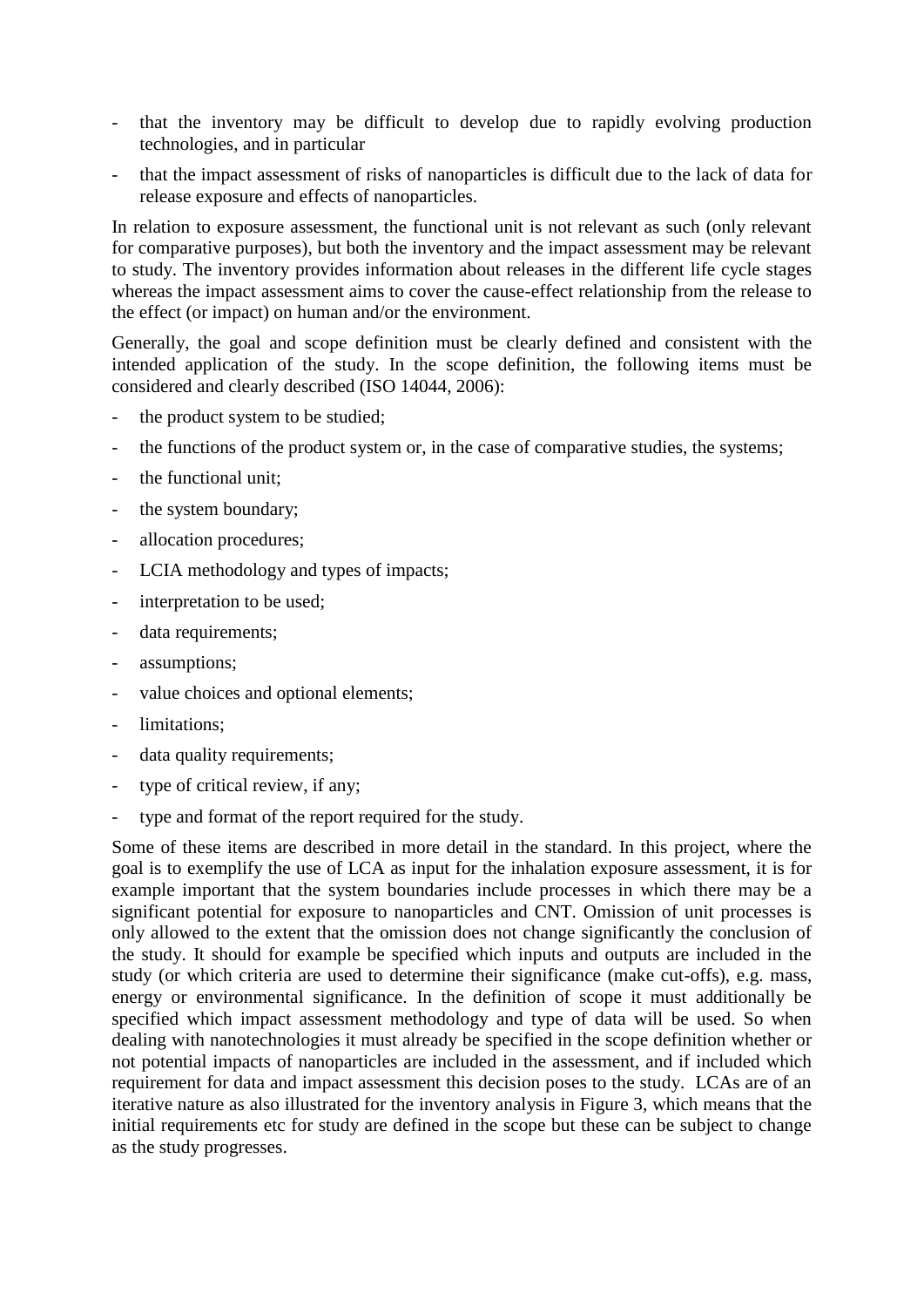- that the inventory may be difficult to develop due to rapidly evolving production technologies, and in particular
- that the impact assessment of risks of nanoparticles is difficult due to the lack of data for release exposure and effects of nanoparticles.

In relation to exposure assessment, the functional unit is not relevant as such (only relevant for comparative purposes), but both the inventory and the impact assessment may be relevant to study. The inventory provides information about releases in the different life cycle stages whereas the impact assessment aims to cover the cause-effect relationship from the release to the effect (or impact) on human and/or the environment.

Generally, the goal and scope definition must be clearly defined and consistent with the intended application of the study. In the scope definition, the following items must be considered and clearly described (ISO 14044, 2006):

- the product system to be studied;
- the functions of the product system or, in the case of comparative studies, the systems;
- the functional unit;
- the system boundary;
- allocation procedures;
- LCIA methodology and types of impacts;
- interpretation to be used;
- data requirements;
- assumptions;
- value choices and optional elements;
- limitations;
- data quality requirements;
- type of critical review, if any;
- type and format of the report required for the study.

Some of these items are described in more detail in the standard. In this project, where the goal is to exemplify the use of LCA as input for the inhalation exposure assessment, it is for example important that the system boundaries include processes in which there may be a significant potential for exposure to nanoparticles and CNT. Omission of unit processes is only allowed to the extent that the omission does not change significantly the conclusion of the study. It should for example be specified which inputs and outputs are included in the study (or which criteria are used to determine their significance (make cut-offs), e.g. mass, energy or environmental significance. In the definition of scope it must additionally be specified which impact assessment methodology and type of data will be used. So when dealing with nanotechnologies it must already be specified in the scope definition whether or not potential impacts of nanoparticles are included in the assessment, and if included which requirement for data and impact assessment this decision poses to the study. LCAs are of an iterative nature as also illustrated for the inventory analysis in Figure 3, which means that the initial requirements etc for study are defined in the scope but these can be subject to change as the study progresses.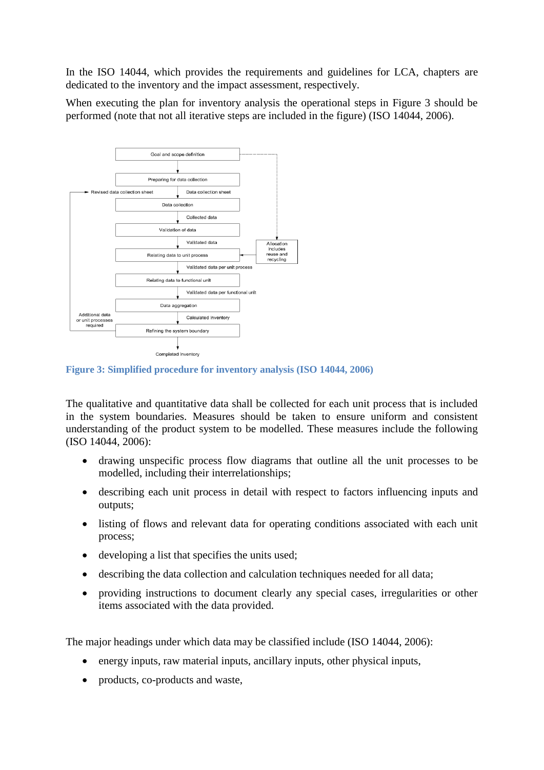In the ISO 14044, which provides the requirements and guidelines for LCA, chapters are dedicated to the inventory and the impact assessment, respectively.

When executing the plan for inventory analysis the operational steps in Figure 3 should be performed (note that not all iterative steps are included in the figure) (ISO 14044, 2006).

**Figure 3: Simplified procedure for inventory analysis (ISO 14044, 2006)**

The qualitative and quantitative data shall be collected for each unit process that is included in the system boundaries. Measures should be taken to ensure uniform and consistent understanding of the product system to be modelled. These measures include the following (ISO 14044, 2006):

- drawing unspecific process flow diagrams that outline all the unit processes to be modelled, including their interrelationships;
- describing each unit process in detail with respect to factors influencing inputs and outputs;
- listing of flows and relevant data for operating conditions associated with each unit process;
- developing a list that specifies the units used;
- describing the data collection and calculation techniques needed for all data;
- providing instructions to document clearly any special cases, irregularities or other items associated with the data provided.

The major headings under which data may be classified include (ISO 14044, 2006):

- energy inputs, raw material inputs, ancillary inputs, other physical inputs,
- products, co-products and waste,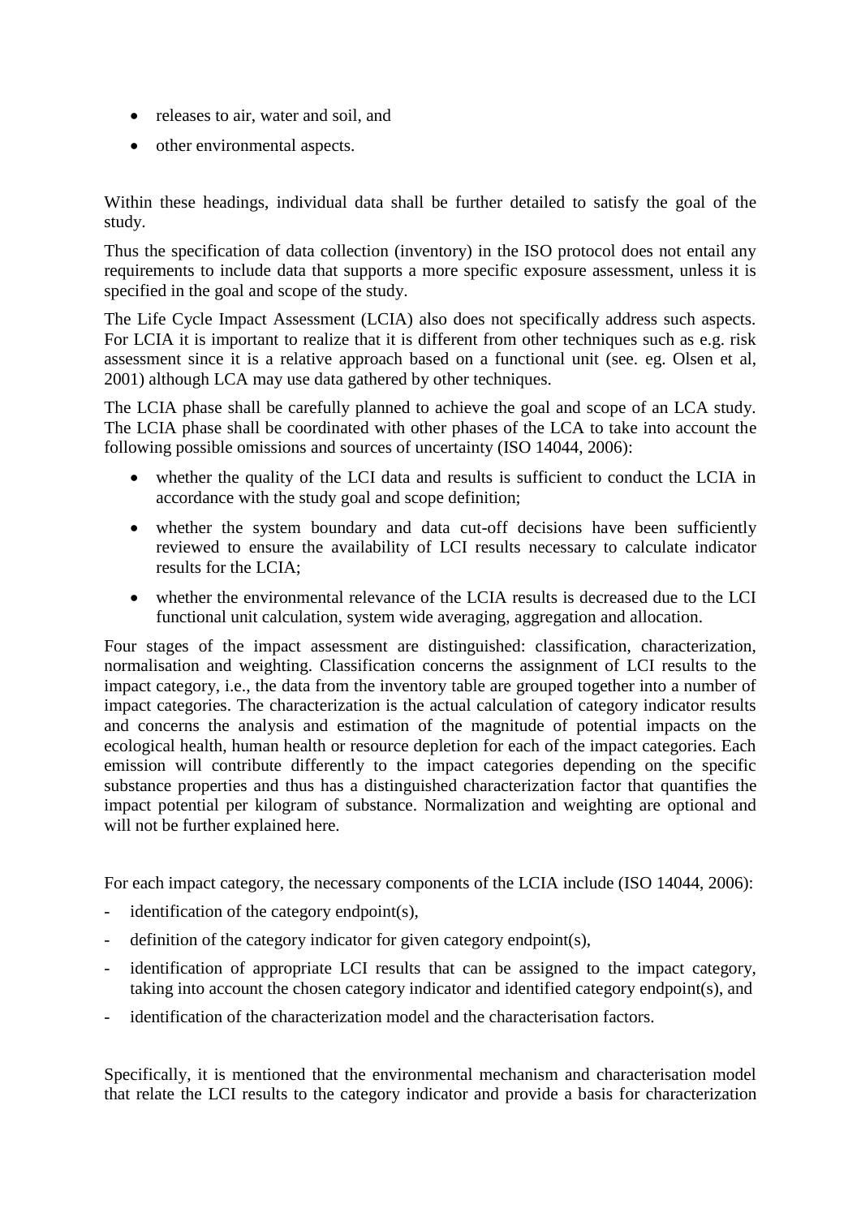- releases to air, water and soil, and
- other environmental aspects.

Within these headings, individual data shall be further detailed to satisfy the goal of the study.

Thus the specification of data collection (inventory) in the ISO protocol does not entail any requirements to include data that supports a more specific exposure assessment, unless it is specified in the goal and scope of the study.

The Life Cycle Impact Assessment (LCIA) also does not specifically address such aspects. For LCIA it is important to realize that it is different from other techniques such as e.g. risk assessment since it is a relative approach based on a functional unit (see. eg. Olsen et al, 2001) although LCA may use data gathered by other techniques.

The LCIA phase shall be carefully planned to achieve the goal and scope of an LCA study. The LCIA phase shall be coordinated with other phases of the LCA to take into account the following possible omissions and sources of uncertainty (ISO 14044, 2006):

- whether the quality of the LCI data and results is sufficient to conduct the LCIA in accordance with the study goal and scope definition;
- whether the system boundary and data cut-off decisions have been sufficiently reviewed to ensure the availability of LCI results necessary to calculate indicator results for the LCIA;
- whether the environmental relevance of the LCIA results is decreased due to the LCI functional unit calculation, system wide averaging, aggregation and allocation.

Four stages of the impact assessment are distinguished: classification, characterization, normalisation and weighting. Classification concerns the assignment of LCI results to the impact category, i.e., the data from the inventory table are grouped together into a number of impact categories. The characterization is the actual calculation of category indicator results and concerns the analysis and estimation of the magnitude of potential impacts on the ecological health, human health or resource depletion for each of the impact categories. Each emission will contribute differently to the impact categories depending on the specific substance properties and thus has a distinguished characterization factor that quantifies the impact potential per kilogram of substance. Normalization and weighting are optional and will not be further explained here.

For each impact category, the necessary components of the LCIA include (ISO 14044, 2006):

- identification of the category endpoint(s),
- definition of the category indicator for given category endpoint(s),
- identification of appropriate LCI results that can be assigned to the impact category, taking into account the chosen category indicator and identified category endpoint(s), and
- identification of the characterization model and the characterisation factors.

Specifically, it is mentioned that the environmental mechanism and characterisation model that relate the LCI results to the category indicator and provide a basis for characterization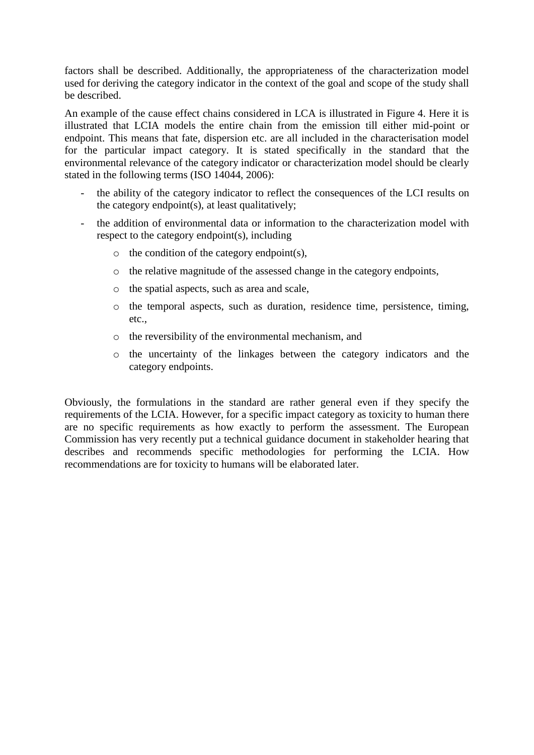factors shall be described. Additionally, the appropriateness of the characterization model used for deriving the category indicator in the context of the goal and scope of the study shall be described.

An example of the cause effect chains considered in LCA is illustrated in Figure 4. Here it is illustrated that LCIA models the entire chain from the emission till either mid-point or endpoint. This means that fate, dispersion etc. are all included in the characterisation model for the particular impact category. It is stated specifically in the standard that the environmental relevance of the category indicator or characterization model should be clearly stated in the following terms (ISO 14044, 2006):

- the ability of the category indicator to reflect the consequences of the LCI results on the category endpoint(s), at least qualitatively;
- the addition of environmental data or information to the characterization model with respect to the category endpoint(s), including
    - the condition of the category endpoint(s),
    - the relative magnitude of the assessed change in the category endpoints,
    - the spatial aspects, such as area and scale,
    - the temporal aspects, such as duration, residence time, persistence, timing, etc.,
    - the reversibility of the environmental mechanism, and
    - the uncertainty of the linkages between the category indicators and the category endpoints.

Obviously, the formulations in the standard are rather general even if they specify the requirements of the LCIA. However, for a specific impact category as toxicity to human there are no specific requirements as how exactly to perform the assessment. The European Commission has very recently put a technical guidance document in stakeholder hearing that describes and recommends specific methodologies for performing the LCIA. How recommendations are for toxicity to humans will be elaborated later.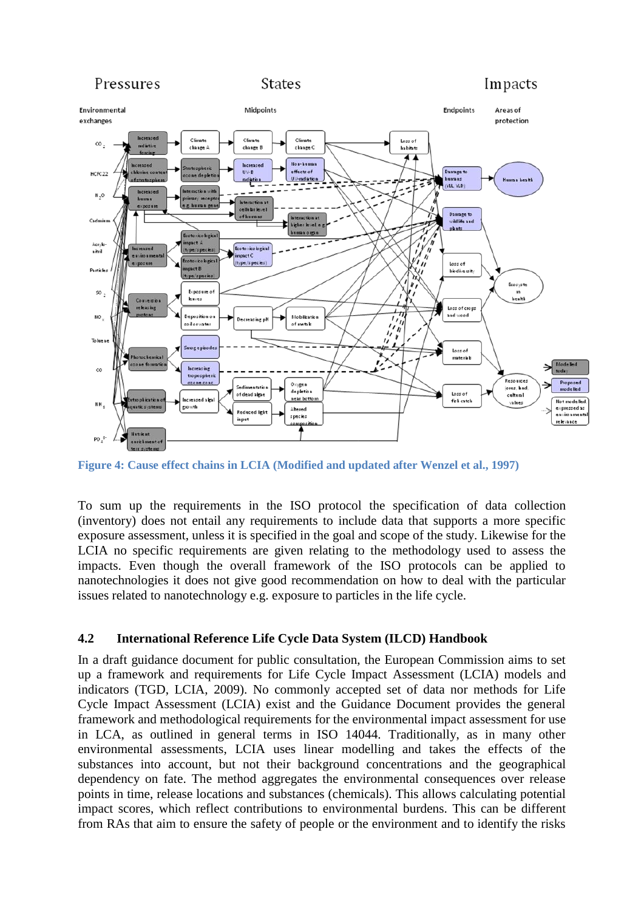Figure 4: Cause effect chains in LCIA (Modified and updated after Wenzel et al., 1997)

To sum up the requirements in the ISO protocol the specification of data collection (inventory) does not entail any requirements to include data that supports a more specific exposure assessment, unless it is specified in the goal and scope of the study. Likewise for the LCIA no specific requirements are given relating to the methodology used to assess the impacts. Even though the overall framework of the ISO protocols can be applied to nanotechnologies it does not give good recommendation on how to deal with the particular issues related to nanotechnology e.g. exposure to particles in the life cycle.

## 4.2 International Reference Life Cycle Data System (ILCD) Handbook

In a draft guidance document for public consultation, the European Commission aims to set up a framework and requirements for Life Cycle Impact Assessment (LCIA) models and indicators (TGD, LCIA, 2009). No commonly accepted set of data nor methods for Life Cycle Impact Assessment (LCIA) exist and the Guidance Document provides the general framework and methodological requirements for the environmental impact assessment for use in LCA, as outlined in general terms in ISO 14044. Traditionally, as in many other environmental assessments, LCIA uses linear modelling and takes the effects of the substances into account, but not their background concentrations and the geographical dependency on fate. The method aggregates the environmental consequences over release points in time, release locations and substances (chemicals). This allows calculating potential impact scores, which reflect contributions to environmental burdens. This can be different from RAs that aim to ensure the safety of people or the environment and to identify the risks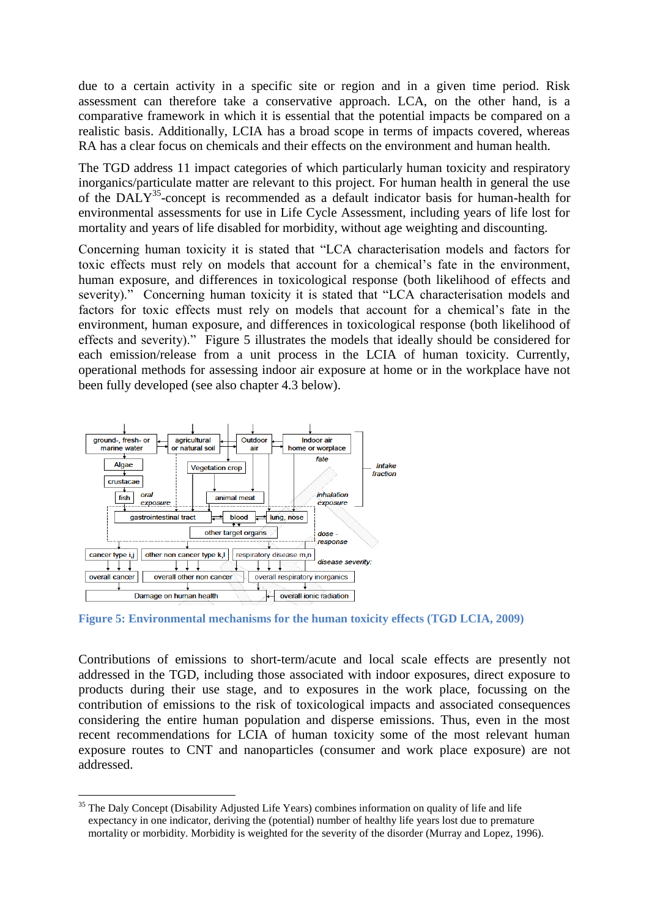due to a certain activity in a specific site or region and in a given time period. Risk assessment can therefore take a conservative approach. LCA, on the other hand, is a comparative framework in which it is essential that the potential impacts be compared on a realistic basis. Additionally, LCIA has a broad scope in terms of impacts covered, whereas RA has a clear focus on chemicals and their effects on the environment and human health.

The TGD address 11 impact categories of which particularly human toxicity and respiratory inorganics/particulate matter are relevant to this project. For human health in general the use of the DALY[35]-concept is recommended as a default indicator basis for human-health for environmental assessments for use in Life Cycle Assessment, including years of life lost for mortality and years of life disabled for morbidity, without age weighting and discounting.

Concerning human toxicity it is stated that "LCA characterisation models and factors for toxic effects must rely on models that account for a chemical's fate in the environment, human exposure, and differences in toxicological response (both likelihood of effects and severity)." Concerning human toxicity it is stated that "LCA characterisation models and factors for toxic effects must rely on models that account for a chemical's fate in the environment, human exposure, and differences in toxicological response (both likelihood of effects and severity)." Figure 5 illustrates the models that ideally should be considered for each emission/release from a unit process in the LCIA of human toxicity. Currently, operational methods for assessing indoor air exposure at home or in the workplace have not been fully developed (see also chapter 4.3 below).

**Figure 5: Environmental mechanisms for the human toxicity effects (TGD LCIA, 2009)**

Contributions of emissions to short-term/acute and local scale effects are presently not addressed in the TGD, including those associated with indoor exposures, direct exposure to products during their use stage, and to exposures in the work place, focussing on the contribution of emissions to the risk of toxicological impacts and associated consequences considering the entire human population and disperse emissions. Thus, even in the most recent recommendations for LCIA of human toxicity some of the most relevant human exposure routes to CNT and nanoparticles (consumer and work place exposure) are not addressed.

---

[35] The Daly Concept (Disability Adjusted Life Years) combines information on quality of life and life expectancy in one indicator, deriving the (potential) number of healthy life years lost due to premature mortality or morbidity. Morbidity is weighted for the severity of the disorder (Murray and Lopez, 1996).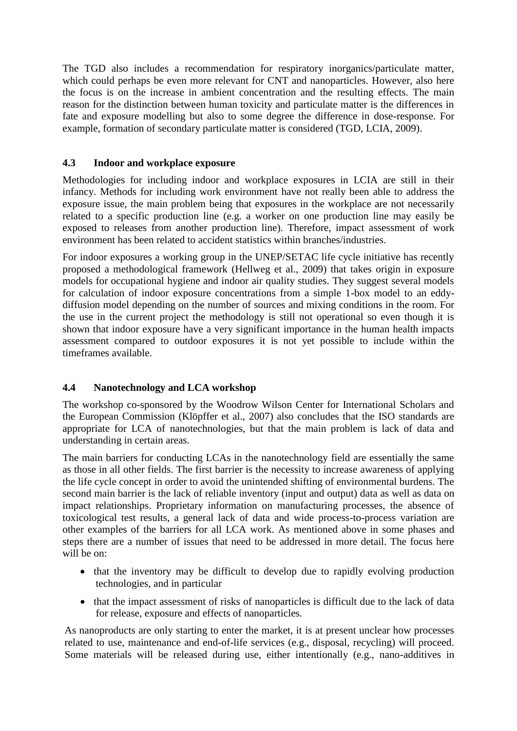The TGD also includes a recommendation for respiratory inorganics/particulate matter, which could perhaps be even more relevant for CNT and nanoparticles. However, also here the focus is on the increase in ambient concentration and the resulting effects. The main reason for the distinction between human toxicity and particulate matter is the differences in fate and exposure modelling but also to some degree the difference in dose-response. For example, formation of secondary particulate matter is considered (TGD, LCIA, 2009).

### 4.3 Indoor and workplace exposure

Methodologies for including indoor and workplace exposures in LCIA are still in their infancy. Methods for including work environment have not really been able to address the exposure issue, the main problem being that exposures in the workplace are not necessarily related to a specific production line (e.g. a worker on one production line may easily be exposed to releases from another production line). Therefore, impact assessment of work environment has been related to accident statistics within branches/industries.

For indoor exposures a working group in the UNEP/SETAC life cycle initiative has recently proposed a methodological framework (Hellweg et al., 2009) that takes origin in exposure models for occupational hygiene and indoor air quality studies. They suggest several models for calculation of indoor exposure concentrations from a simple 1-box model to an eddy-diffusion model depending on the number of sources and mixing conditions in the room. For the use in the current project the methodology is still not operational so even though it is shown that indoor exposure have a very significant importance in the human health impacts assessment compared to outdoor exposures it is not yet possible to include within the timeframes available.

### 4.4 Nanotechnology and LCA workshop

The workshop co-sponsored by the Woodrow Wilson Center for International Scholars and the European Commission (Klöpffer et al., 2007) also concludes that the ISO standards are appropriate for LCA of nanotechnologies, but that the main problem is lack of data and understanding in certain areas.

The main barriers for conducting LCAs in the nanotechnology field are essentially the same as those in all other fields. The first barrier is the necessity to increase awareness of applying the life cycle concept in order to avoid the unintended shifting of environmental burdens. The second main barrier is the lack of reliable inventory (input and output) data as well as data on impact relationships. Proprietary information on manufacturing processes, the absence of toxicological test results, a general lack of data and wide process-to-process variation are other examples of the barriers for all LCA work. As mentioned above in some phases and steps there are a number of issues that need to be addressed in more detail. The focus here will be on:

- that the inventory may be difficult to develop due to rapidly evolving production technologies, and in particular
- that the impact assessment of risks of nanoparticles is difficult due to the lack of data for release, exposure and effects of nanoparticles.

As nanoproducts are only starting to enter the market, it is at present unclear how processes related to use, maintenance and end-of-life services (e.g., disposal, recycling) will proceed. Some materials will be released during use, either intentionally (e.g., nano-additives in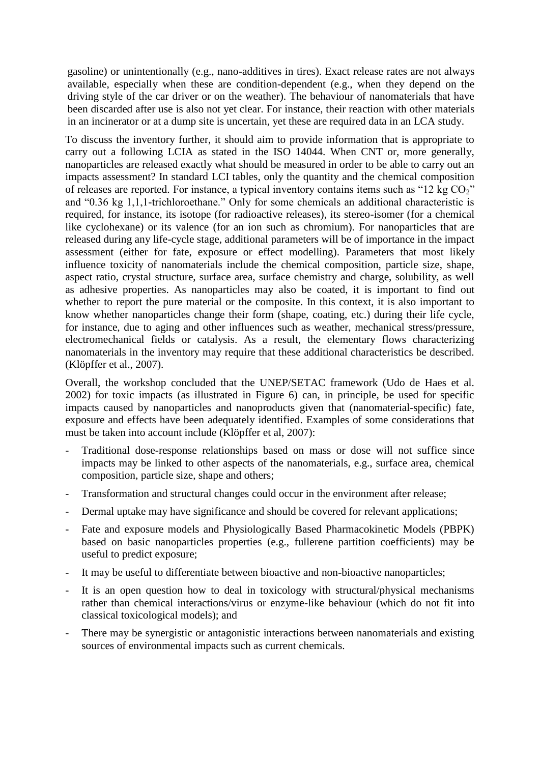gasoline) or unintentionally (e.g., nano-additives in tires). Exact release rates are not always available, especially when these are condition-dependent (e.g., when they depend on the driving style of the car driver or on the weather). The behaviour of nanomaterials that have been discarded after use is also not yet clear. For instance, their reaction with other materials in an incinerator or at a dump site is uncertain, yet these are required data in an LCA study.

To discuss the inventory further, it should aim to provide information that is appropriate to carry out a following LCIA as stated in the ISO 14044. When CNT or, more generally, nanoparticles are released exactly what should be measured in order to be able to carry out an impacts assessment? In standard LCI tables, only the quantity and the chemical composition of releases are reported. For instance, a typical inventory contains items such as "12 kg $CO_2$" and "0.36 kg 1,1,1-trichloroethane." Only for some chemicals an additional characteristic is required, for instance, its isotope (for radioactive releases), its stereo-isomer (for a chemical like cyclohexane) or its valence (for an ion such as chromium). For nanoparticles that are released during any life-cycle stage, additional parameters will be of importance in the impact assessment (either for fate, exposure or effect modelling). Parameters that most likely influence toxicity of nanomaterials include the chemical composition, particle size, shape, aspect ratio, crystal structure, surface area, surface chemistry and charge, solubility, as well as adhesive properties. As nanoparticles may also be coated, it is important to find out whether to report the pure material or the composite. In this context, it is also important to know whether nanoparticles change their form (shape, coating, etc.) during their life cycle, for instance, due to aging and other influences such as weather, mechanical stress/pressure, electromechanical fields or catalysis. As a result, the elementary flows characterizing nanomaterials in the inventory may require that these additional characteristics be described. (Klöpffer et al., 2007).

Overall, the workshop concluded that the UNEP/SETAC framework (Udo de Haes et al. 2002) for toxic impacts (as illustrated in Figure 6) can, in principle, be used for specific impacts caused by nanoparticles and nanoproducts given that (nanomaterial-specific) fate, exposure and effects have been adequately identified. Examples of some considerations that must be taken into account include (Klöpffer et al, 2007):

- Traditional dose-response relationships based on mass or dose will not suffice since impacts may be linked to other aspects of the nanomaterials, e.g., surface area, chemical composition, particle size, shape and others;
- Transformation and structural changes could occur in the environment after release;
- Dermal uptake may have significance and should be covered for relevant applications;
- Fate and exposure models and Physiologically Based Pharmacokinetic Models (PBPK) based on basic nanoparticles properties (e.g., fullerene partition coefficients) may be useful to predict exposure;
- It may be useful to differentiate between bioactive and non-bioactive nanoparticles;
- It is an open question how to deal in toxicology with structural/physical mechanisms rather than chemical interactions/virus or enzyme-like behaviour (which do not fit into classical toxicological models); and
- There may be synergistic or antagonistic interactions between nanomaterials and existing sources of environmental impacts such as current chemicals.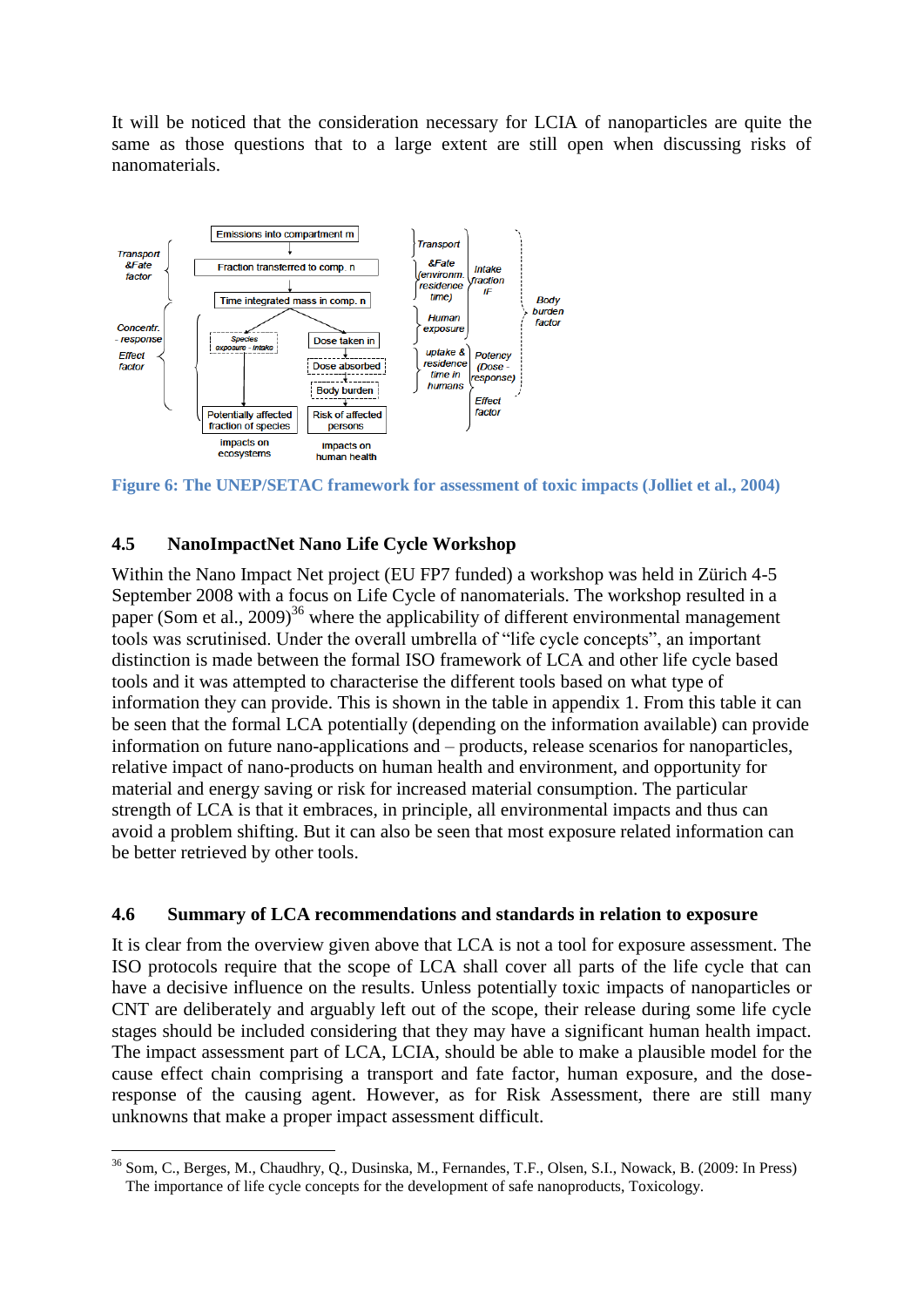It will be noticed that the consideration necessary for LCIA of nanoparticles are quite the same as those questions that to a large extent are still open when discussing risks of nanomaterials.

Figure 6: The UNEP/SETAC framework for assessment of toxic impacts (Jolliet et al., 2004)

### 4.5 NanoImpactNet Nano Life Cycle Workshop

Within the Nano Impact Net project (EU FP7 funded) a workshop was held in Zürich 4-5 September 2008 with a focus on Life Cycle of nanomaterials. The workshop resulted in a paper (Som et al., 2009)[36] where the applicability of different environmental management tools was scrutinised. Under the overall umbrella of "life cycle concepts", an important distinction is made between the formal ISO framework of LCA and other life cycle based tools and it was attempted to characterise the different tools based on what type of information they can provide. This is shown in the table in appendix 1. From this table it can be seen that the formal LCA potentially (depending on the information available) can provide information on future nano-applications and – products, release scenarios for nanoparticles, relative impact of nano-products on human health and environment, and opportunity for material and energy saving or risk for increased material consumption. The particular strength of LCA is that it embraces, in principle, all environmental impacts and thus can avoid a problem shifting. But it can also be seen that most exposure related information can be better retrieved by other tools.

### 4.6 Summary of LCA recommendations and standards in relation to exposure

It is clear from the overview given above that LCA is not a tool for exposure assessment. The ISO protocols require that the scope of LCA shall cover all parts of the life cycle that can have a decisive influence on the results. Unless potentially toxic impacts of nanoparticles or CNT are deliberately and arguably left out of the scope, their release during some life cycle stages should be included considering that they may have a significant human health impact. The impact assessment part of LCA, LCIA, should be able to make a plausible model for the cause effect chain comprising a transport and fate factor, human exposure, and the dose-response of the causing agent. However, as for Risk Assessment, there are still many unknowns that make a proper impact assessment difficult.

[36] Som, C., Berges, M., Chaudhry, Q., Dusinska, M., Fernandes, T.F., Olsen, S.I., Nowack, B. (2009: In Press) The importance of life cycle concepts for the development of safe nanoproducts, Toxicology.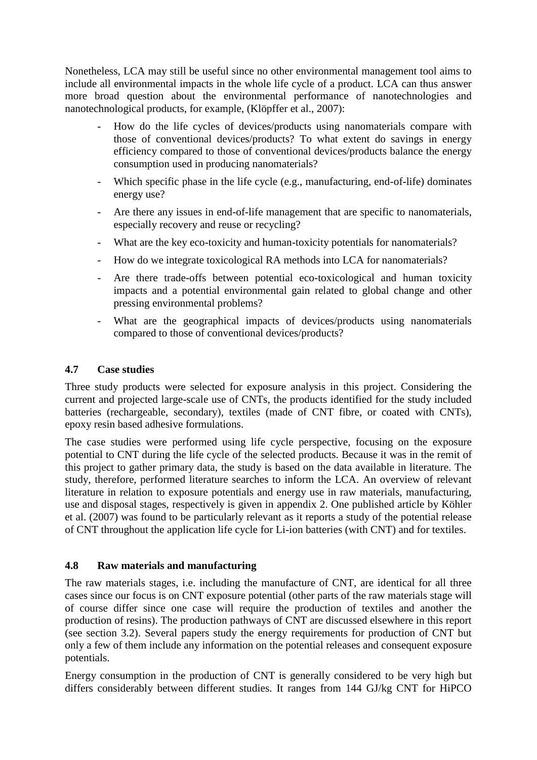Nonetheless, LCA may still be useful since no other environmental management tool aims to include all environmental impacts in the whole life cycle of a product. LCA can thus answer more broad question about the environmental performance of nanotechnologies and nanotechnological products, for example, (Klöpffer et al., 2007):

- How do the life cycles of devices/products using nanomaterials compare with those of conventional devices/products? To what extent do savings in energy efficiency compared to those of conventional devices/products balance the energy consumption used in producing nanomaterials?
- Which specific phase in the life cycle (e.g., manufacturing, end-of-life) dominates energy use?
- Are there any issues in end-of-life management that are specific to nanomaterials, especially recovery and reuse or recycling?
- What are the key eco-toxicity and human-toxicity potentials for nanomaterials?
- How do we integrate toxicological RA methods into LCA for nanomaterials?
- Are there trade-offs between potential eco-toxicological and human toxicity impacts and a potential environmental gain related to global change and other pressing environmental problems?
- What are the geographical impacts of devices/products using nanomaterials compared to those of conventional devices/products?

## 4.7 Case studies

Three study products were selected for exposure analysis in this project. Considering the current and projected large-scale use of CNTs, the products identified for the study included batteries (rechargeable, secondary), textiles (made of CNT fibre, or coated with CNTs), epoxy resin based adhesive formulations.

The case studies were performed using life cycle perspective, focusing on the exposure potential to CNT during the life cycle of the selected products. Because it was in the remit of this project to gather primary data, the study is based on the data available in literature. The study, therefore, performed literature searches to inform the LCA. An overview of relevant literature in relation to exposure potentials and energy use in raw materials, manufacturing, use and disposal stages, respectively is given in appendix 2. One published article by Köhler et al. (2007) was found to be particularly relevant as it reports a study of the potential release of CNT throughout the application life cycle for Li-ion batteries (with CNT) and for textiles.

## 4.8 Raw materials and manufacturing

The raw materials stages, i.e. including the manufacture of CNT, are identical for all three cases since our focus is on CNT exposure potential (other parts of the raw materials stage will of course differ since one case will require the production of textiles and another the production of resins). The production pathways of CNT are discussed elsewhere in this report (see section 3.2). Several papers study the energy requirements for production of CNT but only a few of them include any information on the potential releases and consequent exposure potentials.

Energy consumption in the production of CNT is generally considered to be very high but differs considerably between different studies. It ranges from 144 GJ/kg CNT for HiPCO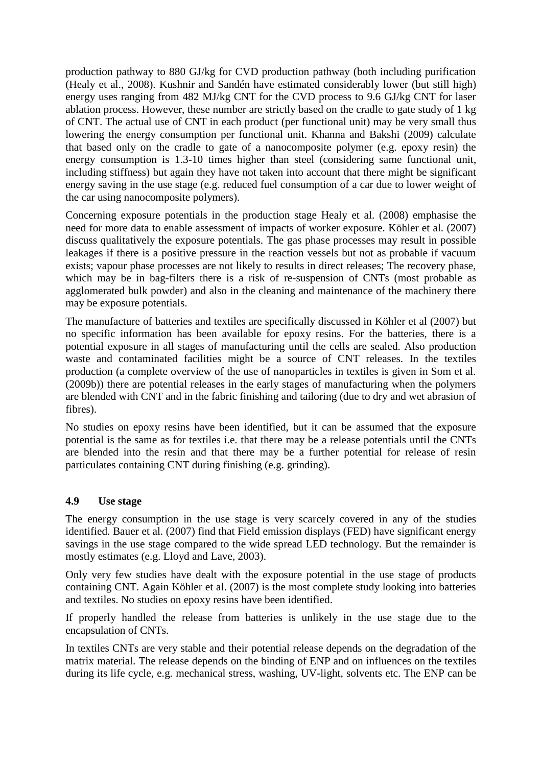production pathway to 880 GJ/kg for CVD production pathway (both including purification (Healy et al., 2008). Kushnir and Sandén have estimated considerably lower (but still high) energy uses ranging from 482 MJ/kg CNT for the CVD process to 9.6 GJ/kg CNT for laser ablation process. However, these number are strictly based on the cradle to gate study of 1 kg of CNT. The actual use of CNT in each product (per functional unit) may be very small thus lowering the energy consumption per functional unit. Khanna and Bakshi (2009) calculate that based only on the cradle to gate of a nanocomposite polymer (e.g. epoxy resin) the energy consumption is 1.3-10 times higher than steel (considering same functional unit, including stiffness) but again they have not taken into account that there might be significant energy saving in the use stage (e.g. reduced fuel consumption of a car due to lower weight of the car using nanocomposite polymers).

Concerning exposure potentials in the production stage Healy et al. (2008) emphasise the need for more data to enable assessment of impacts of worker exposure. Köhler et al. (2007) discuss qualitatively the exposure potentials. The gas phase processes may result in possible leakages if there is a positive pressure in the reaction vessels but not as probable if vacuum exists; vapour phase processes are not likely to results in direct releases; The recovery phase, which may be in bag-filters there is a risk of re-suspension of CNTs (most probable as agglomerated bulk powder) and also in the cleaning and maintenance of the machinery there may be exposure potentials.

The manufacture of batteries and textiles are specifically discussed in Köhler et al (2007) but no specific information has been available for epoxy resins. For the batteries, there is a potential exposure in all stages of manufacturing until the cells are sealed. Also production waste and contaminated facilities might be a source of CNT releases. In the textiles production (a complete overview of the use of nanoparticles in textiles is given in Som et al. (2009b)) there are potential releases in the early stages of manufacturing when the polymers are blended with CNT and in the fabric finishing and tailoring (due to dry and wet abrasion of fibres).

No studies on epoxy resins have been identified, but it can be assumed that the exposure potential is the same as for textiles i.e. that there may be a release potentials until the CNTs are blended into the resin and that there may be a further potential for release of resin particulates containing CNT during finishing (e.g. grinding).

### 4.9 Use stage

The energy consumption in the use stage is very scarcely covered in any of the studies identified. Bauer et al. (2007) find that Field emission displays (FED) have significant energy savings in the use stage compared to the wide spread LED technology. But the remainder is mostly estimates (e.g. Lloyd and Lave, 2003).

Only very few studies have dealt with the exposure potential in the use stage of products containing CNT. Again Köhler et al. (2007) is the most complete study looking into batteries and textiles. No studies on epoxy resins have been identified.

If properly handled the release from batteries is unlikely in the use stage due to the encapsulation of CNTs.

In textiles CNTs are very stable and their potential release depends on the degradation of the matrix material. The release depends on the binding of ENP and on influences on the textiles during its life cycle, e.g. mechanical stress, washing, UV-light, solvents etc. The ENP can be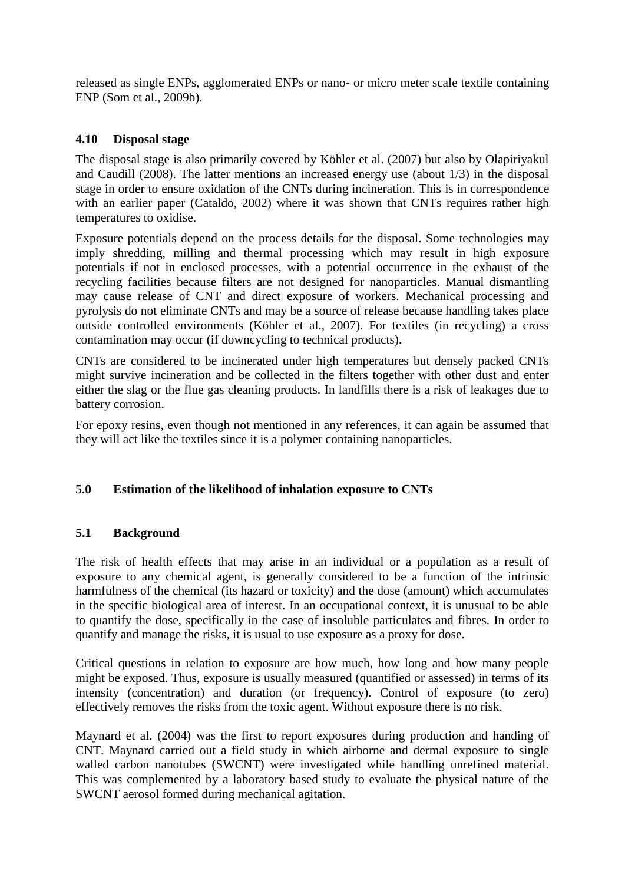released as single ENPs, agglomerated ENPs or nano- or micro meter scale textile containing ENP (Som et al., 2009b).

### 4.10 Disposal stage

The disposal stage is also primarily covered by Köhler et al. (2007) but also by Olapiriyakul and Caudill (2008). The latter mentions an increased energy use (about 1/3) in the disposal stage in order to ensure oxidation of the CNTs during incineration. This is in correspondence with an earlier paper (Cataldo, 2002) where it was shown that CNTs requires rather high temperatures to oxidise.

Exposure potentials depend on the process details for the disposal. Some technologies may imply shredding, milling and thermal processing which may result in high exposure potentials if not in enclosed processes, with a potential occurrence in the exhaust of the recycling facilities because filters are not designed for nanoparticles. Manual dismantling may cause release of CNT and direct exposure of workers. Mechanical processing and pyrolysis do not eliminate CNTs and may be a source of release because handling takes place outside controlled environments (Köhler et al., 2007). For textiles (in recycling) a cross contamination may occur (if downcycling to technical products).

CNTs are considered to be incinerated under high temperatures but densely packed CNTs might survive incineration and be collected in the filters together with other dust and enter either the slag or the flue gas cleaning products. In landfills there is a risk of leakages due to battery corrosion.

For epoxy resins, even though not mentioned in any references, it can again be assumed that they will act like the textiles since it is a polymer containing nanoparticles.

## 5.0 Estimation of the likelihood of inhalation exposure to CNTs

### 5.1 Background

The risk of health effects that may arise in an individual or a population as a result of exposure to any chemical agent, is generally considered to be a function of the intrinsic harmfulness of the chemical (its hazard or toxicity) and the dose (amount) which accumulates in the specific biological area of interest. In an occupational context, it is unusual to be able to quantify the dose, specifically in the case of insoluble particulates and fibres. In order to quantify and manage the risks, it is usual to use exposure as a proxy for dose.

Critical questions in relation to exposure are how much, how long and how many people might be exposed. Thus, exposure is usually measured (quantified or assessed) in terms of its intensity (concentration) and duration (or frequency). Control of exposure (to zero) effectively removes the risks from the toxic agent. Without exposure there is no risk.

Maynard et al. (2004) was the first to report exposures during production and handing of CNT. Maynard carried out a field study in which airborne and dermal exposure to single walled carbon nanotubes (SWCNT) were investigated while handling unrefined material. This was complemented by a laboratory based study to evaluate the physical nature of the SWCNT aerosol formed during mechanical agitation.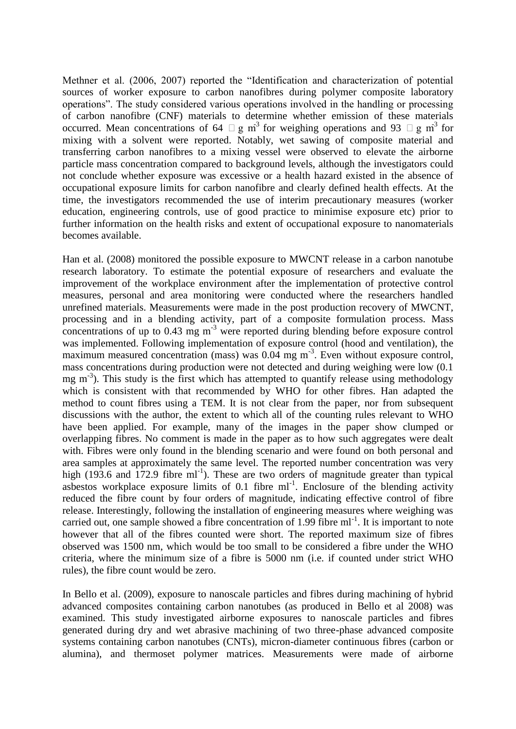Methner et al. (2006, 2007) reported the "Identification and characterization of potential sources of worker exposure to carbon nanofibres during polymer composite laboratory operations". The study considered various operations involved in the handling or processing of carbon nanofibre (CNF) materials to determine whether emission of these materials occurred. Mean concentrations of 64 $\mu g\ m^{-3}$ for weighing operations and 93 $\mu g\ m^{-3}$ for mixing with a solvent were reported. Notably, wet sawing of composite material and transferring carbon nanofibres to a mixing vessel were observed to elevate the airborne particle mass concentration compared to background levels, although the investigators could not conclude whether exposure was excessive or a health hazard existed in the absence of occupational exposure limits for carbon nanofibre and clearly defined health effects. At the time, the investigators recommended the use of interim precautionary measures (worker education, engineering controls, use of good practice to minimise exposure etc) prior to further information on the health risks and extent of occupational exposure to nanomaterials becomes available.

Han et al. (2008) monitored the possible exposure to MWCNT release in a carbon nanotube research laboratory. To estimate the potential exposure of researchers and evaluate the improvement of the workplace environment after the implementation of protective control measures, personal and area monitoring were conducted where the researchers handled unrefined materials. Measurements were made in the post production recovery of MWCNT, processing and in a blending activity, part of a composite formulation process. Mass concentrations of up to 0.43 mg $m^{-3}$ were reported during blending before exposure control was implemented. Following implementation of exposure control (hood and ventilation), the maximum measured concentration (mass) was 0.04 mg $m^{-3}$. Even without exposure control, mass concentrations during production were not detected and during weighing were low (0.1 mg $m^{-3}$). This study is the first which has attempted to quantify release using methodology which is consistent with that recommended by WHO for other fibres. Han adapted the method to count fibres using a TEM. It is not clear from the paper, nor from subsequent discussions with the author, the extent to which all of the counting rules relevant to WHO have been applied. For example, many of the images in the paper show clumped or overlapping fibres. No comment is made in the paper as to how such aggregates were dealt with. Fibres were only found in the blending scenario and were found on both personal and area samples at approximately the same level. The reported number concentration was very high (193.6 and 172.9 fibre $ml^{-1}$). These are two orders of magnitude greater than typical asbestos workplace exposure limits of 0.1 fibre $ml^{-1}$. Enclosure of the blending activity reduced the fibre count by four orders of magnitude, indicating effective control of fibre release. Interestingly, following the installation of engineering measures where weighing was carried out, one sample showed a fibre concentration of 1.99 fibre $ml^{-1}$. It is important to note however that all of the fibres counted were short. The reported maximum size of fibres observed was 1500 nm, which would be too small to be considered a fibre under the WHO criteria, where the minimum size of a fibre is 5000 nm (i.e. if counted under strict WHO rules), the fibre count would be zero.

In Bello et al. (2009), exposure to nanoscale particles and fibres during machining of hybrid advanced composites containing carbon nanotubes (as produced in Bello et al 2008) was examined. This study investigated airborne exposures to nanoscale particles and fibres generated during dry and wet abrasive machining of two three-phase advanced composite systems containing carbon nanotubes (CNTs), micron-diameter continuous fibres (carbon or alumina), and thermoset polymer matrices. Measurements were made of airborne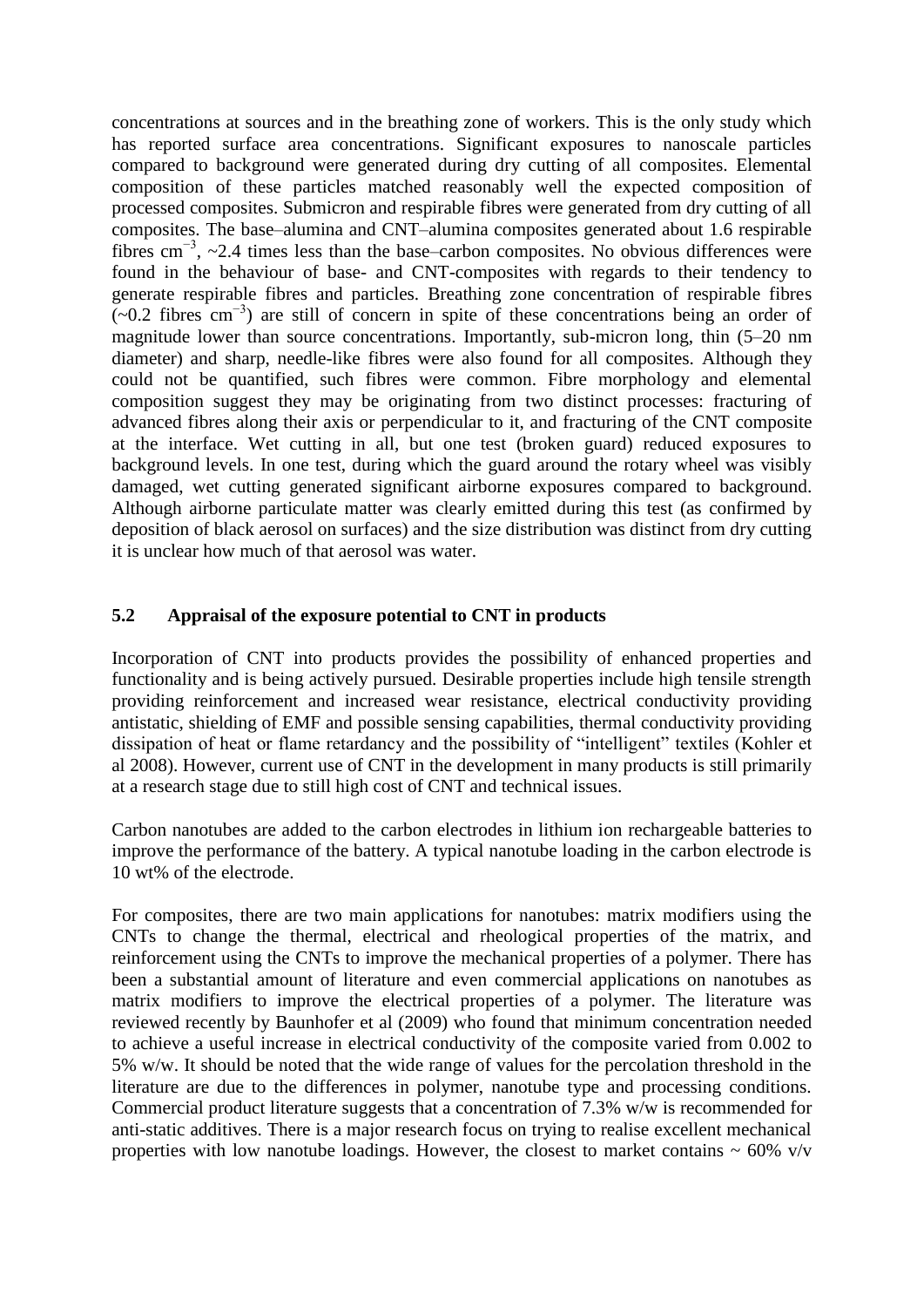concentrations at sources and in the breathing zone of workers. This is the only study which has reported surface area concentrations. Significant exposures to nanoscale particles compared to background were generated during dry cutting of all composites. Elemental composition of these particles matched reasonably well the expected composition of processed composites. Submicron and respirable fibres were generated from dry cutting of all composites. The base–alumina and CNT–alumina composites generated about 1.6 respirable fibres $cm^{-3}$, ~2.4 times less than the base–carbon composites. No obvious differences were found in the behaviour of base- and CNT-composites with regards to their tendency to generate respirable fibres and particles. Breathing zone concentration of respirable fibres (~0.2 fibres $cm^{-3}$) are still of concern in spite of these concentrations being an order of magnitude lower than source concentrations. Importantly, sub-micron long, thin (5–20 nm diameter) and sharp, needle-like fibres were also found for all composites. Although they could not be quantified, such fibres were common. Fibre morphology and elemental composition suggest they may be originating from two distinct processes: fracturing of advanced fibres along their axis or perpendicular to it, and fracturing of the CNT composite at the interface. Wet cutting in all, but one test (broken guard) reduced exposures to background levels. In one test, during which the guard around the rotary wheel was visibly damaged, wet cutting generated significant airborne exposures compared to background. Although airborne particulate matter was clearly emitted during this test (as confirmed by deposition of black aerosol on surfaces) and the size distribution was distinct from dry cutting it is unclear how much of that aerosol was water.

## 5.2 Appraisal of the exposure potential to CNT in products

Incorporation of CNT into products provides the possibility of enhanced properties and functionality and is being actively pursued. Desirable properties include high tensile strength providing reinforcement and increased wear resistance, electrical conductivity providing antistatic, shielding of EMF and possible sensing capabilities, thermal conductivity providing dissipation of heat or flame retardancy and the possibility of "intelligent" textiles (Kohler et al 2008). However, current use of CNT in the development in many products is still primarily at a research stage due to still high cost of CNT and technical issues.

Carbon nanotubes are added to the carbon electrodes in lithium ion rechargeable batteries to improve the performance of the battery. A typical nanotube loading in the carbon electrode is 10 wt% of the electrode.

For composites, there are two main applications for nanotubes: matrix modifiers using the CNTs to change the thermal, electrical and rheological properties of the matrix, and reinforcement using the CNTs to improve the mechanical properties of a polymer. There has been a substantial amount of literature and even commercial applications on nanotubes as matrix modifiers to improve the electrical properties of a polymer. The literature was reviewed recently by Baunhofer et al (2009) who found that minimum concentration needed to achieve a useful increase in electrical conductivity of the composite varied from 0.002 to 5% w/w. It should be noted that the wide range of values for the percolation threshold in the literature are due to the differences in polymer, nanotube type and processing conditions. Commercial product literature suggests that a concentration of 7.3% w/w is recommended for anti-static additives. There is a major research focus on trying to realise excellent mechanical properties with low nanotube loadings. However, the closest to market contains ~ 60% v/v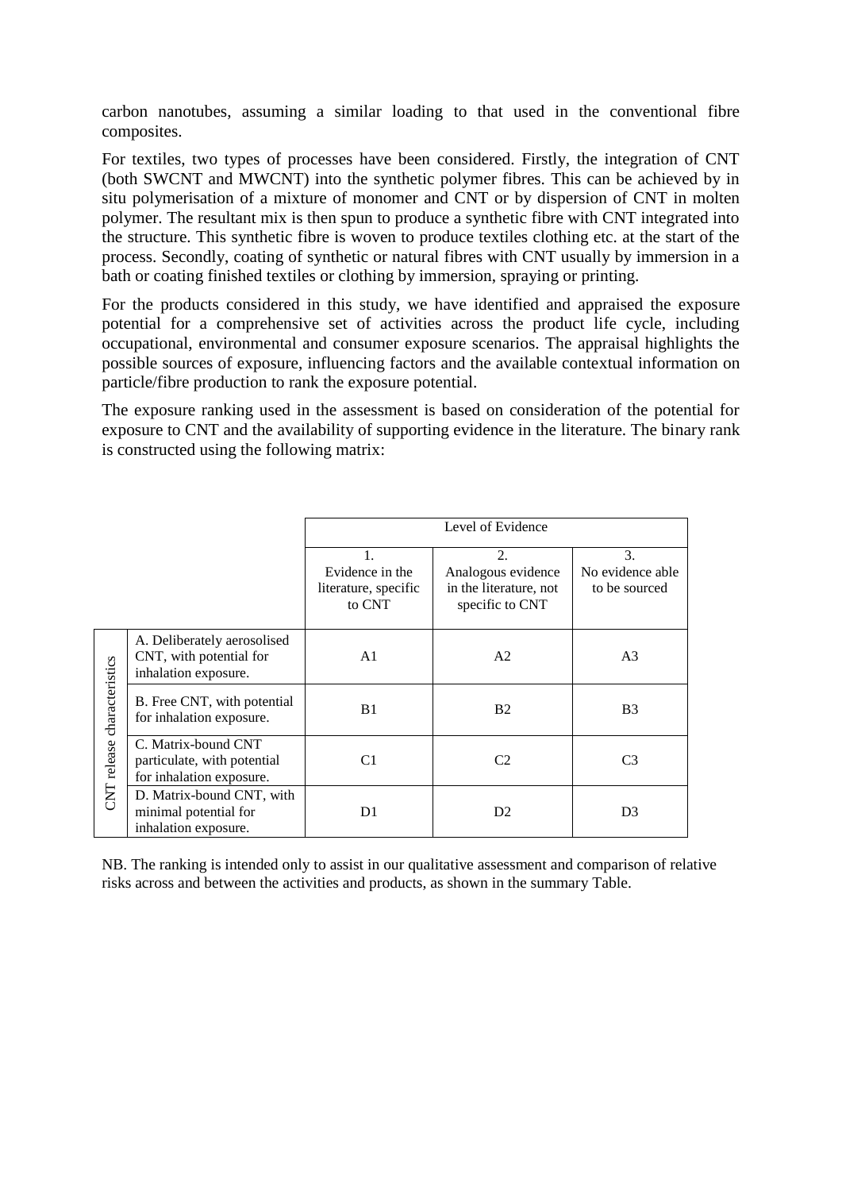carbon nanotubes, assuming a similar loading to that used in the conventional fibre composites.

For textiles, two types of processes have been considered. Firstly, the integration of CNT (both SWCNT and MWCNT) into the synthetic polymer fibres. This can be achieved by in situ polymerisation of a mixture of monomer and CNT or by dispersion of CNT in molten polymer. The resultant mix is then spun to produce a synthetic fibre with CNT integrated into the structure. This synthetic fibre is woven to produce textiles clothing etc. at the start of the process. Secondly, coating of synthetic or natural fibres with CNT usually by immersion in a bath or coating finished textiles or clothing by immersion, spraying or printing.

For the products considered in this study, we have identified and appraised the exposure potential for a comprehensive set of activities across the product life cycle, including occupational, environmental and consumer exposure scenarios. The appraisal highlights the possible sources of exposure, influencing factors and the available contextual information on particle/fibre production to rank the exposure potential.

The exposure ranking used in the assessment is based on consideration of the potential for exposure to CNT and the availability of supporting evidence in the literature. The binary rank is constructed using the following matrix:

| | | Level of Evidence | | |
|---|---|---|---|---|
| | | 1. Evidence in the literature, specific to CNT | 2. Analogous evidence in the literature, not specific to CNT | 3. No evidence able to be sourced |
| CNT release characteristics | A. Deliberately aerosolised CNT, with potential for inhalation exposure. | A1 | A2 | A3 |
| | B. Free CNT, with potential for inhalation exposure. | B1 | B2 | B3 |
| | C. Matrix-bound CNT particulate, with potential for inhalation exposure. | C1 | C2 | C3 |
| | D. Matrix-bound CNT, with minimal potential for inhalation exposure. | D1 | D2 | D3 |

NB. The ranking is intended only to assist in our qualitative assessment and comparison of relative risks across and between the activities and products, as shown in the summary Table.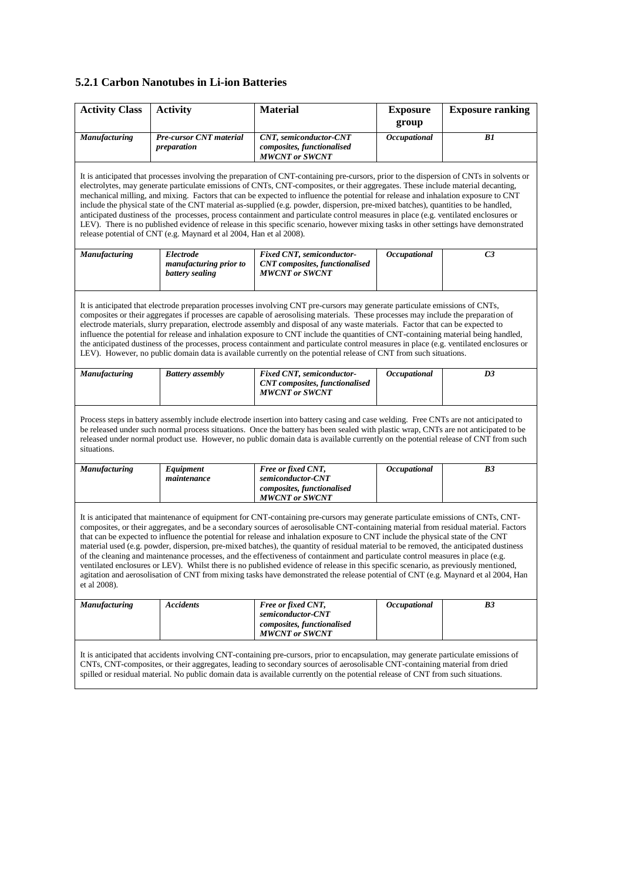### 5.2.1 Carbon Nanotubes in Li-ion Batteries

| Activity Class | Activity | Material | Exposure group | Exposure ranking |
|---|---|---|---|---|
| ***Manufacturing*** | ***Pre-cursor CNT material preparation*** | ***CNT, semiconductor-CNT composites, functionalised MWCNT or SWCNT*** | ***Occupational*** | ***B1*** |

It is anticipated that processes involving the preparation of CNT-containing pre-cursors, prior to the dispersion of CNTs in solvents or electrolytes, may generate particulate emissions of CNTs, CNT-composites, or their aggregates. These include material decanting, mechanical milling, and mixing. Factors that can be expected to influence the potential for release and inhalation exposure to CNT include the physical state of the CNT material as-supplied (e.g. powder, dispersion, pre-mixed batches), quantities to be handled, anticipated dustiness of the processes, process containment and particulate control measures in place (e.g. ventilated enclosures or LEV). There is no published evidence of release in this specific scenario, however mixing tasks in other settings have demonstrated release potential of CNT (e.g. Maynard et al 2004, Han et al 2008).

| Activity Class | Activity | Material | Exposure group | Exposure ranking |
|---|---|---|---|---|
| ***Manufacturing*** | ***Electrode manufacturing prior to battery sealing*** | ***Fixed CNT, semiconductor-CNT composites, functionalised MWCNT or SWCNT*** | ***Occupational*** | ***C3*** |

It is anticipated that electrode preparation processes involving CNT pre-cursors may generate particulate emissions of CNTs, composites or their aggregates if processes are capable of aerosolising materials. These processes may include the preparation of electrode materials, slurry preparation, electrode assembly and disposal of any waste materials. Factor that can be expected to influence the potential for release and inhalation exposure to CNT include the quantities of CNT-containing material being handled, the anticipated dustiness of the processes, process containment and particulate control measures in place (e.g. ventilated enclosures or LEV). However, no public domain data is available currently on the potential release of CNT from such situations.

| Activity Class | Activity | Material | Exposure group | Exposure ranking |
|---|---|---|---|---|
| ***Manufacturing*** | ***Battery assembly*** | ***Fixed CNT, semiconductor-CNT composites, functionalised MWCNT or SWCNT*** | ***Occupational*** | ***D3*** |

Process steps in battery assembly include electrode insertion into battery casing and case welding. Free CNTs are not anticipated to be released under such normal process situations. Once the battery has been sealed with plastic wrap, CNTs are not anticipated to be released under normal product use. However, no public domain data is available currently on the potential release of CNT from such situations.

| Activity Class | Activity | Material | Exposure group | Exposure ranking |
|---|---|---|---|---|
| ***Manufacturing*** | ***Equipment maintenance*** | ***Free or fixed CNT, semiconductor-CNT composites, functionalised MWCNT or SWCNT*** | ***Occupational*** | ***B3*** |

It is anticipated that maintenance of equipment for CNT-containing pre-cursors may generate particulate emissions of CNTs, CNT-composites, or their aggregates, and be a secondary sources of aerosolisable CNT-containing material from residual material. Factors that can be expected to influence the potential for release and inhalation exposure to CNT include the physical state of the CNT material used (e.g. powder, dispersion, pre-mixed batches), the quantity of residual material to be removed, the anticipated dustiness of the cleaning and maintenance processes, and the effectiveness of containment and particulate control measures in place (e.g. ventilated enclosures or LEV). Whilst there is no published evidence of release in this specific scenario, as previously mentioned, agitation and aerosolisation of CNT from mixing tasks have demonstrated the release potential of CNT (e.g. Maynard et al 2004, Han et al 2008).

| Activity Class | Activity | Material | Exposure group | Exposure ranking |
|---|---|---|---|---|
| ***Manufacturing*** | ***Accidents*** | ***Free or fixed CNT, semiconductor-CNT composites, functionalised MWCNT or SWCNT*** | ***Occupational*** | ***B3*** |

It is anticipated that accidents involving CNT-containing pre-cursors, prior to encapsulation, may generate particulate emissions of CNTs, CNT-composites, or their aggregates, leading to secondary sources of aerosolisable CNT-containing material from dried spilled or residual material. No public domain data is available currently on the potential release of CNT from such situations.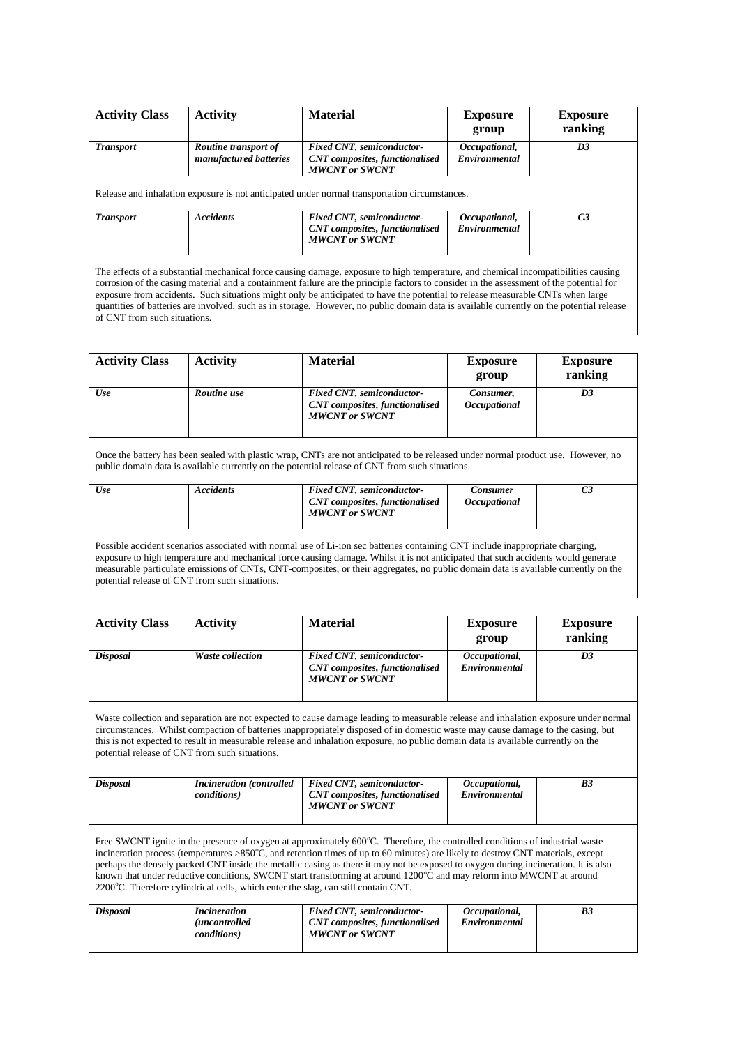| Activity Class | Activity | Material | Exposure group | Exposure ranking |
|---|---|---|---|---|
| ***Transport*** | ***Routine transport of manufactured batteries*** | ***Fixed CNT, semiconductor-CNT composites, functionalised MWCNT or SWCNT*** | ***Occupational, Environmental*** | ***D3*** |
| Release and inhalation exposure is not anticipated under normal transportation circumstances. | | | | |
| ***Transport*** | ***Accidents*** | ***Fixed CNT, semiconductor-CNT composites, functionalised MWCNT or SWCNT*** | ***Occupational, Environmental*** | ***C3*** |
| The effects of a substantial mechanical force causing damage, exposure to high temperature, and chemical incompatibilities causing corrosion of the casing material and a containment failure are the principle factors to consider in the assessment of the potential for exposure from accidents. Such situations might only be anticipated to have the potential to release measurable CNTs when large quantities of batteries are involved, such as in storage. However, no public domain data is available currently on the potential release of CNT from such situations. | | | | |

| Activity Class | Activity | Material | Exposure group | Exposure ranking |
|---|---|---|---|---|
| ***Use*** | ***Routine use*** | ***Fixed CNT, semiconductor-CNT composites, functionalised MWCNT or SWCNT*** | ***Consumer, Occupational*** | ***D3*** |
| Once the battery has been sealed with plastic wrap, CNTs are not anticipated to be released under normal product use. However, no public domain data is available currently on the potential release of CNT from such situations. | | | | |
| ***Use*** | ***Accidents*** | ***Fixed CNT, semiconductor-CNT composites, functionalised MWCNT or SWCNT*** | ***Consumer Occupational*** | ***C3*** |
| Possible accident scenarios associated with normal use of Li-ion sec batteries containing CNT include inappropriate charging, exposure to high temperature and mechanical force causing damage. Whilst it is not anticipated that such accidents would generate measurable particulate emissions of CNTs, CNT-composites, or their aggregates, no public domain data is available currently on the potential release of CNT from such situations. | | | | |

| Activity Class | Activity | Material | Exposure group | Exposure ranking |
|---|---|---|---|---|
| ***Disposal*** | ***Waste collection*** | ***Fixed CNT, semiconductor-CNT composites, functionalised MWCNT or SWCNT*** | ***Occupational, Environmental*** | ***D3*** |
| Waste collection and separation are not expected to cause damage leading to measurable release and inhalation exposure under normal circumstances. Whilst compaction of batteries inappropriately disposed of in domestic waste may cause damage to the casing, but this is not expected to result in measurable release and inhalation exposure, no public domain data is available currently on the potential release of CNT from such situations. | | | | |
| ***Disposal*** | ***Incineration (controlled conditions)*** | ***Fixed CNT, semiconductor-CNT composites, functionalised MWCNT or SWCNT*** | ***Occupational, Environmental*** | ***B3*** |
| Free SWCNT ignite in the presence of oxygen at approximately 600°C. Therefore, the controlled conditions of industrial waste incineration process (temperatures >850°C, and retention times of up to 60 minutes) are likely to destroy CNT materials, except perhaps the densely packed CNT inside the metallic casing as there it may not be exposed to oxygen during incineration. It is also known that under reductive conditions, SWCNT start transforming at around 1200°C and may reform into MWCNT at around 2200°C. Therefore cylindrical cells, which enter the slag, can still contain CNT. | | | | |
| ***Disposal*** | ***Incineration (uncontrolled conditions)*** | ***Fixed CNT, semiconductor-CNT composites, functionalised MWCNT or SWCNT*** | ***Occupational, Environmental*** | ***B3*** |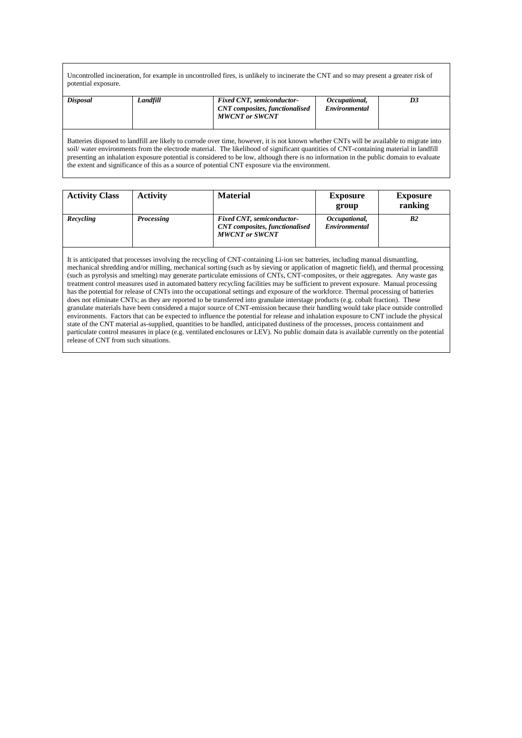Uncontrolled incineration, for example in uncontrolled fires, is unlikely to incinerate the CNT and so may present a greater risk of potential exposure.

| *Disposal* | *Landfill* | *Fixed CNT, semiconductor-CNT composites, functionalised MWCNT or SWCNT* | *Occupational, Environmental* | *D3* |
|---|---|---|---|---|

Batteries disposed to landfill are likely to corrode over time, however, it is not known whether CNTs will be available to migrate into soil/ water environments from the electrode material. The likelihood of significant quantities of CNT-containing material in landfill presenting an inhalation exposure potential is considered to be low, although there is no information in the public domain to evaluate the extent and significance of this as a source of potential CNT exposure via the environment.

| Activity Class | Activity | Material | Exposure group | Exposure ranking |
|---|---|---|---|---|
| *Recycling* | *Processing* | *Fixed CNT, semiconductor-CNT composites, functionalised MWCNT or SWCNT* | *Occupational, Environmental* | *B2* |

It is anticipated that processes involving the recycling of CNT-containing Li-ion sec batteries, including manual dismantling, mechanical shredding and/or milling, mechanical sorting (such as by sieving or application of magnetic field), and thermal processing (such as pyrolysis and smelting) may generate particulate emissions of CNTs, CNT-composites, or their aggregates. Any waste gas treatment control measures used in automated battery recycling facilities may be sufficient to prevent exposure. Manual processing has the potential for release of CNTs into the occupational settings and exposure of the workforce. Thermal processing of batteries does not eliminate CNTs; as they are reported to be transferred into granulate interstage products (e.g. cobalt fraction). These granulate materials have been considered a major source of CNT-emission because their handling would take place outside controlled environments. Factors that can be expected to influence the potential for release and inhalation exposure to CNT include the physical state of the CNT material as-supplied, quantities to be handled, anticipated dustiness of the processes, process containment and particulate control measures in place (e.g. ventilated enclosures or LEV). No public domain data is available currently on the potential release of CNT from such situations.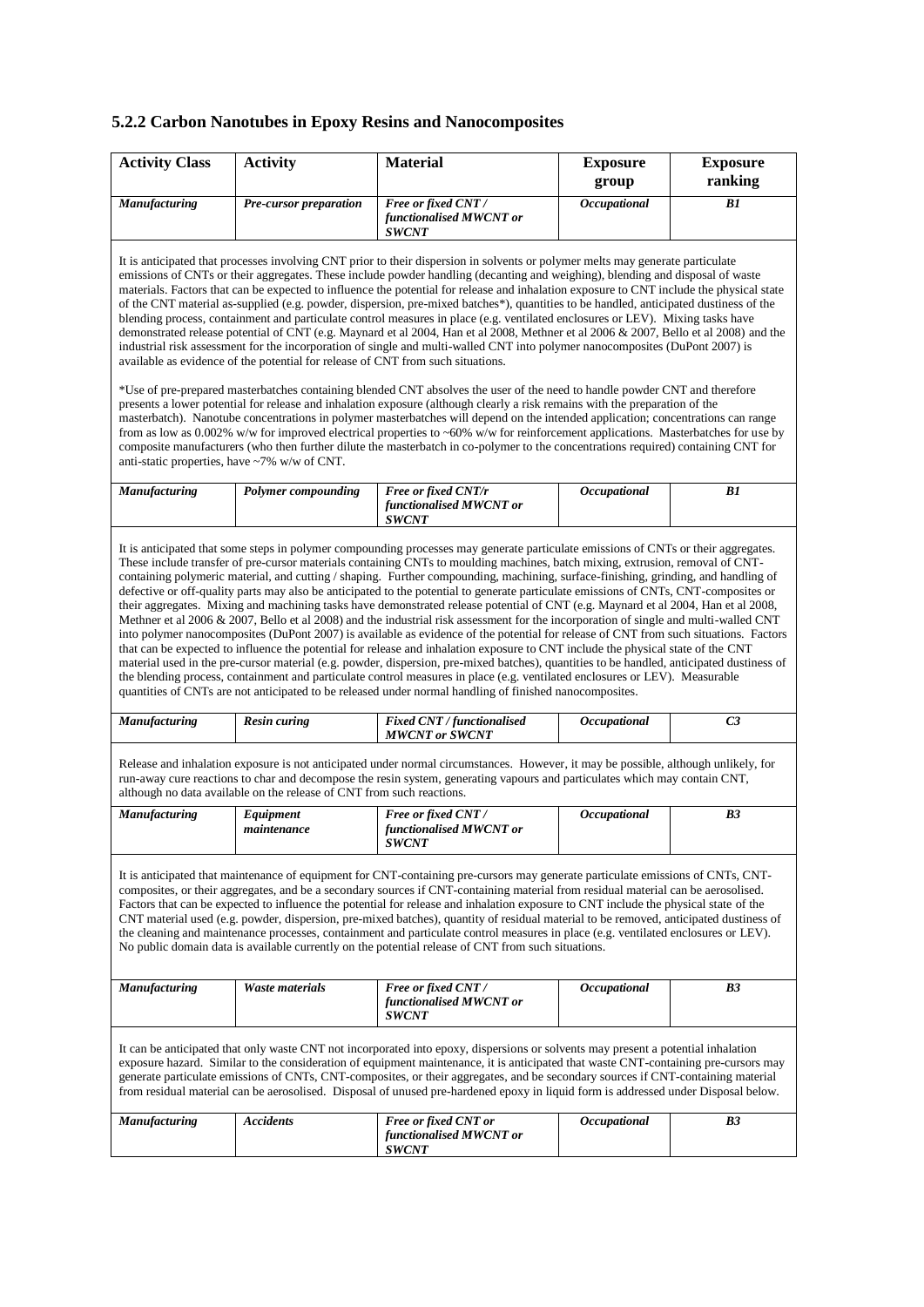### 5.2.2 Carbon Nanotubes in Epoxy Resins and Nanocomposites

| Activity Class | Activity | Material | Exposure group | Exposure ranking |
|---|---|---|---|---|
| *Manufacturing* | *Pre-cursor preparation* | *Free or fixed CNT / functionalised MWCNT or SWCNT* | *Occupational* | *B1* |

It is anticipated that processes involving CNT prior to their dispersion in solvents or polymer melts may generate particulate emissions of CNTs or their aggregates. These include powder handling (decanting and weighing), blending and disposal of waste materials. Factors that can be expected to influence the potential for release and inhalation exposure to CNT include the physical state of the CNT material as-supplied (e.g. powder, dispersion, pre-mixed batches*), quantities to be handled, anticipated dustiness of the blending process, containment and particulate control measures in place (e.g. ventilated enclosures or LEV). Mixing tasks have demonstrated release potential of CNT (e.g. Maynard et al 2004, Han et al 2008, Methner et al 2006 & 2007, Bello et al 2008) and the industrial risk assessment for the incorporation of single and multi-walled CNT into polymer nanocomposites (DuPont 2007) is available as evidence of the potential for release of CNT from such situations.

*Use of pre-prepared masterbatches containing blended CNT absolves the user of the need to handle powder CNT and therefore presents a lower potential for release and inhalation exposure (although clearly a risk remains with the preparation of the masterbatch). Nanotube concentrations in polymer masterbatches will depend on the intended application; concentrations can range from as low as 0.002% w/w for improved electrical properties to ~60% w/w for reinforcement applications. Masterbatches for use by composite manufacturers (who then further dilute the masterbatch in co-polymer to the concentrations required) containing CNT for anti-static properties, have ~7% w/w of CNT.

| Activity Class | Activity | Material | Exposure group | Exposure ranking |
|---|---|---|---|---|
| *Manufacturing* | *Polymer compounding* | *Free or fixed CNT/r functionalised MWCNT or SWCNT* | *Occupational* | *B1* |

It is anticipated that some steps in polymer compounding processes may generate particulate emissions of CNTs or their aggregates. These include transfer of pre-cursor materials containing CNTs to moulding machines, batch mixing, extrusion, removal of CNT-containing polymeric material, and cutting / shaping. Further compounding, machining, surface-finishing, grinding, and handling of defective or off-quality parts may also be anticipated to the potential to generate particulate emissions of CNTs, CNT-composites or their aggregates. Mixing and machining tasks have demonstrated release potential of CNT (e.g. Maynard et al 2004, Han et al 2008, Methner et al 2006 & 2007, Bello et al 2008) and the industrial risk assessment for the incorporation of single and multi-walled CNT into polymer nanocomposites (DuPont 2007) is available as evidence of the potential for release of CNT from such situations. Factors that can be expected to influence the potential for release and inhalation exposure to CNT include the physical state of the CNT material used in the pre-cursor material (e.g. powder, dispersion, pre-mixed batches), quantities to be handled, anticipated dustiness of the blending process, containment and particulate control measures in place (e.g. ventilated enclosures or LEV). Measurable quantities of CNTs are not anticipated to be released under normal handling of finished nanocomposites.

| Activity Class | Activity | Material | Exposure group | Exposure ranking |
|---|---|---|---|---|
| *Manufacturing* | *Resin curing* | *Fixed CNT / functionalised MWCNT or SWCNT* | *Occupational* | *C3* |

Release and inhalation exposure is not anticipated under normal circumstances. However, it may be possible, although unlikely, for run-away cure reactions to char and decompose the resin system, generating vapours and particulates which may contain CNT, although no data available on the release of CNT from such reactions.

| Activity Class | Activity | Material | Exposure group | Exposure ranking |
|---|---|---|---|---|
| *Manufacturing* | *Equipment maintenance* | *Free or fixed CNT / functionalised MWCNT or SWCNT* | *Occupational* | *B3* |

It is anticipated that maintenance of equipment for CNT-containing pre-cursors may generate particulate emissions of CNTs, CNT-composites, or their aggregates, and be a secondary sources if CNT-containing material from residual material can be aerosolised. Factors that can be expected to influence the potential for release and inhalation exposure to CNT include the physical state of the CNT material used (e.g. powder, dispersion, pre-mixed batches), quantity of residual material to be removed, anticipated dustiness of the cleaning and maintenance processes, containment and particulate control measures in place (e.g. ventilated enclosures or LEV). No public domain data is available currently on the potential release of CNT from such situations.

| Activity Class | Activity | Material | Exposure group | Exposure ranking |
|---|---|---|---|---|
| *Manufacturing* | *Waste materials* | *Free or fixed CNT / functionalised MWCNT or SWCNT* | *Occupational* | *B3* |

It can be anticipated that only waste CNT not incorporated into epoxy, dispersions or solvents may present a potential inhalation exposure hazard. Similar to the consideration of equipment maintenance, it is anticipated that waste CNT-containing pre-cursors may generate particulate emissions of CNTs, CNT-composites, or their aggregates, and be secondary sources if CNT-containing material from residual material can be aerosolised. Disposal of unused pre-hardened epoxy in liquid form is addressed under Disposal below.

| Activity Class | Activity | Material | Exposure group | Exposure ranking |
|---|---|---|---|---|
| *Manufacturing* | *Accidents* | *Free or fixed CNT or functionalised MWCNT or SWCNT* | *Occupational* | *B3* |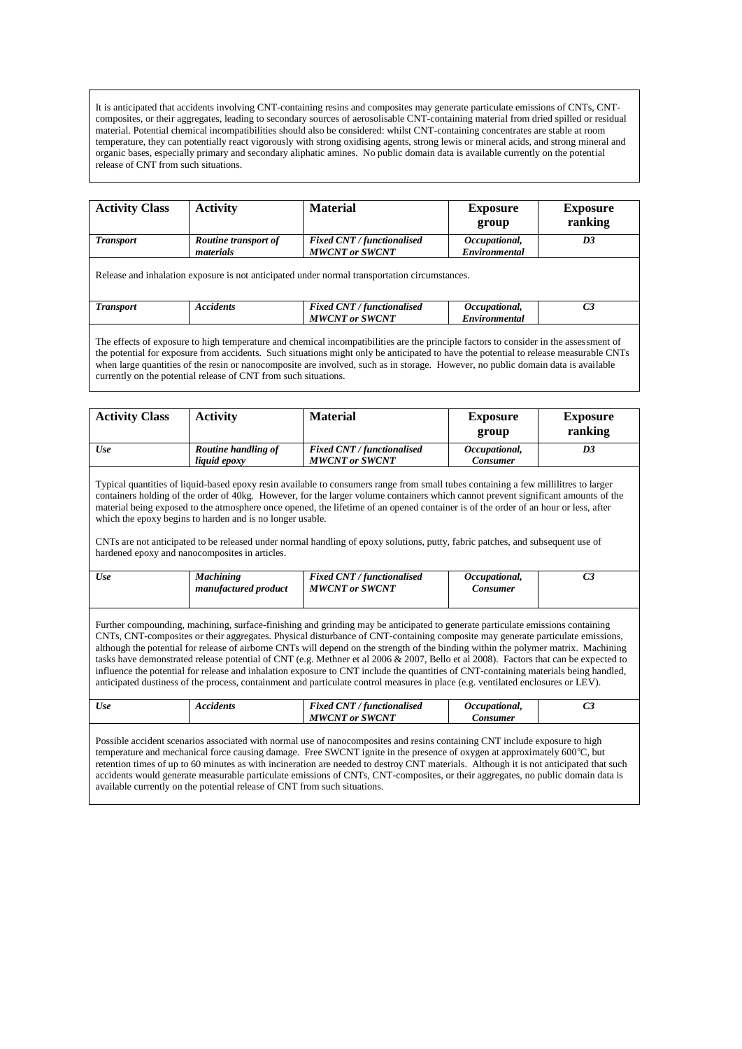It is anticipated that accidents involving CNT-containing resins and composites may generate particulate emissions of CNTs, CNT-composites, or their aggregates, leading to secondary sources of aerosolisable CNT-containing material from dried spilled or residual material. Potential chemical incompatibilities should also be considered: whilst CNT-containing concentrates are stable at room temperature, they can potentially react vigorously with strong oxidising agents, strong lewis or mineral acids, and strong mineral and organic bases, especially primary and secondary aliphatic amines. No public domain data is available currently on the potential release of CNT from such situations.

| Activity Class | Activity | Material | Exposure group | Exposure ranking |
|---|---|---|---|---|
| ***Transport*** | ***Routine transport of materials*** | ***Fixed CNT / functionalised MWCNT or SWCNT*** | ***Occupational, Environmental*** | ***D3*** |

Release and inhalation exposure is not anticipated under normal transportation circumstances.

| Activity Class | Activity | Material | Exposure group | Exposure ranking |
|---|---|---|---|---|
| ***Transport*** | ***Accidents*** | ***Fixed CNT / functionalised MWCNT or SWCNT*** | ***Occupational, Environmental*** | ***C3*** |

The effects of exposure to high temperature and chemical incompatibilities are the principle factors to consider in the assessment of the potential for exposure from accidents. Such situations might only be anticipated to have the potential to release measurable CNTs when large quantities of the resin or nanocomposite are involved, such as in storage. However, no public domain data is available currently on the potential release of CNT from such situations.

| Activity Class | Activity | Material | Exposure group | Exposure ranking |
|---|---|---|---|---|
| ***Use*** | ***Routine handling of liquid epoxy*** | ***Fixed CNT / functionalised MWCNT or SWCNT*** | ***Occupational, Consumer*** | ***D3*** |

Typical quantities of liquid-based epoxy resin available to consumers range from small tubes containing a few millilitres to larger containers holding of the order of 40kg. However, for the larger volume containers which cannot prevent significant amounts of the material being exposed to the atmosphere once opened, the lifetime of an opened container is of the order of an hour or less, after which the epoxy begins to harden and is no longer usable.

CNTs are not anticipated to be released under normal handling of epoxy solutions, putty, fabric patches, and subsequent use of hardened epoxy and nanocomposites in articles.

| Activity Class | Activity | Material | Exposure group | Exposure ranking |
|---|---|---|---|---|
| ***Use*** | ***Machining manufactured product*** | ***Fixed CNT / functionalised MWCNT or SWCNT*** | ***Occupational, Consumer*** | ***C3*** |

Further compounding, machining, surface-finishing and grinding may be anticipated to generate particulate emissions containing CNTs, CNT-composites or their aggregates. Physical disturbance of CNT-containing composite may generate particulate emissions, although the potential for release of airborne CNTs will depend on the strength of the binding within the polymer matrix. Machining tasks have demonstrated release potential of CNT (e.g. Methner et al 2006 & 2007, Bello et al 2008). Factors that can be expected to influence the potential for release and inhalation exposure to CNT include the quantities of CNT-containing materials being handled, anticipated dustiness of the process, containment and particulate control measures in place (e.g. ventilated enclosures or LEV).

| Activity Class | Activity | Material | Exposure group | Exposure ranking |
|---|---|---|---|---|
| ***Use*** | ***Accidents*** | ***Fixed CNT / functionalised MWCNT or SWCNT*** | ***Occupational, Consumer*** | ***C3*** |

Possible accident scenarios associated with normal use of nanocomposites and resins containing CNT include exposure to high temperature and mechanical force causing damage. Free SWCNT ignite in the presence of oxygen at approximately 600°C, but retention times of up to 60 minutes as with incineration are needed to destroy CNT materials. Although it is not anticipated that such accidents would generate measurable particulate emissions of CNTs, CNT-composites, or their aggregates, no public domain data is available currently on the potential release of CNT from such situations.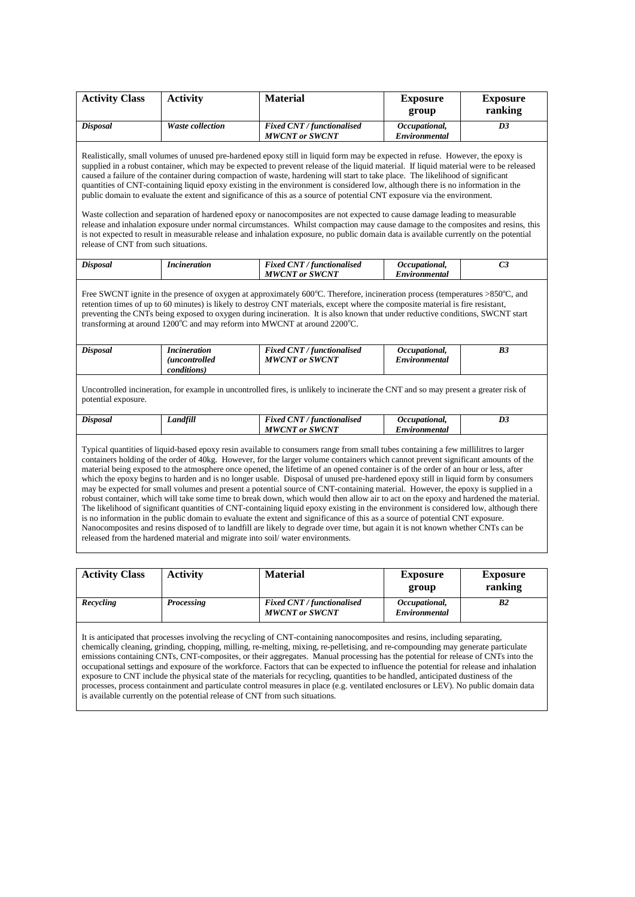| Activity Class | Activity | Material | Exposure group | Exposure ranking |
|---|---|---|---|---|
| ***Disposal*** | ***Waste collection*** | ***Fixed CNT / functionalised MWCNT or SWCNT*** | ***Occupational, Environmental*** | ***D3*** |

Realistically, small volumes of unused pre-hardened epoxy still in liquid form may be expected in refuse. However, the epoxy is supplied in a robust container, which may be expected to prevent release of the liquid material. If liquid material were to be released caused a failure of the container during compaction of waste, hardening will start to take place. The likelihood of significant quantities of CNT-containing liquid epoxy existing in the environment is considered low, although there is no information in the public domain to evaluate the extent and significance of this as a source of potential CNT exposure via the environment.

Waste collection and separation of hardened epoxy or nanocomposites are not expected to cause damage leading to measurable release and inhalation exposure under normal circumstances. Whilst compaction may cause damage to the composites and resins, this is not expected to result in measurable release and inhalation exposure, no public domain data is available currently on the potential release of CNT from such situations.

| Activity Class | Activity | Material | Exposure group | Exposure ranking |
|---|---|---|---|---|
| ***Disposal*** | ***Incineration*** | ***Fixed CNT / functionalised MWCNT or SWCNT*** | ***Occupational, Environmental*** | ***C3*** |

Free SWCNT ignite in the presence of oxygen at approximately 600°C. Therefore, incineration process (temperatures >850°C, and retention times of up to 60 minutes) is likely to destroy CNT materials, except where the composite material is fire resistant, preventing the CNTs being exposed to oxygen during incineration. It is also known that under reductive conditions, SWCNT start transforming at around 1200°C and may reform into MWCNT at around 2200°C.

| Activity Class | Activity | Material | Exposure group | Exposure ranking |
|---|---|---|---|---|
| ***Disposal*** | ***Incineration (uncontrolled conditions)*** | ***Fixed CNT / functionalised MWCNT or SWCNT*** | ***Occupational, Environmental*** | ***B3*** |

Uncontrolled incineration, for example in uncontrolled fires, is unlikely to incinerate the CNT and so may present a greater risk of potential exposure.

| Activity Class | Activity | Material | Exposure group | Exposure ranking |
|---|---|---|---|---|
| ***Disposal*** | ***Landfill*** | ***Fixed CNT / functionalised MWCNT or SWCNT*** | ***Occupational, Environmental*** | ***D3*** |

Typical quantities of liquid-based epoxy resin available to consumers range from small tubes containing a few millilitres to larger containers holding of the order of 40kg. However, for the larger volume containers which cannot prevent significant amounts of the material being exposed to the atmosphere once opened, the lifetime of an opened container is of the order of an hour or less, after which the epoxy begins to harden and is no longer usable. Disposal of unused pre-hardened epoxy still in liquid form by consumers may be expected for small volumes and present a potential source of CNT-containing material. However, the epoxy is supplied in a robust container, which will take some time to break down, which would then allow air to act on the epoxy and hardened the material. The likelihood of significant quantities of CNT-containing liquid epoxy existing in the environment is considered low, although there is no information in the public domain to evaluate the extent and significance of this as a source of potential CNT exposure. Nanocomposites and resins disposed of to landfill are likely to degrade over time, but again it is not known whether CNTs can be released from the hardened material and migrate into soil/ water environments.

| Activity Class | Activity | Material | Exposure group | Exposure ranking |
|---|---|---|---|---|
| ***Recycling*** | ***Processing*** | ***Fixed CNT / functionalised MWCNT or SWCNT*** | ***Occupational, Environmental*** | ***B2*** |

It is anticipated that processes involving the recycling of CNT-containing nanocomposites and resins, including separating, chemically cleaning, grinding, chopping, milling, re-melting, mixing, re-pelletising, and re-compounding may generate particulate emissions containing CNTs, CNT-composites, or their aggregates. Manual processing has the potential for release of CNTs into the occupational settings and exposure of the workforce. Factors that can be expected to influence the potential for release and inhalation exposure to CNT include the physical state of the materials for recycling, quantities to be handled, anticipated dustiness of the processes, process containment and particulate control measures in place (e.g. ventilated enclosures or LEV). No public domain data is available currently on the potential release of CNT from such situations.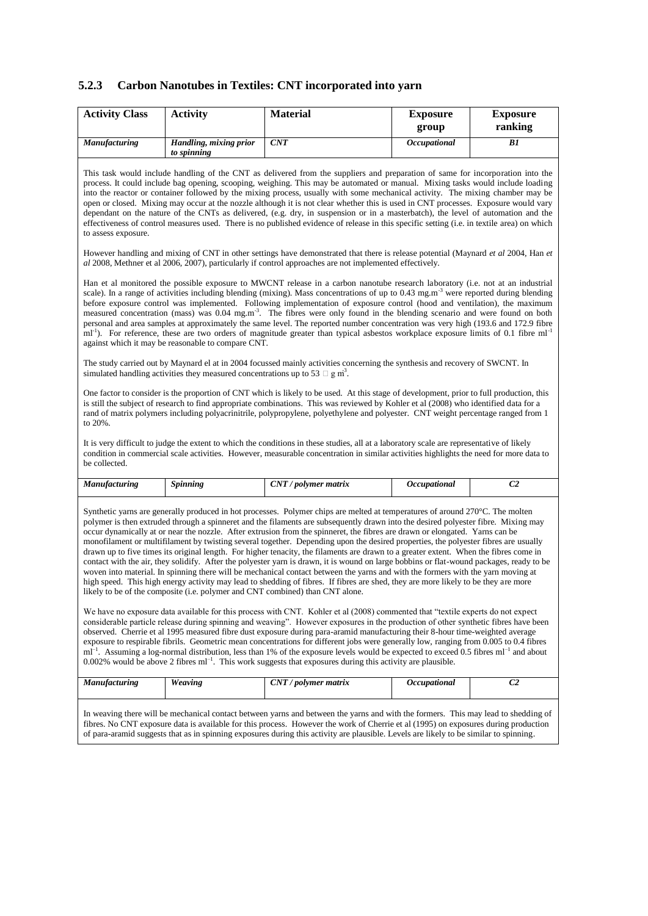### 5.2.3 Carbon Nanotubes in Textiles: CNT incorporated into yarn

| Activity Class | Activity | Material | Exposure group | Exposure ranking |
|---|---|---|---|---|
| *Manufacturing* | *Handling, mixing prior to spinning* | *CNT* | *Occupational* | *B1* |

This task would include handling of the CNT as delivered from the suppliers and preparation of same for incorporation into the process. It could include bag opening, scooping, weighing. This may be automated or manual. Mixing tasks would include loading into the reactor or container followed by the mixing process, usually with some mechanical activity. The mixing chamber may be open or closed. Mixing may occur at the nozzle although it is not clear whether this is used in CNT processes. Exposure would vary dependant on the nature of the CNTs as delivered, (e.g. dry, in suspension or in a masterbatch), the level of automation and the effectiveness of control measures used. There is no published evidence of release in this specific setting (i.e. in textile area) on which to assess exposure.

However handling and mixing of CNT in other settings have demonstrated that there is release potential (Maynard *et al* 2004, Han *et al* 2008, Methner et al 2006, 2007), particularly if control approaches are not implemented effectively.

Han et al monitored the possible exposure to MWCNT release in a carbon nanotube research laboratory (i.e. not at an industrial scale). In a range of activities including blending (mixing). Mass concentrations of up to 0.43 mg.m$^{-3}$ were reported during blending before exposure control was implemented. Following implementation of exposure control (hood and ventilation), the maximum measured concentration (mass) was 0.04 mg.m$^{-3}$. The fibres were only found in the blending scenario and were found on both personal and area samples at approximately the same level. The reported number concentration was very high (193.6 and 172.9 fibre ml$^{-1}$). For reference, these are two orders of magnitude greater than typical asbestos workplace exposure limits of 0.1 fibre ml$^{-1}$ against which it may be reasonable to compare CNT.

The study carried out by Maynard el at in 2004 focussed mainly activities concerning the synthesis and recovery of SWCNT. In simulated handling activities they measured concentrations up to 53 $\mu$g m$^{3}$.

One factor to consider is the proportion of CNT which is likely to be used. At this stage of development, prior to full production, this is still the subject of research to find appropriate combinations. This was reviewed by Kohler et al (2008) who identified data for a rand of matrix polymers including polyacrinitrile, polypropylene, polyethylene and polyester. CNT weight percentage ranged from 1 to 20%.

It is very difficult to judge the extent to which the conditions in these studies, all at a laboratory scale are representative of likely condition in commercial scale activities. However, measurable concentration in similar activities highlights the need for more data to be collected.

| Activity Class | Activity | Material | Exposure group | Exposure ranking |
|---|---|---|---|---|
| *Manufacturing* | *Spinning* | *CNT / polymer matrix* | *Occupational* | *C2* |

Synthetic yarns are generally produced in hot processes. Polymer chips are melted at temperatures of around 270°C. The molten polymer is then extruded through a spinneret and the filaments are subsequently drawn into the desired polyester fibre. Mixing may occur dynamically at or near the nozzle. After extrusion from the spinneret, the fibres are drawn or elongated. Yarns can be monofilament or multifilament by twisting several together. Depending upon the desired properties, the polyester fibres are usually drawn up to five times its original length. For higher tenacity, the filaments are drawn to a greater extent. When the fibres come in contact with the air, they solidify. After the polyester yarn is drawn, it is wound on large bobbins or flat-wound packages, ready to be woven into material. In spinning there will be mechanical contact between the yarns and with the formers with the yarn moving at high speed. This high energy activity may lead to shedding of fibres. If fibres are shed, they are more likely to be they are more likely to be of the composite (i.e. polymer and CNT combined) than CNT alone.

We have no exposure data available for this process with CNT. Kohler et al (2008) commented that "textile experts do not expect considerable particle release during spinning and weaving". However exposures in the production of other synthetic fibres have been observed. Cherrie et al 1995 measured fibre dust exposure during para-aramid manufacturing their 8-hour time-weighted average exposure to respirable fibrils. Geometric mean concentrations for different jobs were generally low, ranging from 0.005 to 0.4 fibres ml$^{-1}$. Assuming a log-normal distribution, less than 1% of the exposure levels would be expected to exceed 0.5 fibres ml$^{-1}$ and about 0.002% would be above 2 fibres ml$^{-1}$. This work suggests that exposures during this activity are plausible.

| Activity Class | Activity | Material | Exposure group | Exposure ranking |
|---|---|---|---|---|
| *Manufacturing* | *Weaving* | *CNT / polymer matrix* | *Occupational* | *C2* |

In weaving there will be mechanical contact between yarns and between the yarns and with the formers. This may lead to shedding of fibres. No CNT exposure data is available for this process. However the work of Cherrie et al (1995) on exposures during production of para-aramid suggests that as in spinning exposures during this activity are plausible. Levels are likely to be similar to spinning.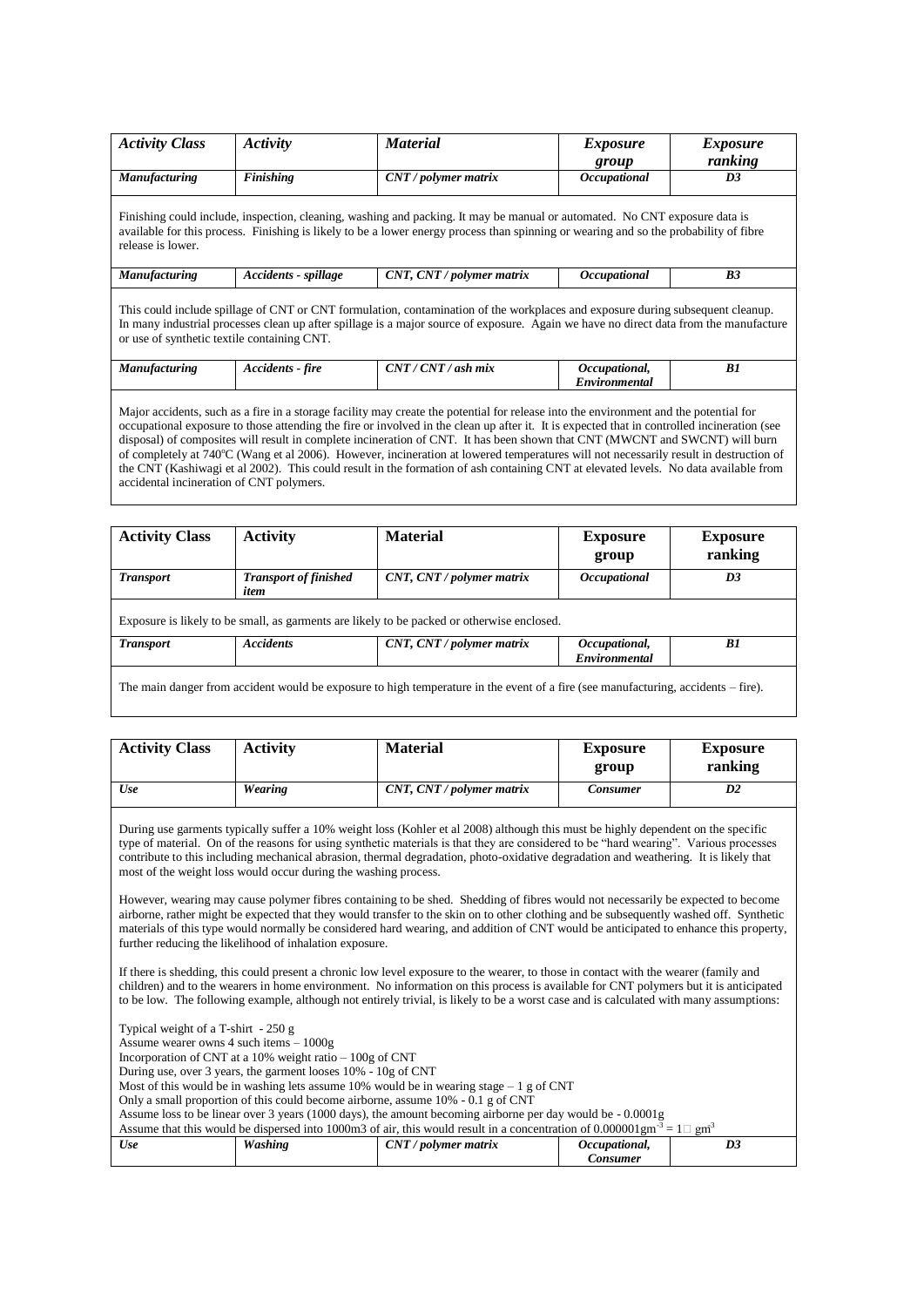| *Activity Class* | *Activity* | *Material* | *Exposure group* | *Exposure ranking* |
|---|---|---|---|---|
| *Manufacturing* | *Finishing* | *CNT / polymer matrix* | *Occupational* | *D3* |

Finishing could include, inspection, cleaning, washing and packing. It may be manual or automated. No CNT exposure data is available for this process. Finishing is likely to be a lower energy process than spinning or wearing and so the probability of fibre release is lower.

| *Activity Class* | *Activity* | *Material* | *Exposure group* | *Exposure ranking* |
|---|---|---|---|---|
| *Manufacturing* | *Accidents - spillage* | *CNT, CNT / polymer matrix* | *Occupational* | *B3* |

This could include spillage of CNT or CNT formulation, contamination of the workplaces and exposure during subsequent cleanup. In many industrial processes clean up after spillage is a major source of exposure. Again we have no direct data from the manufacture or use of synthetic textile containing CNT.

| *Activity Class* | *Activity* | *Material* | *Exposure group* | *Exposure ranking* |
|---|---|---|---|---|
| *Manufacturing* | *Accidents - fire* | *CNT / CNT / ash mix* | *Occupational, Environmental* | *B1* |

Major accidents, such as a fire in a storage facility may create the potential for release into the environment and the potential for occupational exposure to those attending the fire or involved in the clean up after it. It is expected that in controlled incineration (see disposal) of composites will result in complete incineration of CNT. It has been shown that CNT (MWCNT and SWCNT) will burn of completely at 740°C (Wang et al 2006). However, incineration at lowered temperatures will not necessarily result in destruction of the CNT (Kashiwagi et al 2002). This could result in the formation of ash containing CNT at elevated levels. No data available from accidental incineration of CNT polymers.

| **Activity Class** | **Activity** | **Material** | **Exposure group** | **Exposure ranking** |
|---|---|---|---|---|
| *Transport* | *Transport of finished item* | *CNT, CNT / polymer matrix* | *Occupational* | *D3* |

Exposure is likely to be small, as garments are likely to be packed or otherwise enclosed.

| **Activity Class** | **Activity** | **Material** | **Exposure group** | **Exposure ranking** |
|---|---|---|---|---|
| *Transport* | *Accidents* | *CNT, CNT / polymer matrix* | *Occupational, Environmental* | *B1* |

The main danger from accident would be exposure to high temperature in the event of a fire (see manufacturing, accidents – fire).

| **Activity Class** | **Activity** | **Material** | **Exposure group** | **Exposure ranking** |
|---|---|---|---|---|
| *Use* | *Wearing* | *CNT, CNT / polymer matrix* | *Consumer* | *D2* |

During use garments typically suffer a 10% weight loss (Kohler et al 2008) although this must be highly dependent on the specific type of material. On of the reasons for using synthetic materials is that they are considered to be "hard wearing". Various processes contribute to this including mechanical abrasion, thermal degradation, photo-oxidative degradation and weathering. It is likely that most of the weight loss would occur during the washing process.

However, wearing may cause polymer fibres containing to be shed. Shedding of fibres would not necessarily be expected to become airborne, rather might be expected that they would transfer to the skin on to other clothing and be subsequently washed off. Synthetic materials of this type would normally be considered hard wearing, and addition of CNT would be anticipated to enhance this property, further reducing the likelihood of inhalation exposure.

If there is shedding, this could present a chronic low level exposure to the wearer, to those in contact with the wearer (family and children) and to the wearers in home environment. No information on this process is available for CNT polymers but it is anticipated to be low. The following example, although not entirely trivial, is likely to be a worst case and is calculated with many assumptions:

Typical weight of a T-shirt - 250 g
Assume wearer owns 4 such items – 1000g
Incorporation of CNT at a 10% weight ratio – 100g of CNT
During use, over 3 years, the garment looses 10% - 10g of CNT
Most of this would be in washing lets assume 10% would be in wearing stage – 1 g of CNT
Only a small proportion of this could become airborne, assume 10% - 0.1 g of CNT
Assume loss to be linear over 3 years (1000 days), the amount becoming airborne per day would be - 0.0001g
Assume that this would be dispersed into 1000m3 of air, this would result in a concentration of 0.000001gm$^{-3}$ = 1□ gm$^{3}$

| *Activity Class* | *Activity* | *Material* | *Exposure group* | *Exposure ranking* |
|---|---|---|---|---|
| *Use* | *Washing* | *CNT / polymer matrix* | *Occupational, Consumer* | *D3* |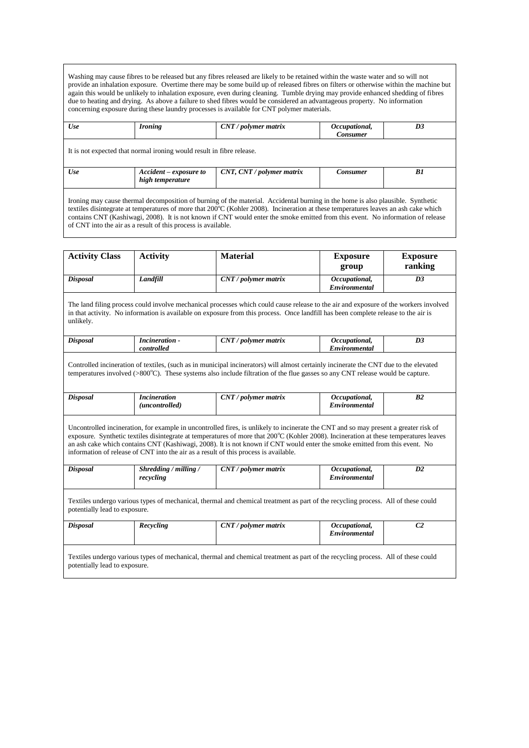| | | | | |
|---|---|---|---|---|
| Washing may cause fibres to be released but any fibres released are likely to be retained within the waste water and so will not provide an inhalation exposure. Overtime there may be some build up of released fibres on filters or otherwise within the machine but again this would be unlikely to inhalation exposure, even during cleaning. Tumble drying may provide enhanced shedding of fibres due to heating and drying. As above a failure to shed fibres would be considered an advantageous property. No information concerning exposure during these laundry processes is available for CNT polymer materials. | | | | |
| ***Use*** | ***Ironing*** | ***CNT / polymer matrix*** | ***Occupational, Consumer*** | ***D3*** |
| It is not expected that normal ironing would result in fibre release. | | | | |
| ***Use*** | ***Accident – exposure to high temperature*** | ***CNT, CNT / polymer matrix*** | ***Consumer*** | ***B1*** |
| Ironing may cause thermal decomposition of burning of the material. Accidental burning in the home is also plausible. Synthetic textiles disintegrate at temperatures of more that 200°C (Kohler 2008). Incineration at these temperatures leaves an ash cake which contains CNT (Kashiwagi, 2008). It is not known if CNT would enter the smoke emitted from this event. No information of release of CNT into the air as a result of this process is available. | | | | |

| Activity Class | Activity | Material | Exposure group | Exposure ranking |
|---|---|---|---|---|
| ***Disposal*** | ***Landfill*** | ***CNT / polymer matrix*** | ***Occupational, Environmental*** | ***D3*** |
| The land filing process could involve mechanical processes which could cause release to the air and exposure of the workers involved in that activity. No information is available on exposure from this process. Once landfill has been complete release to the air is unlikely. | | | | |
| ***Disposal*** | ***Incineration - controlled*** | ***CNT / polymer matrix*** | ***Occupational, Environmental*** | ***D3*** |
| Controlled incineration of textiles, (such as in municipal incinerators) will almost certainly incinerate the CNT due to the elevated temperatures involved (>800°C). These systems also include filtration of the flue gasses so any CNT release would be capture. | | | | |
| ***Disposal*** | ***Incineration (uncontrolled)*** | ***CNT / polymer matrix*** | ***Occupational, Environmental*** | ***B2*** |
| Uncontrolled incineration, for example in uncontrolled fires, is unlikely to incinerate the CNT and so may present a greater risk of exposure. Synthetic textiles disintegrate at temperatures of more that 200°C (Kohler 2008). Incineration at these temperatures leaves an ash cake which contains CNT (Kashiwagi, 2008). It is not known if CNT would enter the smoke emitted from this event. No information of release of CNT into the air as a result of this process is available. | | | | |
| ***Disposal*** | ***Shredding / milling / recycling*** | ***CNT / polymer matrix*** | ***Occupational, Environmental*** | ***D2*** |
| Textiles undergo various types of mechanical, thermal and chemical treatment as part of the recycling process. All of these could potentially lead to exposure. | | | | |
| ***Disposal*** | ***Recycling*** | ***CNT / polymer matrix*** | ***Occupational, Environmental*** | ***C2*** |
| Textiles undergo various types of mechanical, thermal and chemical treatment as part of the recycling process. All of these could potentially lead to exposure. | | | | |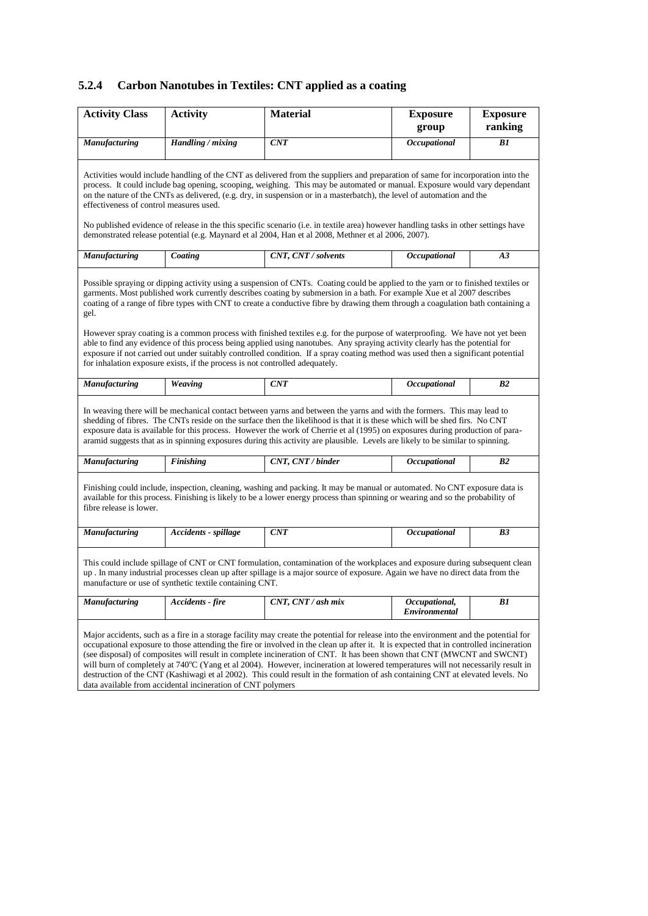### 5.2.4 Carbon Nanotubes in Textiles: CNT applied as a coating

| Activity Class | Activity | Material | Exposure group | Exposure ranking |
|---|---|---|---|---|
| *Manufacturing* | *Handling / mixing* | *CNT* | *Occupational* | *B1* |
| Activities would include handling of the CNT as delivered from the suppliers and preparation of same for incorporation into the process. It could include bag opening, scooping, weighing. This may be automated or manual. Exposure would vary dependant on the nature of the CNTs as delivered, (e.g. dry, in suspension or in a masterbatch), the level of automation and the effectiveness of control measures used. <br><br> No published evidence of release in the this specific scenario (i.e. in textile area) however handling tasks in other settings have demonstrated release potential (e.g. Maynard et al 2004, Han et al 2008, Methner et al 2006, 2007). | | | | |
| *Manufacturing* | *Coating* | *CNT, CNT / solvents* | *Occupational* | *A3* |
| Possible spraying or dipping activity using a suspension of CNTs. Coating could be applied to the yarn or to finished textiles or garments. Most published work currently describes coating by submersion in a bath. For example Xue et al 2007 describes coating of a range of fibre types with CNT to create a conductive fibre by drawing them through a coagulation bath containing a gel. <br><br> However spray coating is a common process with finished textiles e.g. for the purpose of waterproofing. We have not yet been able to find any evidence of this process being applied using nanotubes. Any spraying activity clearly has the potential for exposure if not carried out under suitably controlled condition. If a spray coating method was used then a significant potential for inhalation exposure exists, if the process is not controlled adequately. | | | | |
| *Manufacturing* | *Weaving* | *CNT* | *Occupational* | *B2* |
| In weaving there will be mechanical contact between yarns and between the yarns and with the formers. This may lead to shedding of fibres. The CNTs reside on the surface then the likelihood is that it is these which will be shed firs. No CNT exposure data is available for this process. However the work of Cherrie et al (1995) on exposures during production of para-aramid suggests that as in spinning exposures during this activity are plausible. Levels are likely to be similar to spinning. | | | | |
| *Manufacturing* | *Finishing* | *CNT, CNT / binder* | *Occupational* | *B2* |
| Finishing could include, inspection, cleaning, washing and packing. It may be manual or automated. No CNT exposure data is available for this process. Finishing is likely to be a lower energy process than spinning or wearing and so the probability of fibre release is lower. | | | | |
| *Manufacturing* | *Accidents - spillage* | *CNT* | *Occupational* | *B3* |
| This could include spillage of CNT or CNT formulation, contamination of the workplaces and exposure during subsequent clean up . In many industrial processes clean up after spillage is a major source of exposure. Again we have no direct data from the manufacture or use of synthetic textile containing CNT. | | | | |
| *Manufacturing* | *Accidents - fire* | *CNT, CNT / ash mix* | *Occupational, Environmental* | *B1* |
| Major accidents, such as a fire in a storage facility may create the potential for release into the environment and the potential for occupational exposure to those attending the fire or involved in the clean up after it. It is expected that in controlled incineration (see disposal) of composites will result in complete incineration of CNT. It has been shown that CNT (MWCNT and SWCNT) will burn of completely at 740°C (Yang et al 2004). However, incineration at lowered temperatures will not necessarily result in destruction of the CNT (Kashiwagi et al 2002). This could result in the formation of ash containing CNT at elevated levels. No data available from accidental incineration of CNT polymers | | | | |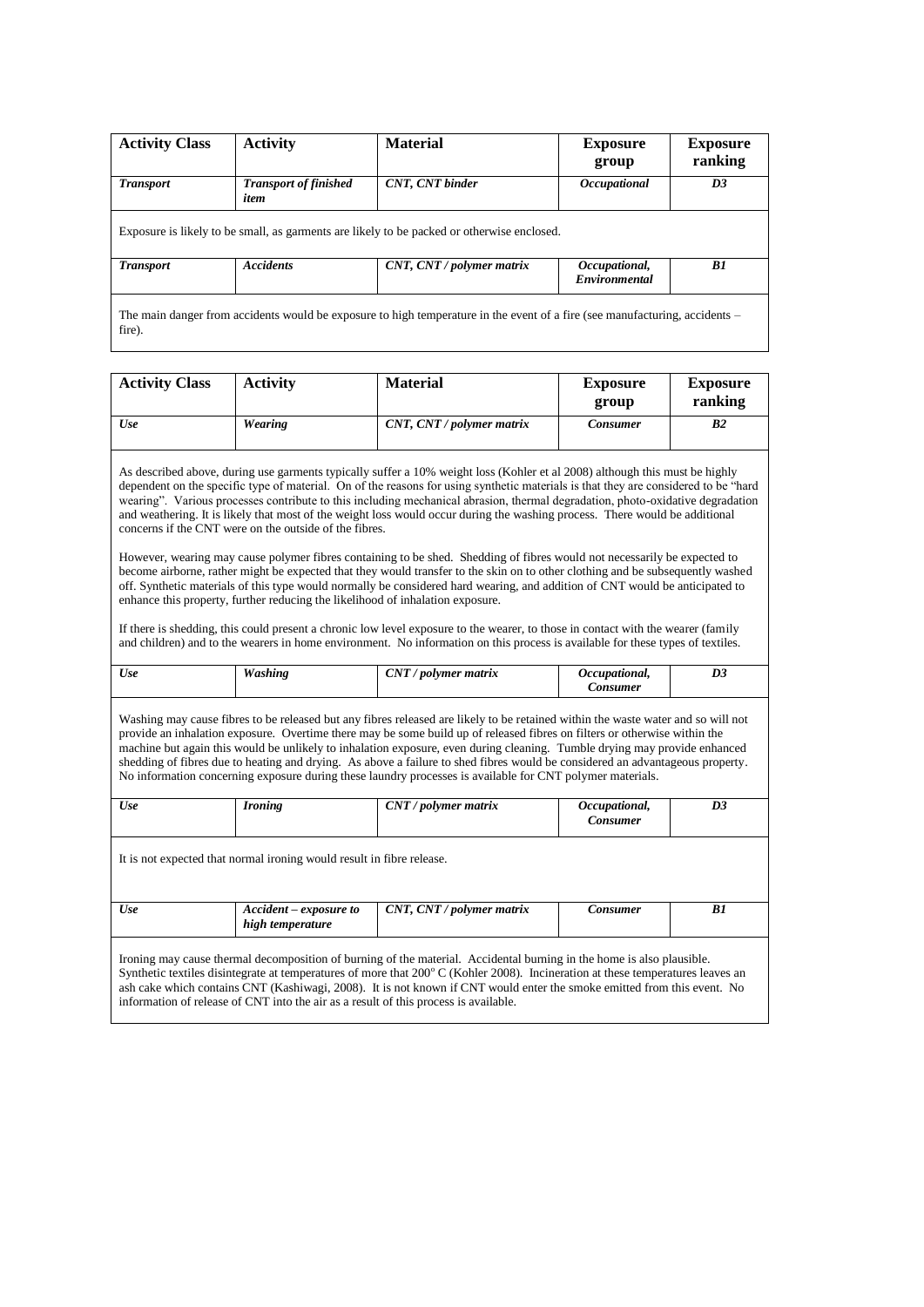| Activity Class | Activity | Material | Exposure group | Exposure ranking |
|---|---|---|---|---|
| ***Transport*** | ***Transport of finished item*** | ***CNT, CNT binder*** | ***Occupational*** | ***D3*** |

Exposure is likely to be small, as garments are likely to be packed or otherwise enclosed.

| Activity Class | Activity | Material | Exposure group | Exposure ranking |
|---|---|---|---|---|
| ***Transport*** | ***Accidents*** | ***CNT, CNT / polymer matrix*** | ***Occupational, Environmental*** | ***B1*** |

The main danger from accidents would be exposure to high temperature in the event of a fire (see manufacturing, accidents – fire).

| Activity Class | Activity | Material | Exposure group | Exposure ranking |
|---|---|---|---|---|
| ***Use*** | ***Wearing*** | ***CNT, CNT / polymer matrix*** | ***Consumer*** | ***B2*** |

As described above, during use garments typically suffer a 10% weight loss (Kohler et al 2008) although this must be highly dependent on the specific type of material. On of the reasons for using synthetic materials is that they are considered to be "hard wearing". Various processes contribute to this including mechanical abrasion, thermal degradation, photo-oxidative degradation and weathering. It is likely that most of the weight loss would occur during the washing process. There would be additional concerns if the CNT were on the outside of the fibres.

However, wearing may cause polymer fibres containing to be shed. Shedding of fibres would not necessarily be expected to become airborne, rather might be expected that they would transfer to the skin on to other clothing and be subsequently washed off. Synthetic materials of this type would normally be considered hard wearing, and addition of CNT would be anticipated to enhance this property, further reducing the likelihood of inhalation exposure.

If there is shedding, this could present a chronic low level exposure to the wearer, to those in contact with the wearer (family and children) and to the wearers in home environment. No information on this process is available for these types of textiles.

| Activity Class | Activity | Material | Exposure group | Exposure ranking |
|---|---|---|---|---|
| ***Use*** | ***Washing*** | ***CNT / polymer matrix*** | ***Occupational, Consumer*** | ***D3*** |

Washing may cause fibres to be released but any fibres released are likely to be retained within the waste water and so will not provide an inhalation exposure. Overtime there may be some build up of released fibres on filters or otherwise within the machine but again this would be unlikely to inhalation exposure, even during cleaning. Tumble drying may provide enhanced shedding of fibres due to heating and drying. As above a failure to shed fibres would be considered an advantageous property. No information concerning exposure during these laundry processes is available for CNT polymer materials.

| Activity Class | Activity | Material | Exposure group | Exposure ranking |
|---|---|---|---|---|
| ***Use*** | ***Ironing*** | ***CNT / polymer matrix*** | ***Occupational, Consumer*** | ***D3*** |

It is not expected that normal ironing would result in fibre release.

| Activity Class | Activity | Material | Exposure group | Exposure ranking |
|---|---|---|---|---|
| ***Use*** | ***Accident – exposure to high temperature*** | ***CNT, CNT / polymer matrix*** | ***Consumer*** | ***B1*** |

Ironing may cause thermal decomposition of burning of the material. Accidental burning in the home is also plausible. Synthetic textiles disintegrate at temperatures of more that 200$^{o}$ C (Kohler 2008). Incineration at these temperatures leaves an ash cake which contains CNT (Kashiwagi, 2008). It is not known if CNT would enter the smoke emitted from this event. No information of release of CNT into the air as a result of this process is available.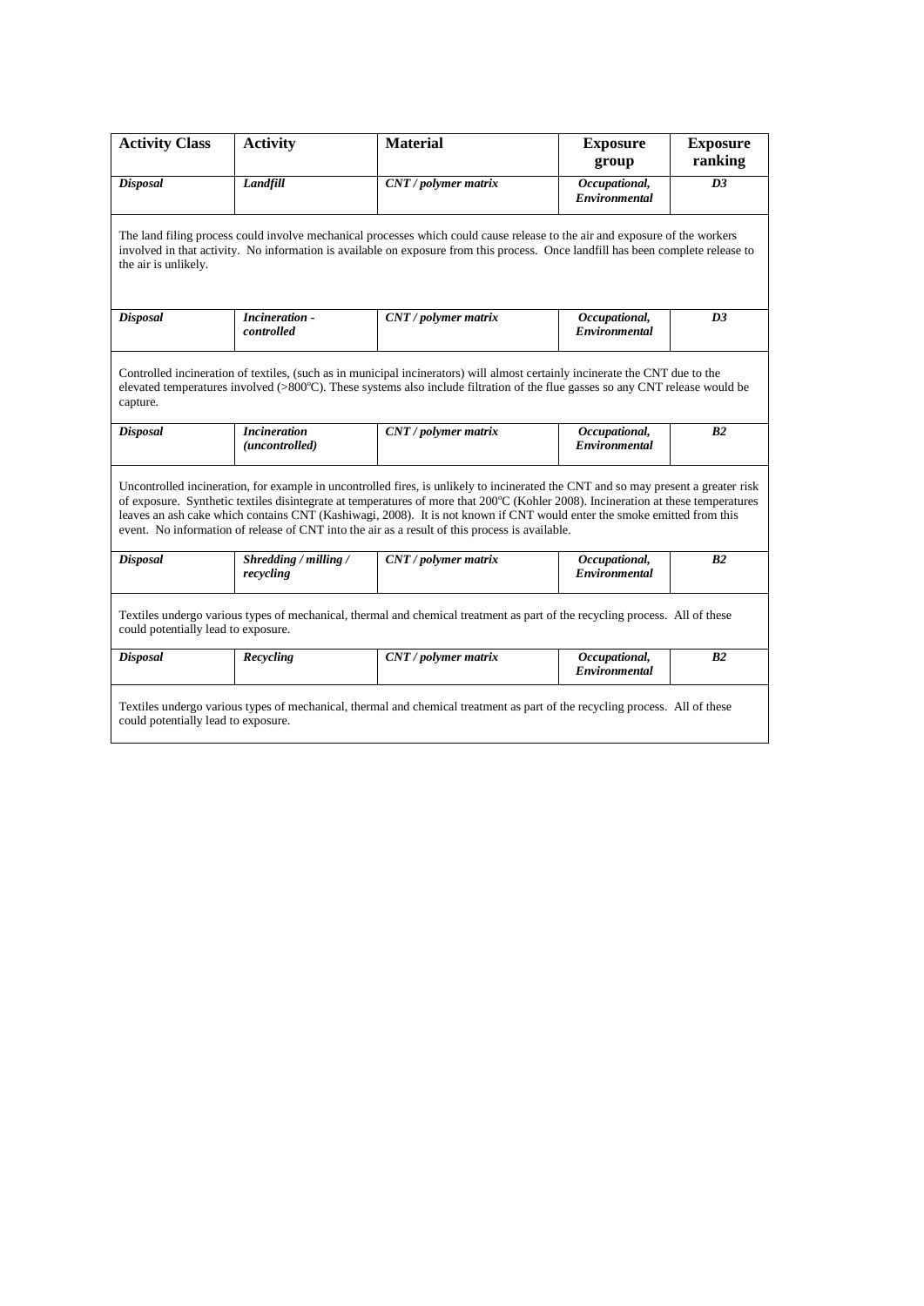| Activity Class | Activity | Material | Exposure group | Exposure ranking |
|---|---|---|---|---|
| ***Disposal*** | ***Landfill*** | ***CNT / polymer matrix*** | ***Occupational, Environmental*** | ***D3*** |
| The land filing process could involve mechanical processes which could cause release to the air and exposure of the workers involved in that activity. No information is available on exposure from this process. Once landfill has been complete release to the air is unlikely. | | | | |
| ***Disposal*** | ***Incineration - controlled*** | ***CNT / polymer matrix*** | ***Occupational, Environmental*** | ***D3*** |
| Controlled incineration of textiles, (such as in municipal incinerators) will almost certainly incinerate the CNT due to the elevated temperatures involved (>800°C). These systems also include filtration of the flue gasses so any CNT release would be capture. | | | | |
| ***Disposal*** | ***Incineration (uncontrolled)*** | ***CNT / polymer matrix*** | ***Occupational, Environmental*** | ***B2*** |
| Uncontrolled incineration, for example in uncontrolled fires, is unlikely to incinerated the CNT and so may present a greater risk of exposure. Synthetic textiles disintegrate at temperatures of more that 200°C (Kohler 2008). Incineration at these temperatures leaves an ash cake which contains CNT (Kashiwagi, 2008). It is not known if CNT would enter the smoke emitted from this event. No information of release of CNT into the air as a result of this process is available. | | | | |
| ***Disposal*** | ***Shredding / milling / recycling*** | ***CNT / polymer matrix*** | ***Occupational, Environmental*** | ***B2*** |
| Textiles undergo various types of mechanical, thermal and chemical treatment as part of the recycling process. All of these could potentially lead to exposure. | | | | |
| ***Disposal*** | ***Recycling*** | ***CNT / polymer matrix*** | ***Occupational, Environmental*** | ***B2*** |
| Textiles undergo various types of mechanical, thermal and chemical treatment as part of the recycling process. All of these could potentially lead to exposure. | | | | |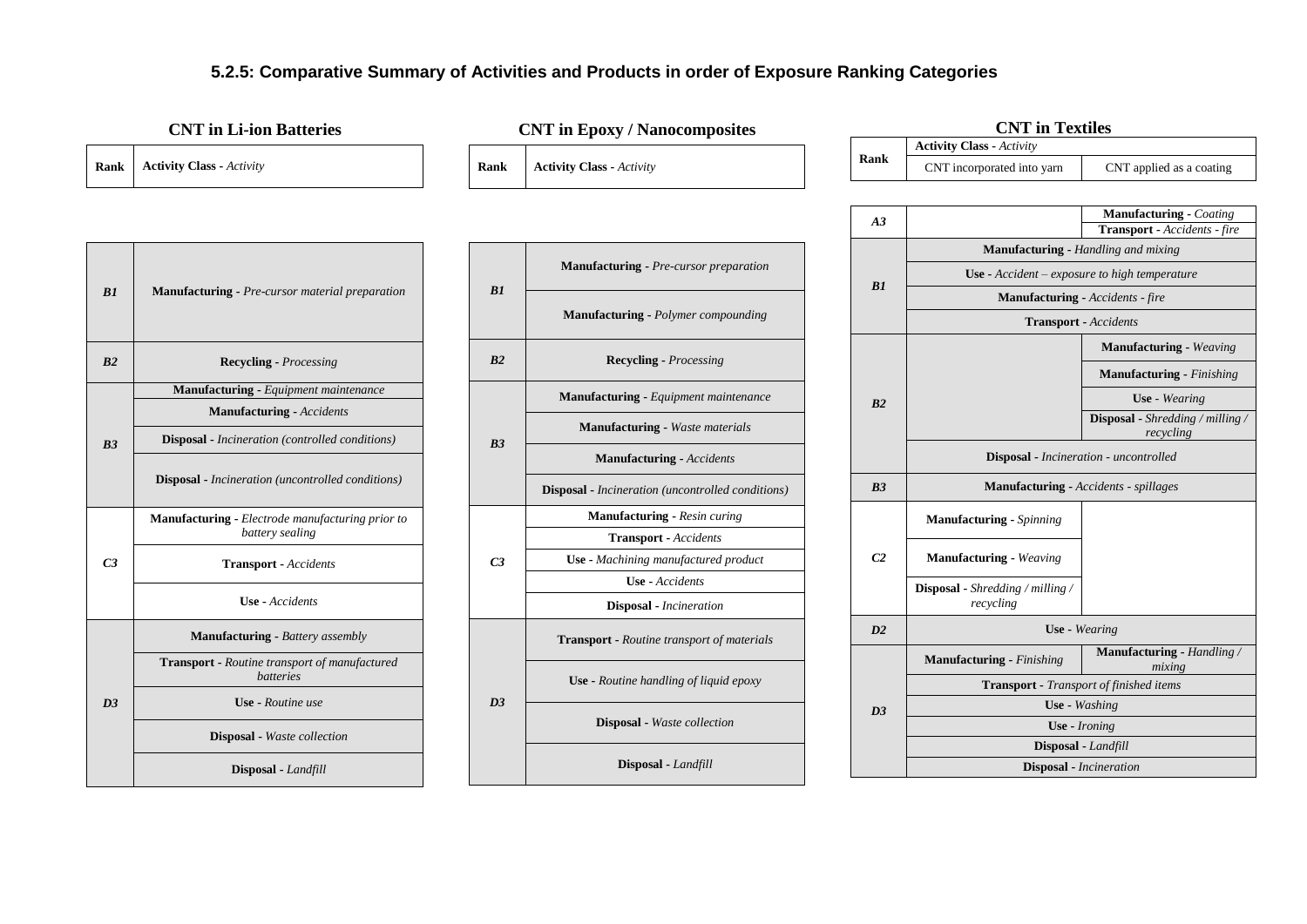### 5.2.5: Comparative Summary of Activities and Products in order of Exposure Ranking Categories

**CNT in Li-ion Batteries**

| Rank | Activity Class - *Activity* |
|---|---|
| *B1* | **Manufacturing** - *Pre-cursor material preparation* |
| *B2* | **Recycling** - *Processing* |
| *B3* | **Manufacturing** - *Equipment maintenance* |
| | **Manufacturing** - *Accidents* |
| | **Disposal** - *Incineration (controlled conditions)* |
| | **Disposal** - *Incineration (uncontrolled conditions)* |
| *C3* | **Manufacturing** - *Electrode manufacturing prior to battery sealing* |
| | **Transport** - *Accidents* |
| | **Use** - *Accidents* |
| *D3* | **Manufacturing** - *Battery assembly* |
| | **Transport** - *Routine transport of manufactured batteries* |
| | **Use** - *Routine use* |
| | **Disposal** - *Waste collection* |
| | **Disposal** - *Landfill* |

**CNT in Epoxy / Nanocomposites**

| Rank | Activity Class - *Activity* |
|---|---|
| *B1* | **Manufacturing** - *Pre-cursor preparation* |
| | **Manufacturing** - *Polymer compounding* |
| *B2* | **Recycling** - *Processing* |
| *B3* | **Manufacturing** - *Equipment maintenance* |
| | **Manufacturing** - *Waste materials* |
| | **Manufacturing** - *Accidents* |
| | **Disposal** - *Incineration (uncontrolled conditions)* |
| *C3* | **Manufacturing** - *Resin curing* |
| | **Transport** - *Accidents* |
| | **Use** - *Machining manufactured product* |
| | **Use** - *Accidents* |
| | **Disposal** - *Incineration* |
| *D3* | **Transport** - *Routine transport of materials* |
| | **Use** - *Routine handling of liquid epoxy* |
| | **Disposal** - *Waste collection* |
| | **Disposal** - *Landfill* |

**CNT in Textiles**

| Rank | Activity Class - *Activity*: CNT incorporated into yarn | CNT applied as a coating |
|---|---|---|
| *A3* | | **Manufacturing** - *Coating* |
| | | **Transport** - *Accidents - fire* |
| *B1* | **Manufacturing** - *Handling and mixing* | **Manufacturing** - *Handling and mixing* |
| | **Use** - *Accident – exposure to high temperature* | **Use** - *Accident – exposure to high temperature* |
| | **Manufacturing** - *Accidents - fire* | **Manufacturing** - *Accidents - fire* |
| | **Transport** - *Accidents* | **Transport** - *Accidents* |
| *B2* | | **Manufacturing** - *Weaving* |
| | | **Manufacturing** - *Finishing* |
| | | **Use** - *Wearing* |
| | | **Disposal** - *Shredding / milling / recycling* |
| | **Disposal** - *Incineration - uncontrolled* | **Disposal** - *Incineration - uncontrolled* |
| *B3* | **Manufacturing** - *Accidents - spillages* | **Manufacturing** - *Accidents - spillages* |
| *C2* | **Manufacturing** - *Spinning* | |
| | **Manufacturing** - *Weaving* | |
| | **Disposal** - *Shredding / milling / recycling* | |
| *D2* | **Use** - *Wearing* | |
| *D3* | **Manufacturing** - *Finishing* | **Manufacturing** - *Handling / mixing* |
| | **Transport** - *Transport of finished items* | **Transport** - *Transport of finished items* |
| | **Use** - *Washing* | **Use** - *Washing* |
| | **Use** - *Ironing* | **Use** - *Ironing* |
| | **Disposal** - *Landfill* | **Disposal** - *Landfill* |
| | **Disposal** - *Incineration* | **Disposal** - *Incineration* |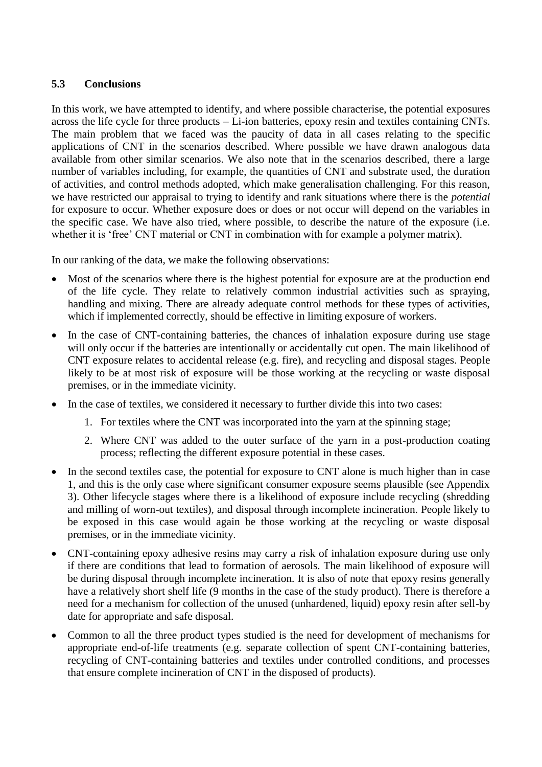### 5.3 Conclusions

In this work, we have attempted to identify, and where possible characterise, the potential exposures across the life cycle for three products – Li-ion batteries, epoxy resin and textiles containing CNTs. The main problem that we faced was the paucity of data in all cases relating to the specific applications of CNT in the scenarios described. Where possible we have drawn analogous data available from other similar scenarios. We also note that in the scenarios described, there a large number of variables including, for example, the quantities of CNT and substrate used, the duration of activities, and control methods adopted, which make generalisation challenging. For this reason, we have restricted our appraisal to trying to identify and rank situations where there is the *potential* for exposure to occur. Whether exposure does or does or not occur will depend on the variables in the specific case. We have also tried, where possible, to describe the nature of the exposure (i.e. whether it is 'free' CNT material or CNT in combination with for example a polymer matrix).

In our ranking of the data, we make the following observations:

- Most of the scenarios where there is the highest potential for exposure are at the production end of the life cycle. They relate to relatively common industrial activities such as spraying, handling and mixing. There are already adequate control methods for these types of activities, which if implemented correctly, should be effective in limiting exposure of workers.
- In the case of CNT-containing batteries, the chances of inhalation exposure during use stage will only occur if the batteries are intentionally or accidentally cut open. The main likelihood of CNT exposure relates to accidental release (e.g. fire), and recycling and disposal stages. People likely to be at most risk of exposure will be those working at the recycling or waste disposal premises, or in the immediate vicinity.
- In the case of textiles, we considered it necessary to further divide this into two cases:
    1. For textiles where the CNT was incorporated into the yarn at the spinning stage;
    2. Where CNT was added to the outer surface of the yarn in a post-production coating process; reflecting the different exposure potential in these cases.
- In the second textiles case, the potential for exposure to CNT alone is much higher than in case 1, and this is the only case where significant consumer exposure seems plausible (see Appendix 3). Other lifecycle stages where there is a likelihood of exposure include recycling (shredding and milling of worn-out textiles), and disposal through incomplete incineration. People likely to be exposed in this case would again be those working at the recycling or waste disposal premises, or in the immediate vicinity.
- CNT-containing epoxy adhesive resins may carry a risk of inhalation exposure during use only if there are conditions that lead to formation of aerosols. The main likelihood of exposure will be during disposal through incomplete incineration. It is also of note that epoxy resins generally have a relatively short shelf life (9 months in the case of the study product). There is therefore a need for a mechanism for collection of the unused (unhardened, liquid) epoxy resin after sell-by date for appropriate and safe disposal.
- Common to all the three product types studied is the need for development of mechanisms for appropriate end-of-life treatments (e.g. separate collection of spent CNT-containing batteries, recycling of CNT-containing batteries and textiles under controlled conditions, and processes that ensure complete incineration of CNT in the disposed of products).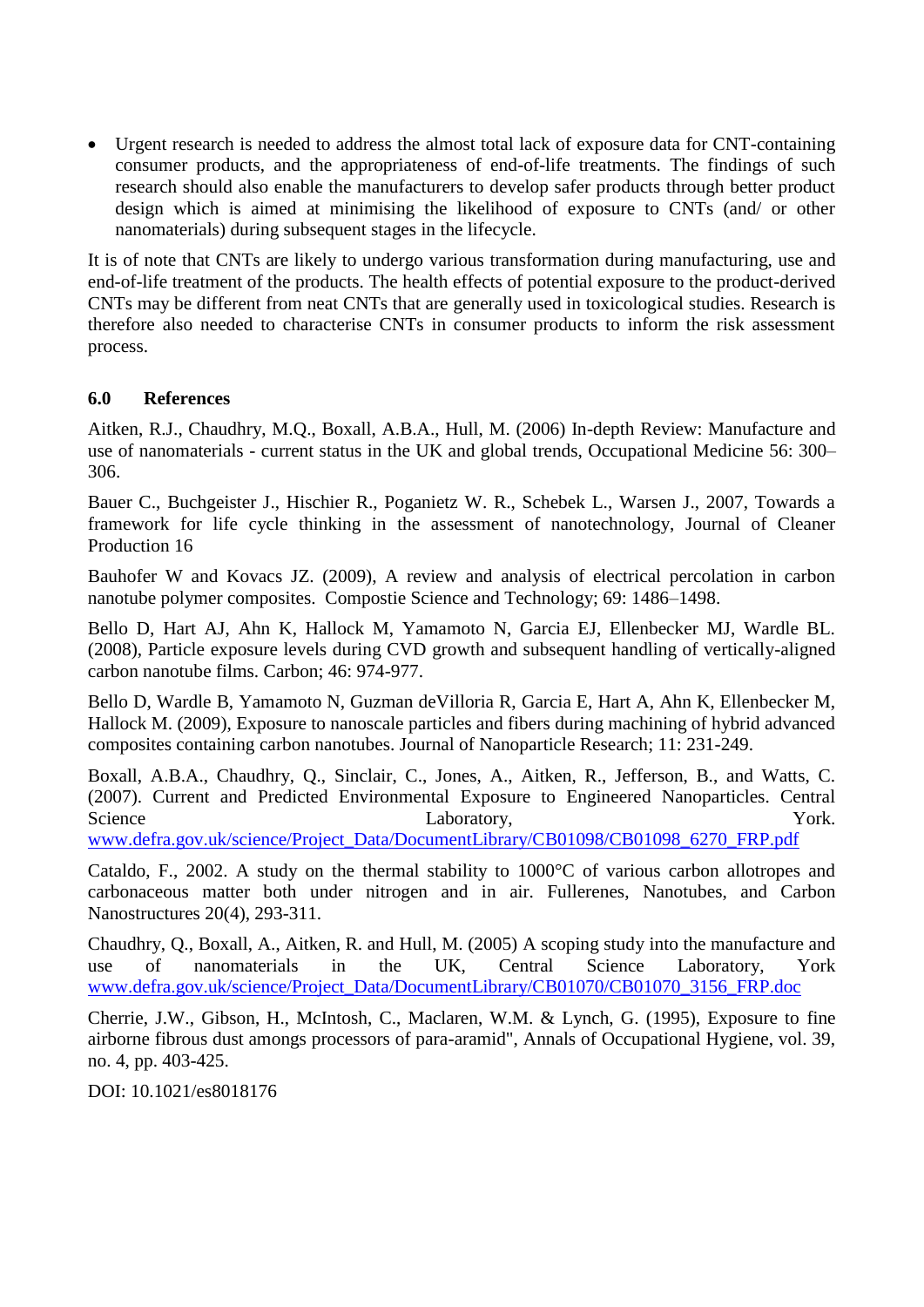- Urgent research is needed to address the almost total lack of exposure data for CNT-containing consumer products, and the appropriateness of end-of-life treatments. The findings of such research should also enable the manufacturers to develop safer products through better product design which is aimed at minimising the likelihood of exposure to CNTs (and/ or other nanomaterials) during subsequent stages in the lifecycle.

It is of note that CNTs are likely to undergo various transformation during manufacturing, use and end-of-life treatment of the products. The health effects of potential exposure to the product-derived CNTs may be different from neat CNTs that are generally used in toxicological studies. Research is therefore also needed to characterise CNTs in consumer products to inform the risk assessment process.

## 6.0 References

Aitken, R.J., Chaudhry, M.Q., Boxall, A.B.A., Hull, M. (2006) In-depth Review: Manufacture and use of nanomaterials - current status in the UK and global trends, Occupational Medicine 56: 300–306.

Bauer C., Buchgeister J., Hischier R., Poganietz W. R., Schebek L., Warsen J., 2007, Towards a framework for life cycle thinking in the assessment of nanotechnology, Journal of Cleaner Production 16

Bauhofer W and Kovacs JZ. (2009), A review and analysis of electrical percolation in carbon nanotube polymer composites. Compostie Science and Technology; 69: 1486–1498.

Bello D, Hart AJ, Ahn K, Hallock M, Yamamoto N, Garcia EJ, Ellenbecker MJ, Wardle BL. (2008), Particle exposure levels during CVD growth and subsequent handling of vertically-aligned carbon nanotube films. Carbon; 46: 974-977.

Bello D, Wardle B, Yamamoto N, Guzman deVilloria R, Garcia E, Hart A, Ahn K, Ellenbecker M, Hallock M. (2009), Exposure to nanoscale particles and fibers during machining of hybrid advanced composites containing carbon nanotubes. Journal of Nanoparticle Research; 11: 231-249.

Boxall, A.B.A., Chaudhry, Q., Sinclair, C., Jones, A., Aitken, R., Jefferson, B., and Watts, C. (2007). Current and Predicted Environmental Exposure to Engineered Nanoparticles. Central Science Laboratory, York. www.defra.gov.uk/science/Project_Data/DocumentLibrary/CB01098/CB01098_6270_FRP.pdf

Cataldo, F., 2002. A study on the thermal stability to 1000°C of various carbon allotropes and carbonaceous matter both under nitrogen and in air. Fullerenes, Nanotubes, and Carbon Nanostructures 20(4), 293-311.

Chaudhry, Q., Boxall, A., Aitken, R. and Hull, M. (2005) A scoping study into the manufacture and use of nanomaterials in the UK, Central Science Laboratory, York www.defra.gov.uk/science/Project_Data/DocumentLibrary/CB01070/CB01070_3156_FRP.doc

Cherrie, J.W., Gibson, H., McIntosh, C., Maclaren, W.M. & Lynch, G. (1995), Exposure to fine airborne fibrous dust amongs processors of para-aramid", Annals of Occupational Hygiene, vol. 39, no. 4, pp. 403-425.

DOI: 10.1021/es8018176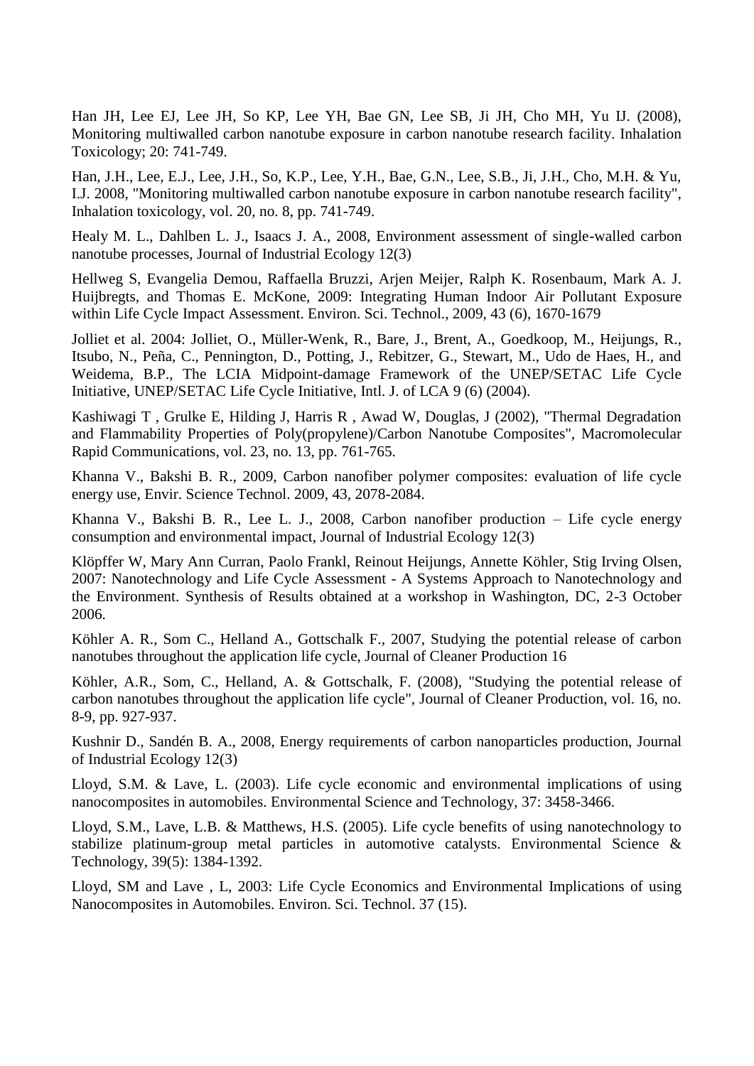Han JH, Lee EJ, Lee JH, So KP, Lee YH, Bae GN, Lee SB, Ji JH, Cho MH, Yu IJ. (2008), Monitoring multiwalled carbon nanotube exposure in carbon nanotube research facility. Inhalation Toxicology; 20: 741-749.

Han, J.H., Lee, E.J., Lee, J.H., So, K.P., Lee, Y.H., Bae, G.N., Lee, S.B., Ji, J.H., Cho, M.H. & Yu, I.J. 2008, "Monitoring multiwalled carbon nanotube exposure in carbon nanotube research facility", Inhalation toxicology, vol. 20, no. 8, pp. 741-749.

Healy M. L., Dahlben L. J., Isaacs J. A., 2008, Environment assessment of single-walled carbon nanotube processes, Journal of Industrial Ecology 12(3)

Hellweg S, Evangelia Demou, Raffaella Bruzzi, Arjen Meijer, Ralph K. Rosenbaum, Mark A. J. Huijbregts, and Thomas E. McKone, 2009: Integrating Human Indoor Air Pollutant Exposure within Life Cycle Impact Assessment. Environ. Sci. Technol., 2009, 43 (6), 1670-1679

Jolliet et al. 2004: Jolliet, O., Müller-Wenk, R., Bare, J., Brent, A., Goedkoop, M., Heijungs, R., Itsubo, N., Peña, C., Pennington, D., Potting, J., Rebitzer, G., Stewart, M., Udo de Haes, H., and Weidema, B.P., The LCIA Midpoint-damage Framework of the UNEP/SETAC Life Cycle Initiative, UNEP/SETAC Life Cycle Initiative, Intl. J. of LCA 9 (6) (2004).

Kashiwagi T , Grulke E, Hilding J, Harris R , Awad W, Douglas, J (2002), "Thermal Degradation and Flammability Properties of Poly(propylene)/Carbon Nanotube Composites", Macromolecular Rapid Communications, vol. 23, no. 13, pp. 761-765.

Khanna V., Bakshi B. R., 2009, Carbon nanofiber polymer composites: evaluation of life cycle energy use, Envir. Science Technol. 2009, 43, 2078-2084.

Khanna V., Bakshi B. R., Lee L. J., 2008, Carbon nanofiber production – Life cycle energy consumption and environmental impact, Journal of Industrial Ecology 12(3)

Klöpffer W, Mary Ann Curran, Paolo Frankl, Reinout Heijungs, Annette Köhler, Stig Irving Olsen, 2007: Nanotechnology and Life Cycle Assessment - A Systems Approach to Nanotechnology and the Environment. Synthesis of Results obtained at a workshop in Washington, DC, 2-3 October 2006.

Köhler A. R., Som C., Helland A., Gottschalk F., 2007, Studying the potential release of carbon nanotubes throughout the application life cycle, Journal of Cleaner Production 16

Köhler, A.R., Som, C., Helland, A. & Gottschalk, F. (2008), "Studying the potential release of carbon nanotubes throughout the application life cycle", Journal of Cleaner Production, vol. 16, no. 8-9, pp. 927-937.

Kushnir D., Sandén B. A., 2008, Energy requirements of carbon nanoparticles production, Journal of Industrial Ecology 12(3)

Lloyd, S.M. & Lave, L. (2003). Life cycle economic and environmental implications of using nanocomposites in automobiles. Environmental Science and Technology, 37: 3458-3466.

Lloyd, S.M., Lave, L.B. & Matthews, H.S. (2005). Life cycle benefits of using nanotechnology to stabilize platinum-group metal particles in automotive catalysts. Environmental Science & Technology, 39(5): 1384-1392.

Lloyd, SM and Lave , L, 2003: Life Cycle Economics and Environmental Implications of using Nanocomposites in Automobiles. Environ. Sci. Technol. 37 (15).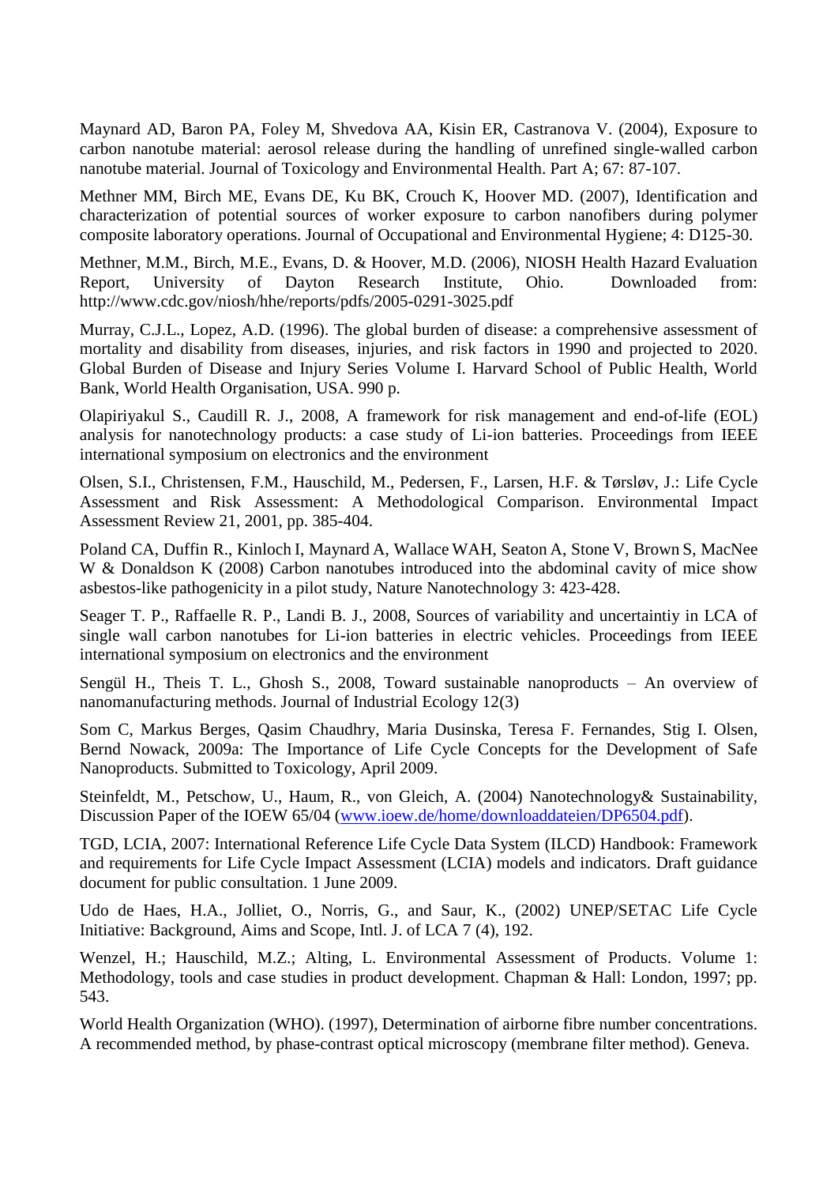Maynard AD, Baron PA, Foley M, Shvedova AA, Kisin ER, Castranova V. (2004), Exposure to carbon nanotube material: aerosol release during the handling of unrefined single-walled carbon nanotube material. Journal of Toxicology and Environmental Health. Part A; 67: 87-107.

Methner MM, Birch ME, Evans DE, Ku BK, Crouch K, Hoover MD. (2007), Identification and characterization of potential sources of worker exposure to carbon nanofibers during polymer composite laboratory operations. Journal of Occupational and Environmental Hygiene; 4: D125-30.

Methner, M.M., Birch, M.E., Evans, D. & Hoover, M.D. (2006), NIOSH Health Hazard Evaluation Report, University of Dayton Research Institute, Ohio. Downloaded from: http://www.cdc.gov/niosh/hhe/reports/pdfs/2005-0291-3025.pdf

Murray, C.J.L., Lopez, A.D. (1996). The global burden of disease: a comprehensive assessment of mortality and disability from diseases, injuries, and risk factors in 1990 and projected to 2020. Global Burden of Disease and Injury Series Volume I. Harvard School of Public Health, World Bank, World Health Organisation, USA. 990 p.

Olapiriyakul S., Caudill R. J., 2008, A framework for risk management and end-of-life (EOL) analysis for nanotechnology products: a case study of Li-ion batteries. Proceedings from IEEE international symposium on electronics and the environment

Olsen, S.I., Christensen, F.M., Hauschild, M., Pedersen, F., Larsen, H.F. & Tørsløv, J.: Life Cycle Assessment and Risk Assessment: A Methodological Comparison. Environmental Impact Assessment Review 21, 2001, pp. 385-404.

Poland CA, Duffin R., Kinloch I, Maynard A, Wallace WAH, Seaton A, Stone V, Brown S, MacNee W & Donaldson K (2008) Carbon nanotubes introduced into the abdominal cavity of mice show asbestos-like pathogenicity in a pilot study, Nature Nanotechnology 3: 423-428.

Seager T. P., Raffaelle R. P., Landi B. J., 2008, Sources of variability and uncertaintiy in LCA of single wall carbon nanotubes for Li-ion batteries in electric vehicles. Proceedings from IEEE international symposium on electronics and the environment

Sengül H., Theis T. L., Ghosh S., 2008, Toward sustainable nanoproducts – An overview of nanomanufacturing methods. Journal of Industrial Ecology 12(3)

Som C, Markus Berges, Qasim Chaudhry, Maria Dusinska, Teresa F. Fernandes, Stig I. Olsen, Bernd Nowack, 2009a: The Importance of Life Cycle Concepts for the Development of Safe Nanoproducts. Submitted to Toxicology, April 2009.

Steinfeldt, M., Petschow, U., Haum, R., von Gleich, A. (2004) Nanotechnology& Sustainability, Discussion Paper of the IOEW 65/04 (www.ioew.de/home/downloaddateien/DP6504.pdf).

TGD, LCIA, 2007: International Reference Life Cycle Data System (ILCD) Handbook: Framework and requirements for Life Cycle Impact Assessment (LCIA) models and indicators. Draft guidance document for public consultation. 1 June 2009.

Udo de Haes, H.A., Jolliet, O., Norris, G., and Saur, K., (2002) UNEP/SETAC Life Cycle Initiative: Background, Aims and Scope, Intl. J. of LCA 7 (4), 192.

Wenzel, H.; Hauschild, M.Z.; Alting, L. Environmental Assessment of Products. Volume 1: Methodology, tools and case studies in product development. Chapman & Hall: London, 1997; pp. 543.

World Health Organization (WHO). (1997), Determination of airborne fibre number concentrations. A recommended method, by phase-contrast optical microscopy (membrane filter method). Geneva.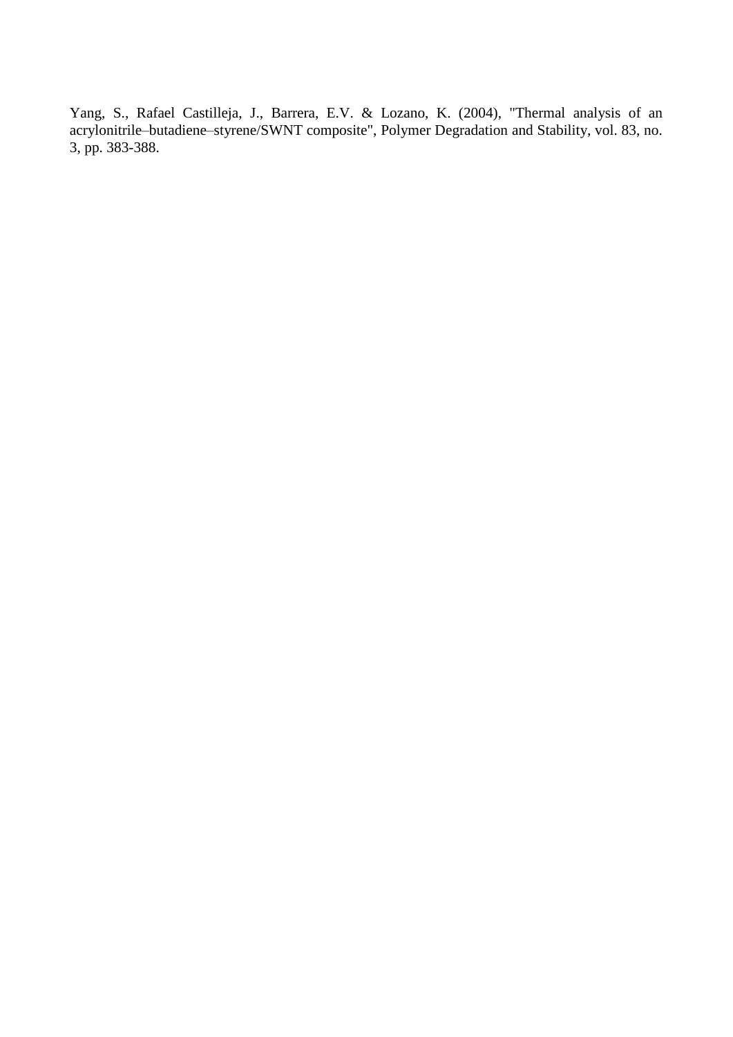Yang, S., Rafael Castilleja, J., Barrera, E.V. & Lozano, K. (2004), "Thermal analysis of an acrylonitrile–butadiene–styrene/SWNT composite", Polymer Degradation and Stability, vol. 83, no. 3, pp. 383-388.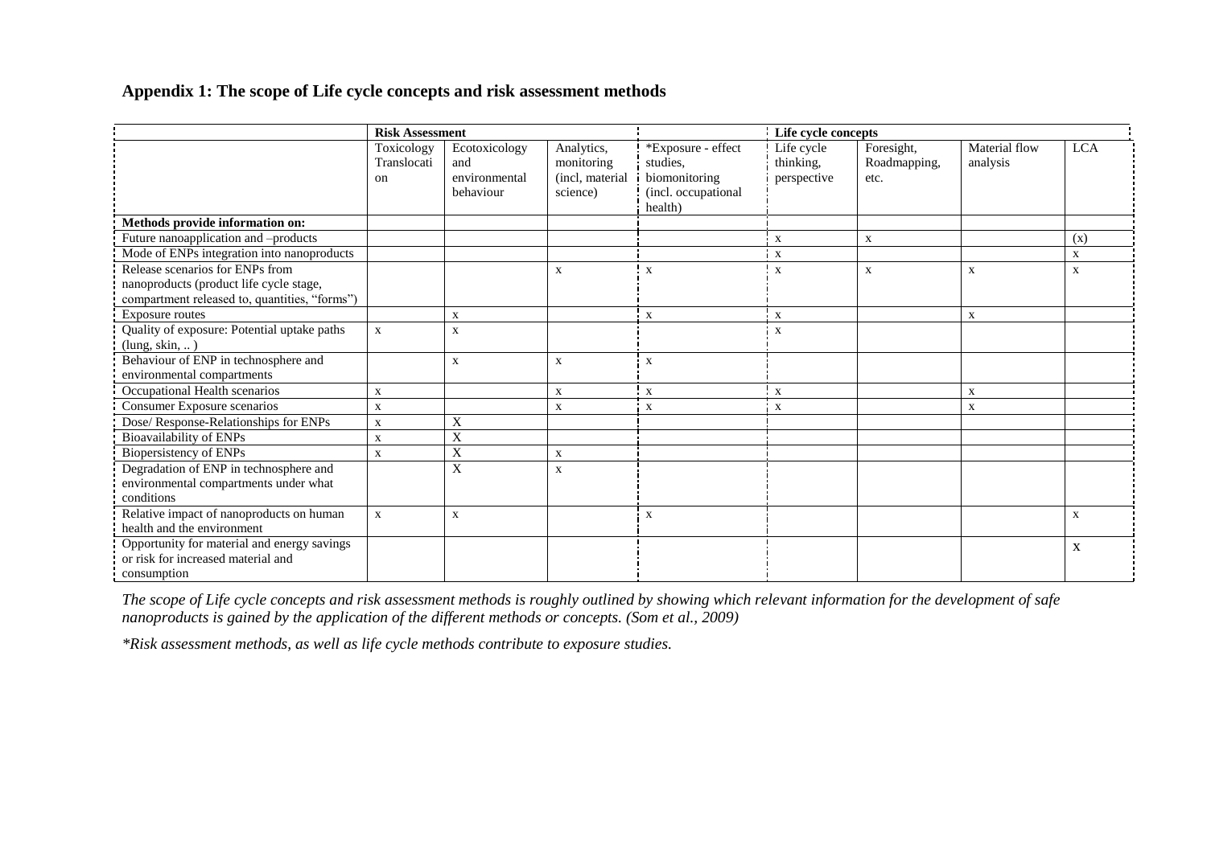## Appendix 1: The scope of Life cycle concepts and risk assessment methods

| | **Risk Assessment** | | | | **Life cycle concepts** | | | |
|---|---|---|---|---|---|---|---|---|
| | Toxicology Translocation | Ecotoxicology and environmental behaviour | Analytics, monitoring (incl, material science) | *Exposure - effect studies, biomonitoring (incl. occupational health) | Life cycle thinking, perspective | Foresight, Roadmapping, etc. | Material flow analysis | LCA |
| **Methods provide information on:** | | | | | | | | |
| Future nanoapplication and –products | | | | | x | x | | (x) |
| Mode of ENPs integration into nanoproducts | | | | | x | | | x |
| Release scenarios for ENPs from nanoproducts (product life cycle stage, compartment released to, quantities, "forms") | | | x | x | x | x | x | x |
| Exposure routes | | x | | x | x | | x | |
| Quality of exposure: Potential uptake paths (lung, skin, .. ) | x | x | | | x | | | |
| Behaviour of ENP in technosphere and environmental compartments | | x | x | x | | | | |
| Occupational Health scenarios | x | | x | x | x | | x | |
| Consumer Exposure scenarios | x | | x | x | x | | x | |
| Dose/ Response-Relationships for ENPs | x | X | | | | | | |
| Bioavailability of ENPs | x | X | | | | | | |
| Biopersistency of ENPs | x | X | x | | | | | |
| Degradation of ENP in technosphere and environmental compartments under what conditions | | X | x | | | | | |
| Relative impact of nanoproducts on human health and the environment | x | x | | x | | | | x |
| Opportunity for material and energy savings or risk for increased material and consumption | | | | | | | | X |

*The scope of Life cycle concepts and risk assessment methods is roughly outlined by showing which relevant information for the development of safe nanoproducts is gained by the application of the different methods or concepts. (Som et al., 2009)*

**Risk assessment methods, as well as life cycle methods contribute to exposure studies.*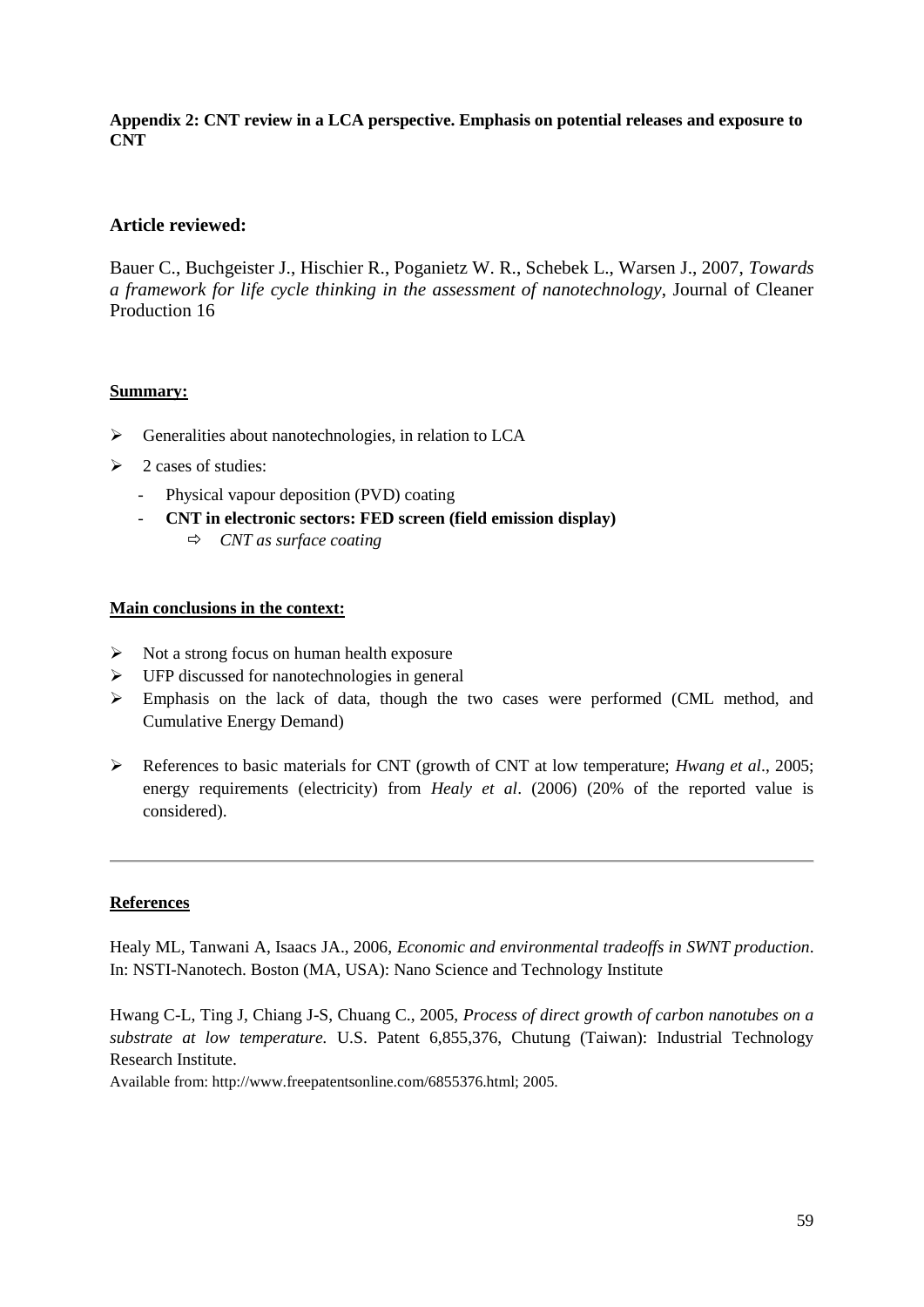**Appendix 2: CNT review in a LCA perspective. Emphasis on potential releases and exposure to CNT**

### Article reviewed:

Bauer C., Buchgeister J., Hischier R., Poganietz W. R., Schebek L., Warsen J., 2007, *Towards a framework for life cycle thinking in the assessment of nanotechnology*, Journal of Cleaner Production 16

**Summary:**

- Generalities about nanotechnologies, in relation to LCA
- 2 cases of studies:
  - Physical vapour deposition (PVD) coating
  - **CNT in electronic sectors: FED screen (field emission display)**
    - ⇨ *CNT as surface coating*

**Main conclusions in the context:**

- Not a strong focus on human health exposure
- UFP discussed for nanotechnologies in general
- Emphasis on the lack of data, though the two cases were performed (CML method, and Cumulative Energy Demand)

- References to basic materials for CNT (growth of CNT at low temperature; *Hwang et al*., 2005; energy requirements (electricity) from *Healy et al*. (2006) (20% of the reported value is considered).

---

**References**

Healy ML, Tanwani A, Isaacs JA., 2006, *Economic and environmental tradeoffs in SWNT production*. In: NSTI-Nanotech. Boston (MA, USA): Nano Science and Technology Institute

Hwang C-L, Ting J, Chiang J-S, Chuang C., 2005, *Process of direct growth of carbon nanotubes on a substrate at low temperature.* U.S. Patent 6,855,376, Chutung (Taiwan): Industrial Technology Research Institute.
Available from: http://www.freepatentsonline.com/6855376.html; 2005.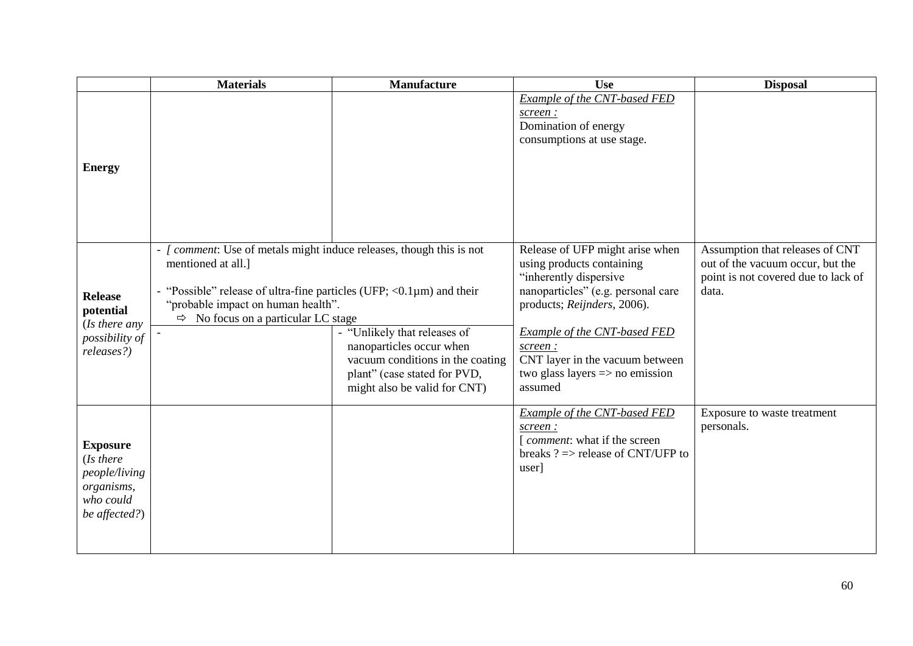| | Materials | Manufacture | Use | Disposal |
|---|---|---|---|---|
| **Energy** | | | *Example of the CNT-based FED screen :*<br>Domination of energy consumptions at use stage. | |
| **Release potential** (*Is there any possibility of releases?)* | - *[ comment*: Use of metals might induce releases, though this is not mentioned at all.]<br><br>- "Possible" release of ultra-fine particles (UFP; <0.1µm) and their "probable impact on human health".<br>⇨ No focus on a particular LC stage<br><br>- | - "Unlikely that releases of nanoparticles occur when vacuum conditions in the coating plant" (case stated for PVD, might also be valid for CNT) | Release of UFP might arise when using products containing "inherently dispersive nanoparticles" (e.g. personal care products; *Reijnders*, 2006).<br><br>*Example of the CNT-based FED screen :*<br>CNT layer in the vacuum between two glass layers => no emission assumed | Assumption that releases of CNT out of the vacuum occur, but the point is not covered due to lack of data. |
| **Exposure** (*Is there people/living organisms, who could be affected?*) | | | *Example of the CNT-based FED screen :*<br>[ *comment*: what if the screen breaks ? => release of CNT/UFP to user] | Exposure to waste treatment personals. |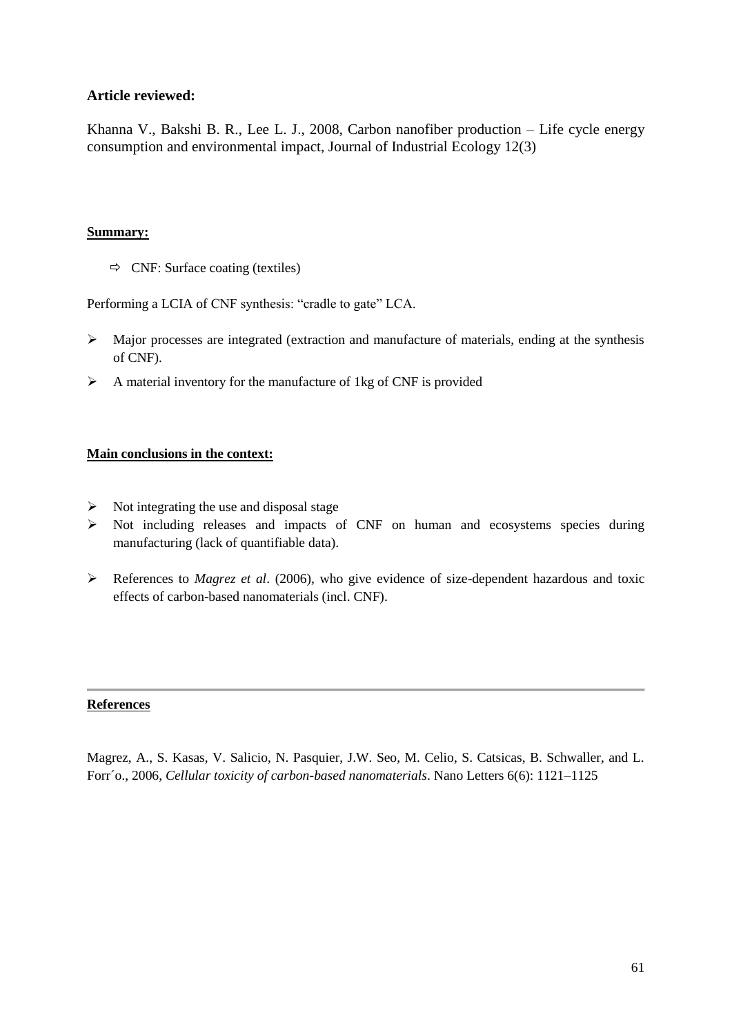### Article reviewed:

Khanna V., Bakshi B. R., Lee L. J., 2008, Carbon nanofiber production – Life cycle energy consumption and environmental impact, Journal of Industrial Ecology 12(3)

**Summary:**

- ⇨ CNF: Surface coating (textiles)

Performing a LCIA of CNF synthesis: "cradle to gate" LCA.

- Major processes are integrated (extraction and manufacture of materials, ending at the synthesis of CNF).
- A material inventory for the manufacture of 1kg of CNF is provided

**Main conclusions in the context:**

- Not integrating the use and disposal stage
- Not including releases and impacts of CNF on human and ecosystems species during manufacturing (lack of quantifiable data).
- References to *Magrez et al*. (2006), who give evidence of size-dependent hazardous and toxic effects of carbon-based nanomaterials (incl. CNF).

---

**References**

Magrez, A., S. Kasas, V. Salicio, N. Pasquier, J.W. Seo, M. Celio, S. Catsicas, B. Schwaller, and L. Forr´o., 2006, *Cellular toxicity of carbon-based nanomaterials*. Nano Letters 6(6): 1121–1125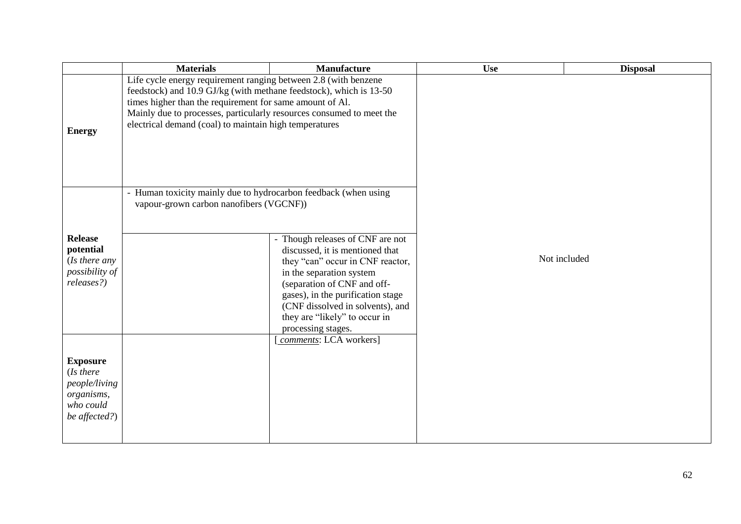| | Materials | Manufacture | Use | Disposal |
|---|---|---|---|---|
| **Energy** | Life cycle energy requirement ranging between 2.8 (with benzene feedstock) and 10.9 GJ/kg (with methane feedstock), which is 13-50 times higher than the requirement for same amount of Al. Mainly due to processes, particularly resources consumed to meet the electrical demand (coal) to maintain high temperatures | | Not included | |
| **Release potential** (*Is there any possibility of releases?*) | - Human toxicity mainly due to hydrocarbon feedback (when using vapour-grown carbon nanofibers (VGCNF)) | | | |
| | | - Though releases of CNF are not discussed, it is mentioned that they "can" occur in CNF reactor, in the separation system (separation of CNF and off-gases), in the purification stage (CNF dissolved in solvents), and they are "likely" to occur in processing stages. | | |
| **Exposure** (*Is there people/living organisms, who could be affected?*) | | [ *comments*: LCA workers] | | |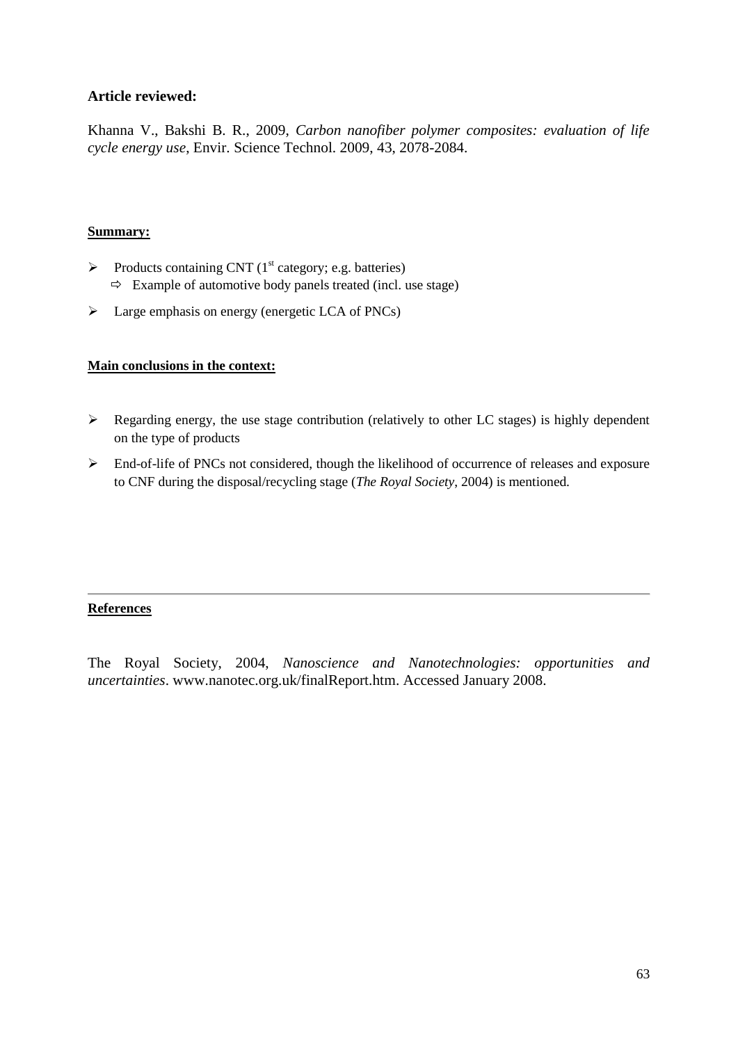### Article reviewed:

Khanna V., Bakshi B. R., 2009, *Carbon nanofiber polymer composites: evaluation of life cycle energy use*, Envir. Science Technol. 2009, 43, 2078-2084.

**Summary:**

- Products containing CNT ($1^{st}$ category; e.g. batteries)
  - ⇨ Example of automotive body panels treated (incl. use stage)
- Large emphasis on energy (energetic LCA of PNCs)

**Main conclusions in the context:**

- Regarding energy, the use stage contribution (relatively to other LC stages) is highly dependent on the type of products
- End-of-life of PNCs not considered, though the likelihood of occurrence of releases and exposure to CNF during the disposal/recycling stage (*The Royal Society*, 2004) is mentioned.

---

**References**

The Royal Society, 2004, *Nanoscience and Nanotechnologies: opportunities and uncertainties*. www.nanotec.org.uk/finalReport.htm. Accessed January 2008.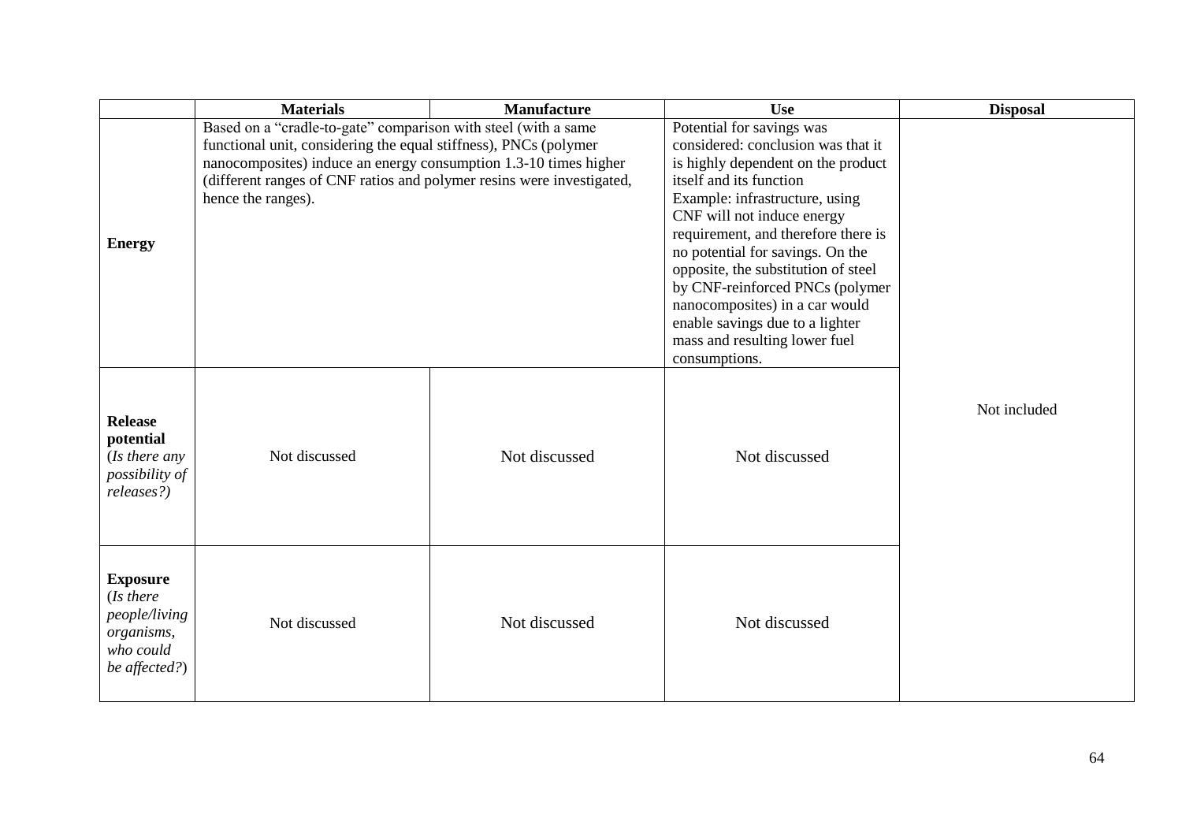| | Materials | Manufacture | Use | Disposal |
|---|---|---|---|---|
| **Energy** | Based on a "cradle-to-gate" comparison with steel (with a same functional unit, considering the equal stiffness), PNCs (polymer nanocomposites) induce an energy consumption 1.3-10 times higher (different ranges of CNF ratios and polymer resins were investigated, hence the ranges). | | Potential for savings was considered: conclusion was that it is highly dependent on the product itself and its function Example: infrastructure, using CNF will not induce energy requirement, and therefore there is no potential for savings. On the opposite, the substitution of steel by CNF-reinforced PNCs (polymer nanocomposites) in a car would enable savings due to a lighter mass and resulting lower fuel consumptions. | Not included |
| **Release potential** (*Is there any possibility of releases?*) | Not discussed | Not discussed | Not discussed | |
| **Exposure** (*Is there people/living organisms, who could be affected?*) | Not discussed | Not discussed | Not discussed | |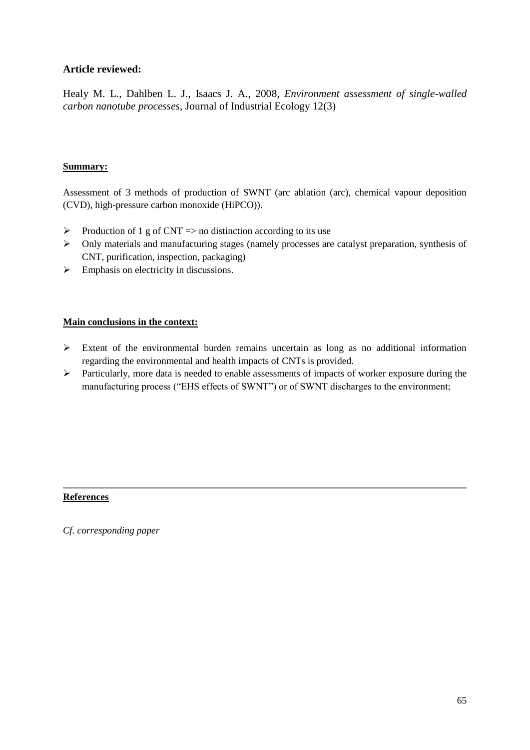### Article reviewed:

Healy M. L., Dahlben L. J., Isaacs J. A., 2008, *Environment assessment of single-walled carbon nanotube processes*, Journal of Industrial Ecology 12(3)

**Summary:**

Assessment of 3 methods of production of SWNT (arc ablation (arc), chemical vapour deposition (CVD), high-pressure carbon monoxide (HiPCO)).

- Production of 1 g of CNT => no distinction according to its use
- Only materials and manufacturing stages (namely processes are catalyst preparation, synthesis of CNT, purification, inspection, packaging)
- Emphasis on electricity in discussions.

**Main conclusions in the context:**

- Extent of the environmental burden remains uncertain as long as no additional information regarding the environmental and health impacts of CNTs is provided.
- Particularly, more data is needed to enable assessments of impacts of worker exposure during the manufacturing process ("EHS effects of SWNT") or of SWNT discharges to the environment;

---

**References**

*Cf. corresponding paper*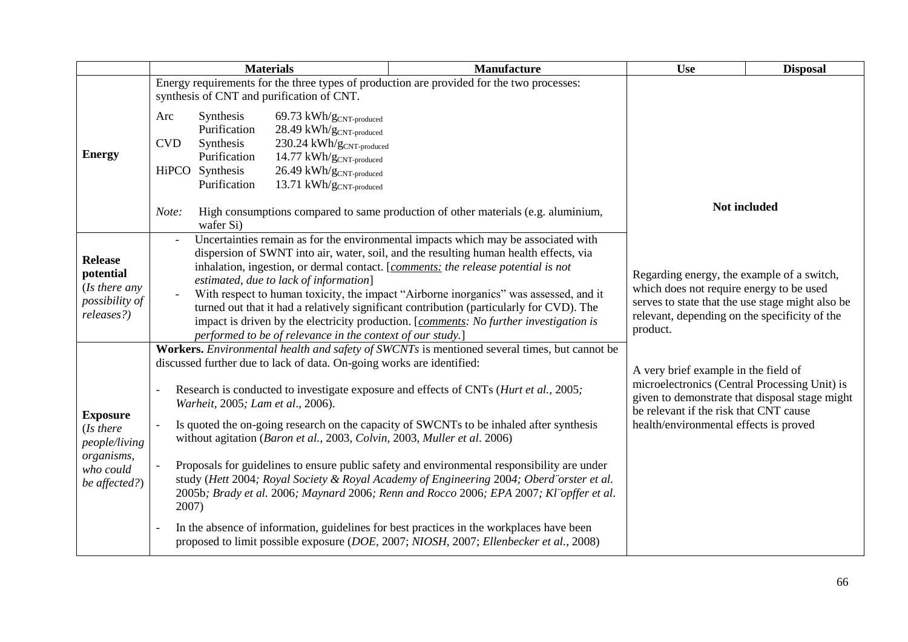| | Materials | Manufacture | Use | Disposal |
|---|---|---|---|---|
| **Energy** | Energy requirements for the three types of production are provided for the two processes: synthesis of CNT and purification of CNT.<br><br>Arc Synthesis 69.73 kWh/$g_{CNT\text{-}produced}$<br>Purification 28.49 kWh/$g_{CNT\text{-}produced}$<br>CVD Synthesis 230.24 kWh/$g_{CNT\text{-}produced}$<br>Purification 14.77 kWh/$g_{CNT\text{-}produced}$<br>HiPCO Synthesis 26.49 kWh/$g_{CNT\text{-}produced}$<br>Purification 13.71 kWh/$g_{CNT\text{-}produced}$<br><br>*Note:* High consumptions compared to same production of other materials (e.g. aluminium, wafer Si) | | **Not included**<br><br>Regarding energy, the example of a switch, which does not require energy to be used serves to state that the use stage might also be relevant, depending on the specificity of the product.<br><br>A very brief example in the field of microelectronics (Central Processing Unit) is given to demonstrate that disposal stage might be relevant if the risk that CNT cause health/environmental effects is proved | |
| **Release potential** (*Is there any possibility of releases?*) | - Uncertainties remain as for the environmental impacts which may be associated with dispersion of SWNT into air, water, soil, and the resulting human health effects, via inhalation, ingestion, or dermal contact. [*comments: the release potential is not estimated, due to lack of information*]<br>- With respect to human toxicity, the impact "Airborne inorganics" was assessed, and it turned out that it had a relatively significant contribution (particularly for CVD). The impact is driven by the electricity production. [*comments: No further investigation is performed to be of relevance in the context of our study.*] | | | |
| **Exposure** (*Is there people/living organisms, who could be affected?*) | **Workers.** *Environmental health and safety of SWCNTs* is mentioned several times, but cannot be discussed further due to lack of data. On-going works are identified:<br><br>- Research is conducted to investigate exposure and effects of CNTs (*Hurt et al.,* 2005*; Warheit,* 2005*; Lam et al*., 2006).<br>- Is quoted the on-going research on the capacity of SWCNTs to be inhaled after synthesis without agitation (*Baron et al.,* 2003*, Colvin*, 2003, *Muller et al*. 2006)<br>- Proposals for guidelines to ensure public safety and environmental responsibility are under study (*Hett* 2004*; Royal Society & Royal Academy of Engineering* 2004*; Oberd¨orster et al.* 2005b*; Brady et al.* 2006*; Maynard* 2006*; Renn and Rocco* 2006*; EPA* 2007*; Kl¨opffer et al*. 2007)<br>- In the absence of information, guidelines for best practices in the workplaces have been proposed to limit possible exposure (*DOE*, 2007; *NIOSH*, 2007; *Ellenbecker et al.*, 2008) | | | |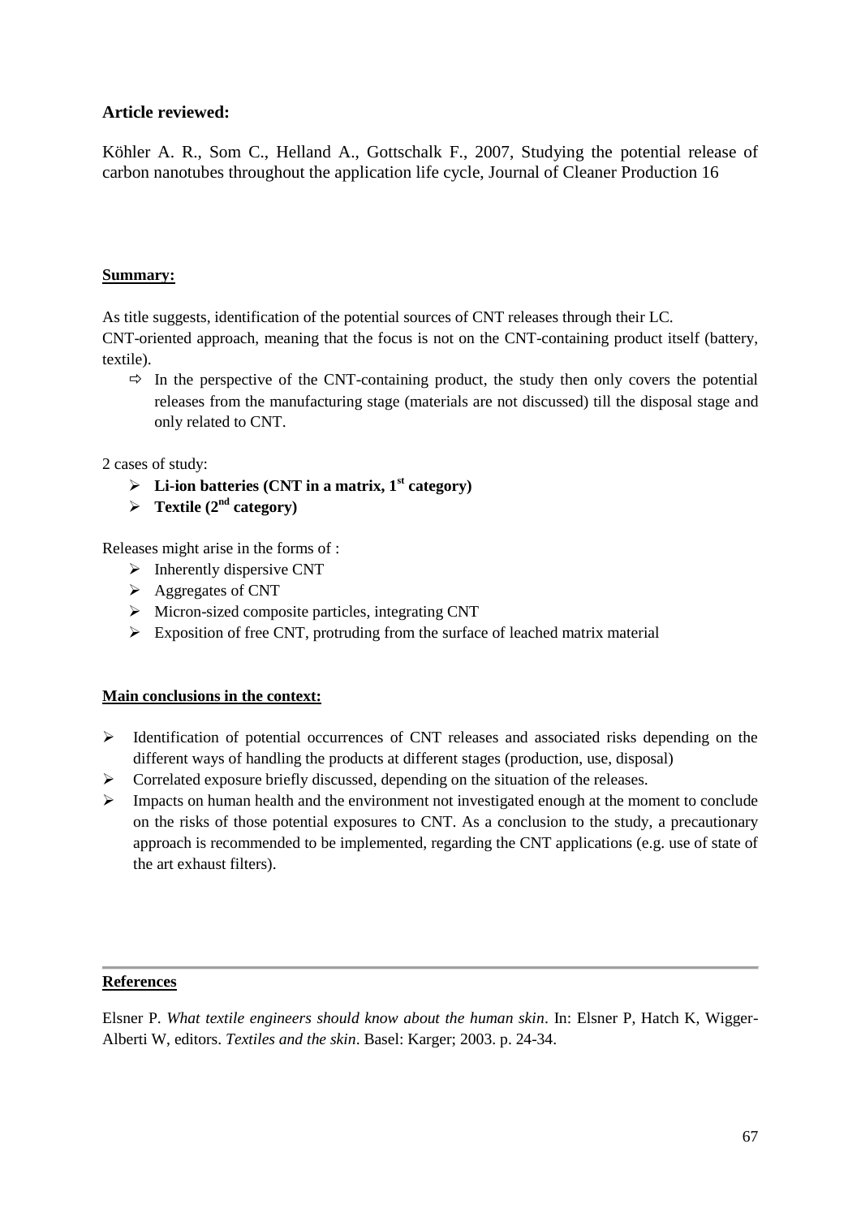### Article reviewed:

Köhler A. R., Som C., Helland A., Gottschalk F., 2007, Studying the potential release of carbon nanotubes throughout the application life cycle, Journal of Cleaner Production 16

**Summary:**

As title suggests, identification of the potential sources of CNT releases through their LC.
CNT-oriented approach, meaning that the focus is not on the CNT-containing product itself (battery, textile).

- ⇨ In the perspective of the CNT-containing product, the study then only covers the potential releases from the manufacturing stage (materials are not discussed) till the disposal stage and only related to CNT.

2 cases of study:

- **Li-ion batteries (CNT in a matrix, 1st category)**
- **Textile (2nd category)**

Releases might arise in the forms of :

- Inherently dispersive CNT
- Aggregates of CNT
- Micron-sized composite particles, integrating CNT
- Exposition of free CNT, protruding from the surface of leached matrix material

**Main conclusions in the context:**

- Identification of potential occurrences of CNT releases and associated risks depending on the different ways of handling the products at different stages (production, use, disposal)
- Correlated exposure briefly discussed, depending on the situation of the releases.
- Impacts on human health and the environment not investigated enough at the moment to conclude on the risks of those potential exposures to CNT. As a conclusion to the study, a precautionary approach is recommended to be implemented, regarding the CNT applications (e.g. use of state of the art exhaust filters).

---

**References**

Elsner P. *What textile engineers should know about the human skin*. In: Elsner P, Hatch K, Wigger-Alberti W, editors. *Textiles and the skin*. Basel: Karger; 2003. p. 24-34.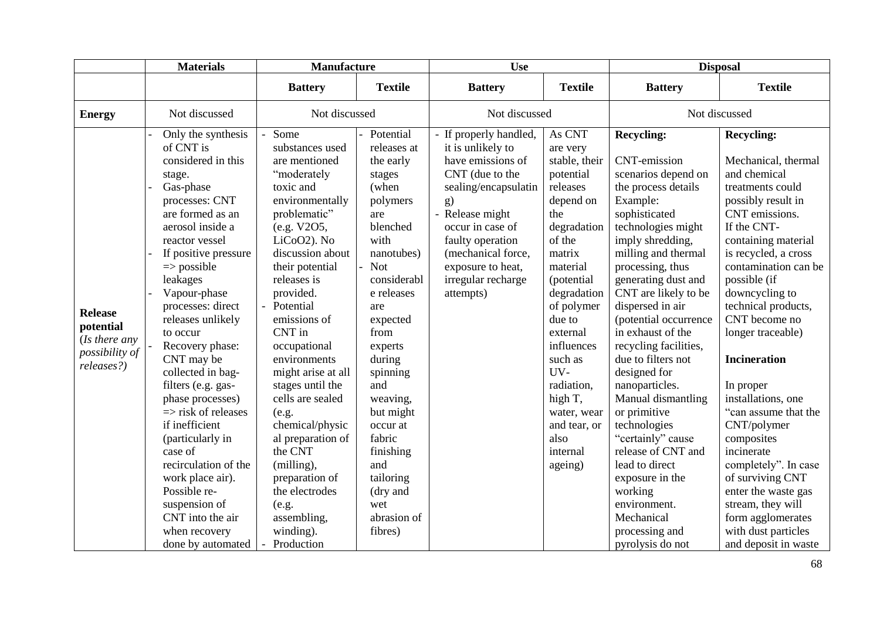| | Materials | Manufacture | | Use | | Disposal | |
|---|---|---|---|---|---|---|---|
| | | **Battery** | **Textile** | **Battery** | **Textile** | **Battery** | **Textile** |
| **Energy** | Not discussed | Not discussed | | Not discussed | | Not discussed | |
| **Release potential** (*Is there any possibility of releases?)* | - Only the synthesis of CNT is considered in this stage.<br>- Gas-phase processes: CNT are formed as an aerosol inside a reactor vessel<br>- If positive pressure => possible leakages<br>- Vapour-phase processes: direct releases unlikely to occur<br>- Recovery phase: CNT may be collected in bag-filters (e.g. gas-phase processes) => risk of releases if inefficient (particularly in case of recirculation of the work place air). Possible re-suspension of CNT into the air when recovery done by automated | - Some substances used are mentioned "moderately toxic and environmentally problematic" (e.g. $V_2O_5$, $LiCoO_2$). No discussion about their potential releases is provided.<br>- Potential emissions of CNT in occupational environments might arise at all stages until the cells are sealed (e.g. chemical/physical preparation of the CNT (milling), preparation of the electrodes (e.g. assembling, winding).<br>- Production | - Potential releases at the early stages (when polymers are blenched with nanotubes)<br>- Not considerable releases are expected from experts during spinning and weaving, but might occur at fabric finishing and tailoring (dry and wet abrasion of fibres) | - If properly handled, it is unlikely to have emissions of CNT (due to the sealing/encapsulating)<br>- Release might occur in case of faulty operation (mechanical force, exposure to heat, irregular recharge attempts) | As CNT are very stable, their potential releases depend on the degradation of the matrix material (potential degradation of polymer due to external influences such as UV-radiation, high T, water, wear and tear, or also internal ageing) | **Recycling:**<br><br>CNT-emission scenarios depend on the process details Example: sophisticated technologies might imply shredding, milling and thermal processing, thus generating dust and CNT are likely to be dispersed in air (potential occurrence in exhaust of the recycling facilities, due to filters not designed for nanoparticles. Manual dismantling or primitive technologies "certainly" cause release of CNT and lead to direct exposure in the working environment. Mechanical processing and pyrolysis do not | **Recycling:**<br><br>Mechanical, thermal and chemical treatments could possibly result in CNT emissions. If the CNT-containing material is recycled, a cross contamination can be possible (if downcycling to technical products, CNT become no longer traceable)<br><br>**Incineration**<br><br>In proper installations, one "can assume that the CNT/polymer composites incinerate completely". In case of surviving CNT enter the waste gas stream, they will form agglomerates with dust particles and deposit in waste |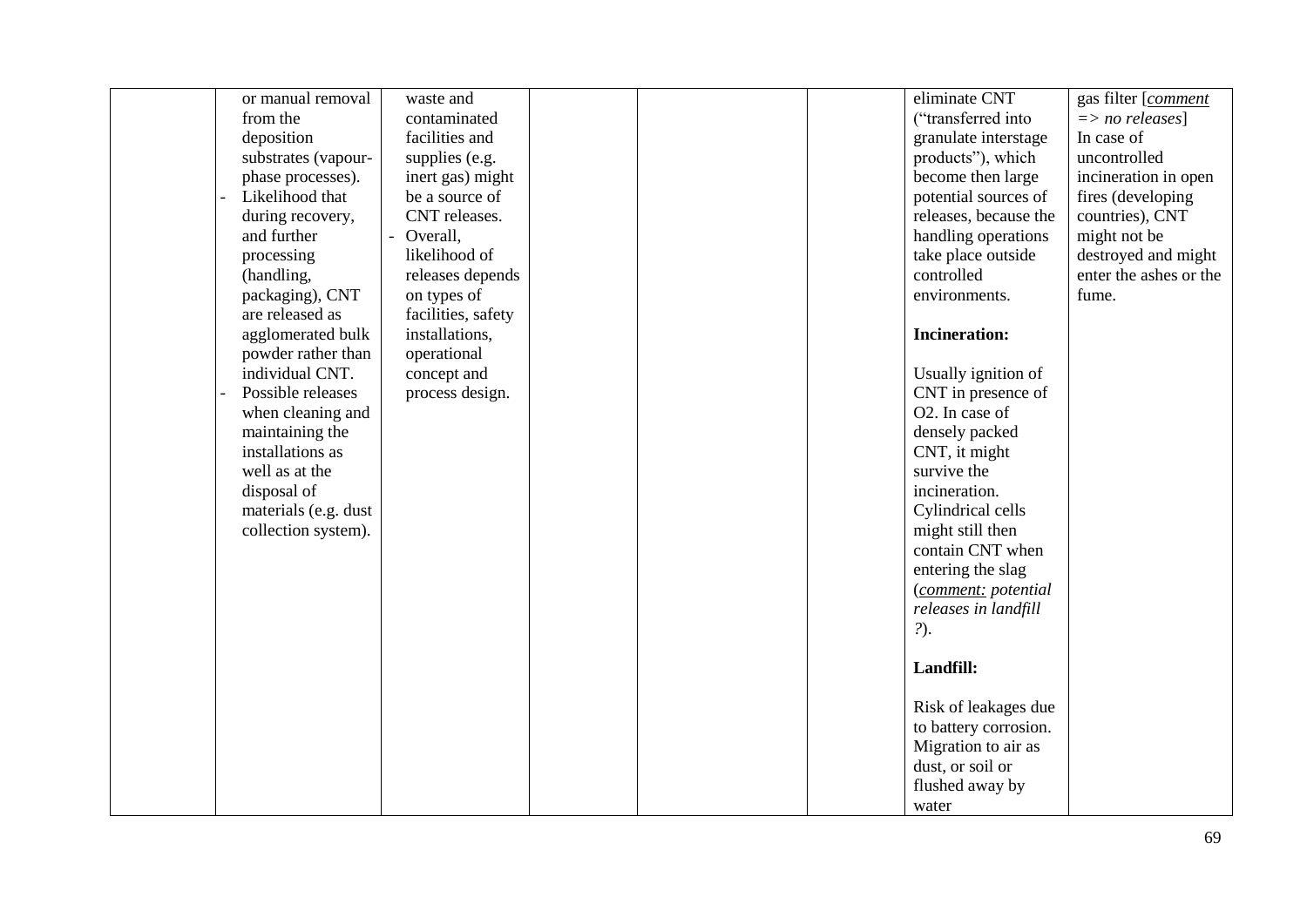| | | | | | | | |
|---|---|---|---|---|---|---|---|
| | or manual removal from the deposition substrates (vapour-phase processes).<br>- Likelihood that during recovery, and further processing (handling, packaging), CNT are released as agglomerated bulk powder rather than individual CNT.<br>- Possible releases when cleaning and maintaining the installations as well as at the disposal of materials (e.g. dust collection system). | waste and contaminated facilities and supplies (e.g. inert gas) might be a source of CNT releases.<br>- Overall, likelihood of releases depends on types of facilities, safety installations, operational concept and process design. | | | | eliminate CNT ("transferred into granulate interstage products"), which become then large potential sources of releases, because the handling operations take place outside controlled environments.<br><br>**Incineration:**<br><br>Usually ignition of CNT in presence of $O_2$. In case of densely packed CNT, it might survive the incineration. Cylindrical cells might still then contain CNT when entering the slag (*comment: potential releases in landfill ?*).<br><br>**Landfill:**<br><br>Risk of leakages due to battery corrosion. Migration to air as dust, or soil or flushed away by water | gas filter [*comment => no releases*]<br>In case of uncontrolled incineration in open fires (developing countries), CNT might not be destroyed and might enter the ashes or the fume. |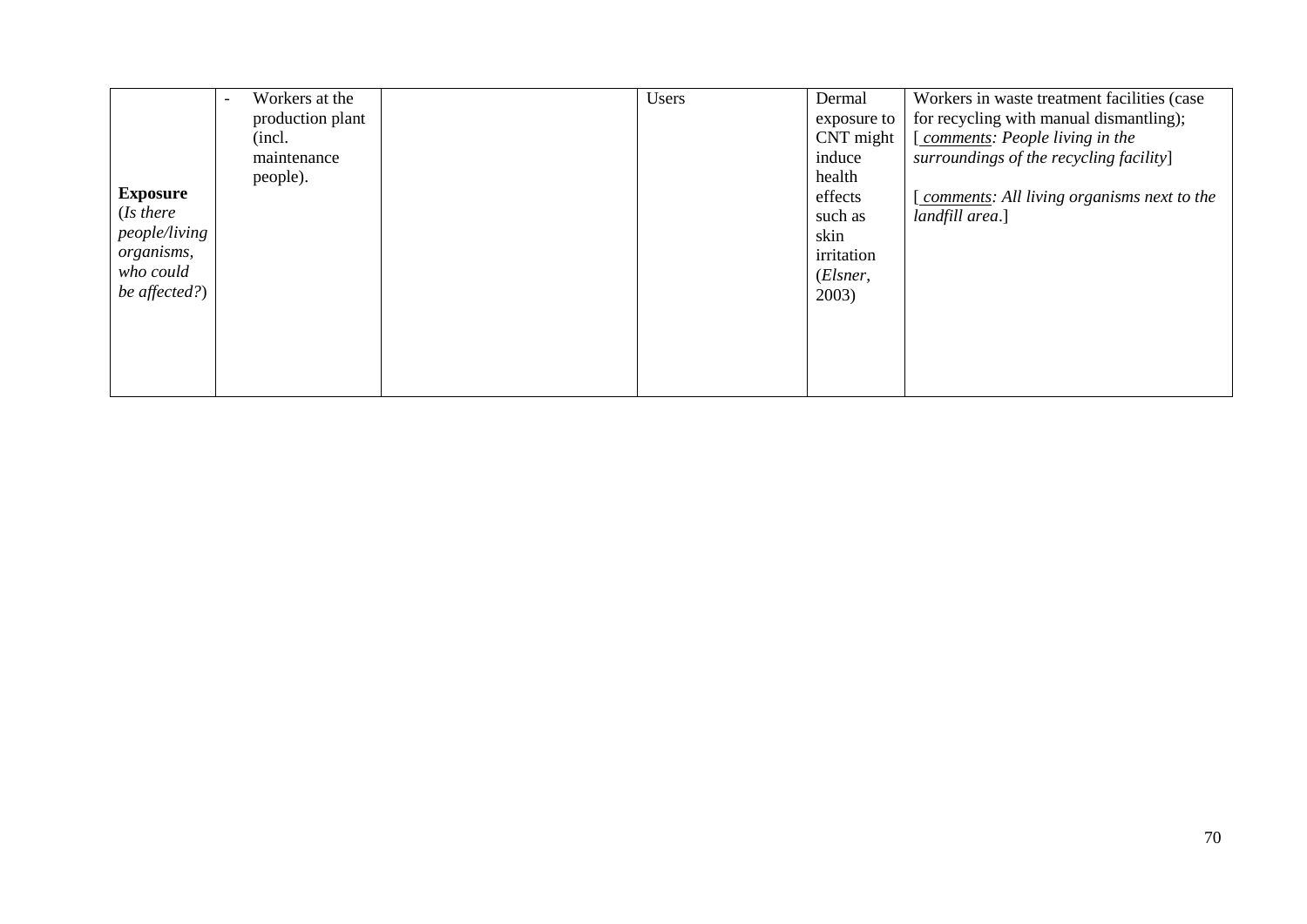| | | | | | |
|---|---|---|---|---|---|
| **Exposure** (*Is there people/living organisms, who could be affected?*) | - Workers at the production plant (incl. maintenance people). | | Users | Dermal exposure to CNT might induce health effects such as skin irritation (*Elsner*, 2003) | Workers in waste treatment facilities (case for recycling with manual dismantling); [ *comments: People living in the surroundings of the recycling facility*] [ *comments: All living organisms next to the landfill area*.] |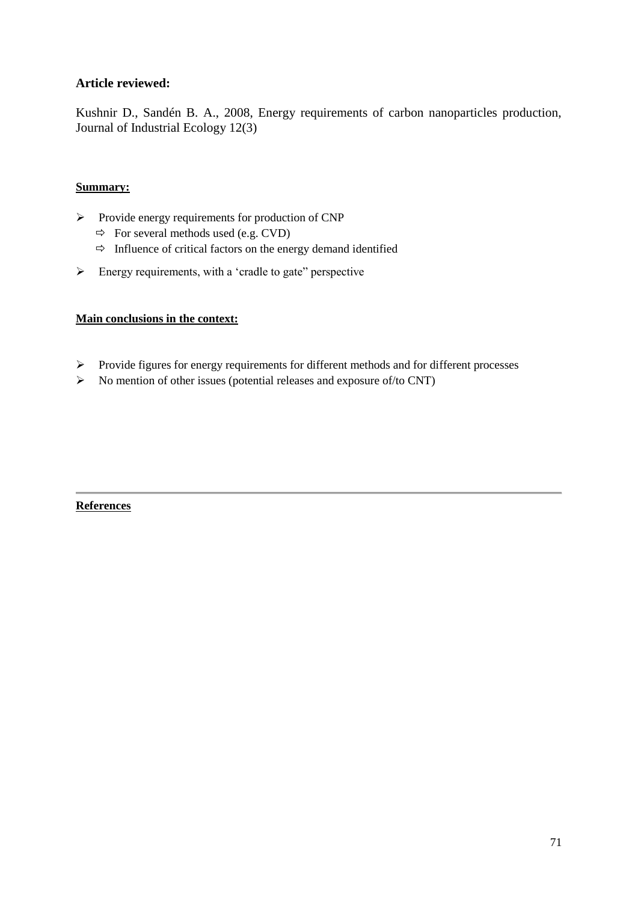### Article reviewed:

Kushnir D., Sandén B. A., 2008, Energy requirements of carbon nanoparticles production, Journal of Industrial Ecology 12(3)

**Summary:**

- Provide energy requirements for production of CNP
  - For several methods used (e.g. CVD)
  - Influence of critical factors on the energy demand identified
- Energy requirements, with a 'cradle to gate" perspective

**Main conclusions in the context:**

- Provide figures for energy requirements for different methods and for different processes
- No mention of other issues (potential releases and exposure of/to CNT)

---

**References**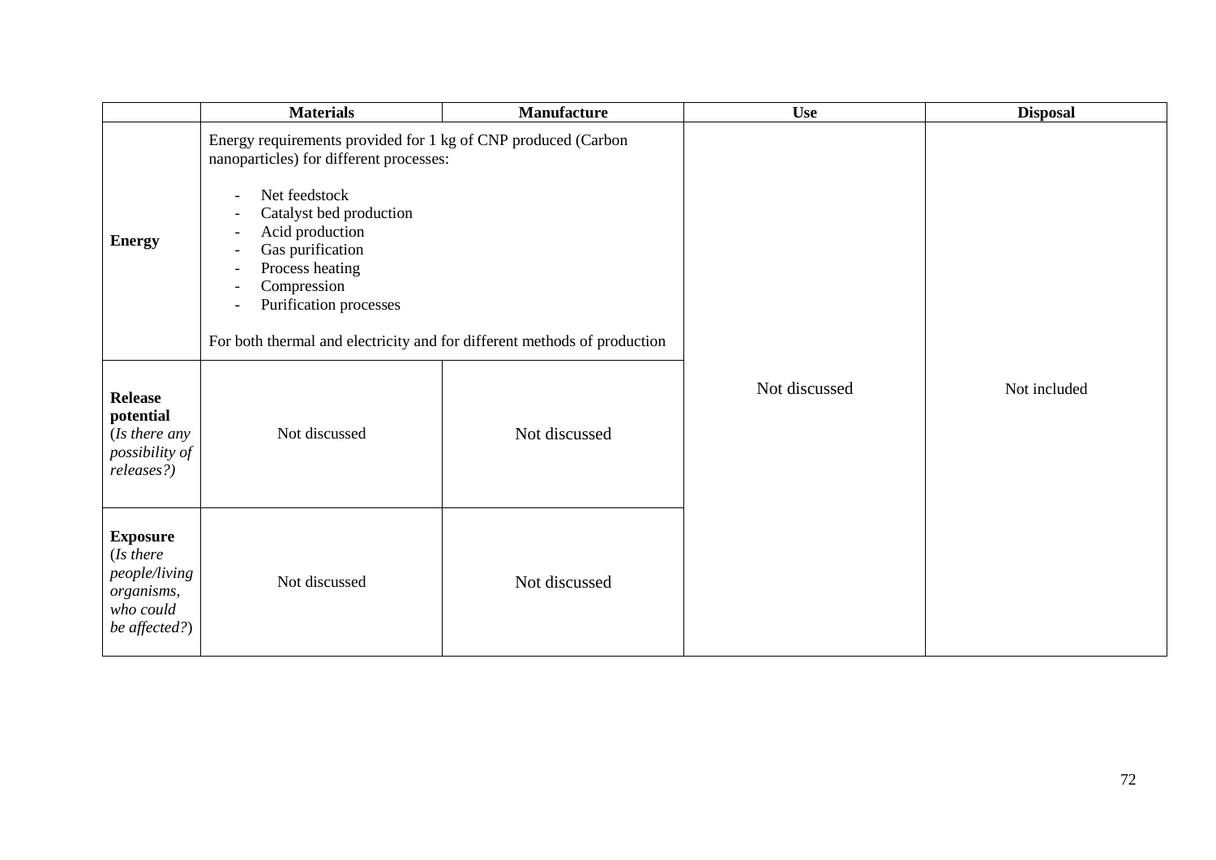| | Materials | Manufacture | Use | Disposal |
|---|---|---|---|---|
| **Energy** | Energy requirements provided for 1 kg of CNP produced (Carbon nanoparticles) for different processes:<br><br>- Net feedstock<br>- Catalyst bed production<br>- Acid production<br>- Gas purification<br>- Process heating<br>- Compression<br>- Purification processes<br><br>For both thermal and electricity and for different methods of production | | Not discussed | Not included |
| **Release potential** (*Is there any possibility of releases?)* | Not discussed | Not discussed | | |
| **Exposure** (*Is there people/living organisms, who could be affected?*) | Not discussed | Not discussed | | |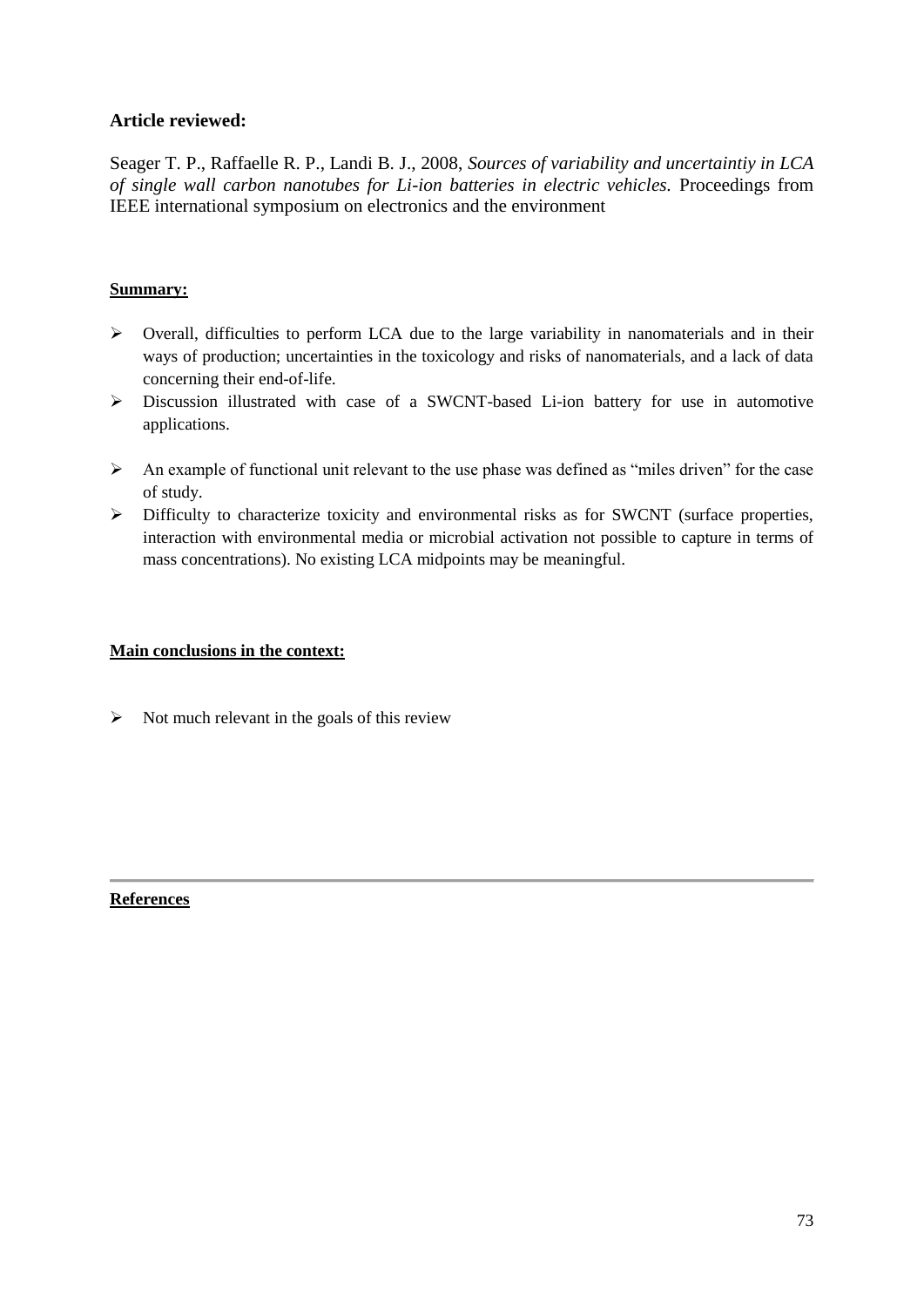### Article reviewed:

Seager T. P., Raffaelle R. P., Landi B. J., 2008, *Sources of variability and uncertaintiy in LCA of single wall carbon nanotubes for Li-ion batteries in electric vehicles.* Proceedings from IEEE international symposium on electronics and the environment

**Summary:**

- Overall, difficulties to perform LCA due to the large variability in nanomaterials and in their ways of production; uncertainties in the toxicology and risks of nanomaterials, and a lack of data concerning their end-of-life.
- Discussion illustrated with case of a SWCNT-based Li-ion battery for use in automotive applications.
- An example of functional unit relevant to the use phase was defined as "miles driven" for the case of study.
- Difficulty to characterize toxicity and environmental risks as for SWCNT (surface properties, interaction with environmental media or microbial activation not possible to capture in terms of mass concentrations). No existing LCA midpoints may be meaningful.

**Main conclusions in the context:**

- Not much relevant in the goals of this review

---

**References**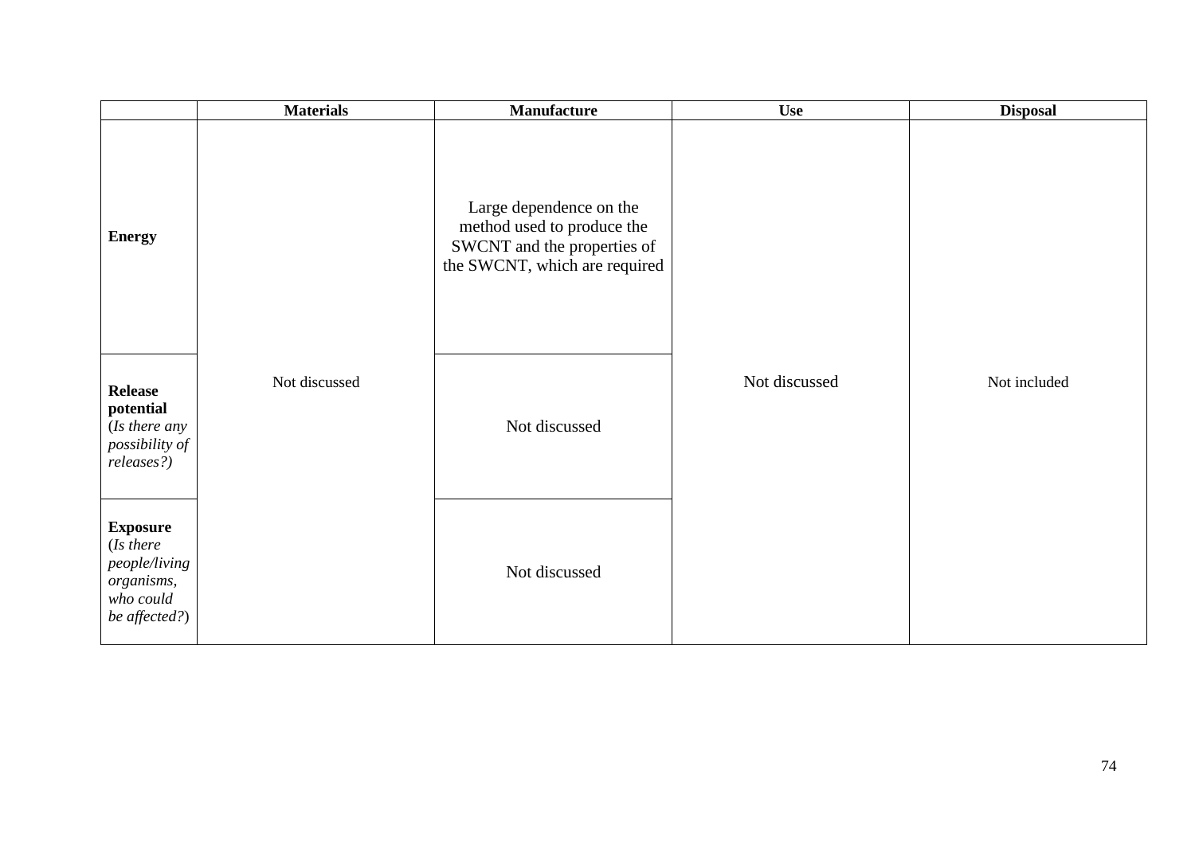| | Materials | Manufacture | Use | Disposal |
|---|---|---|---|---|
| **Energy** | Not discussed | Large dependence on the method used to produce the SWCNT and the properties of the SWCNT, which are required | Not discussed | Not included |
| **Release potential** (*Is there any possibility of releases?)* | | Not discussed | | |
| **Exposure** (*Is there people/living organisms, who could be affected?*) | | Not discussed | | |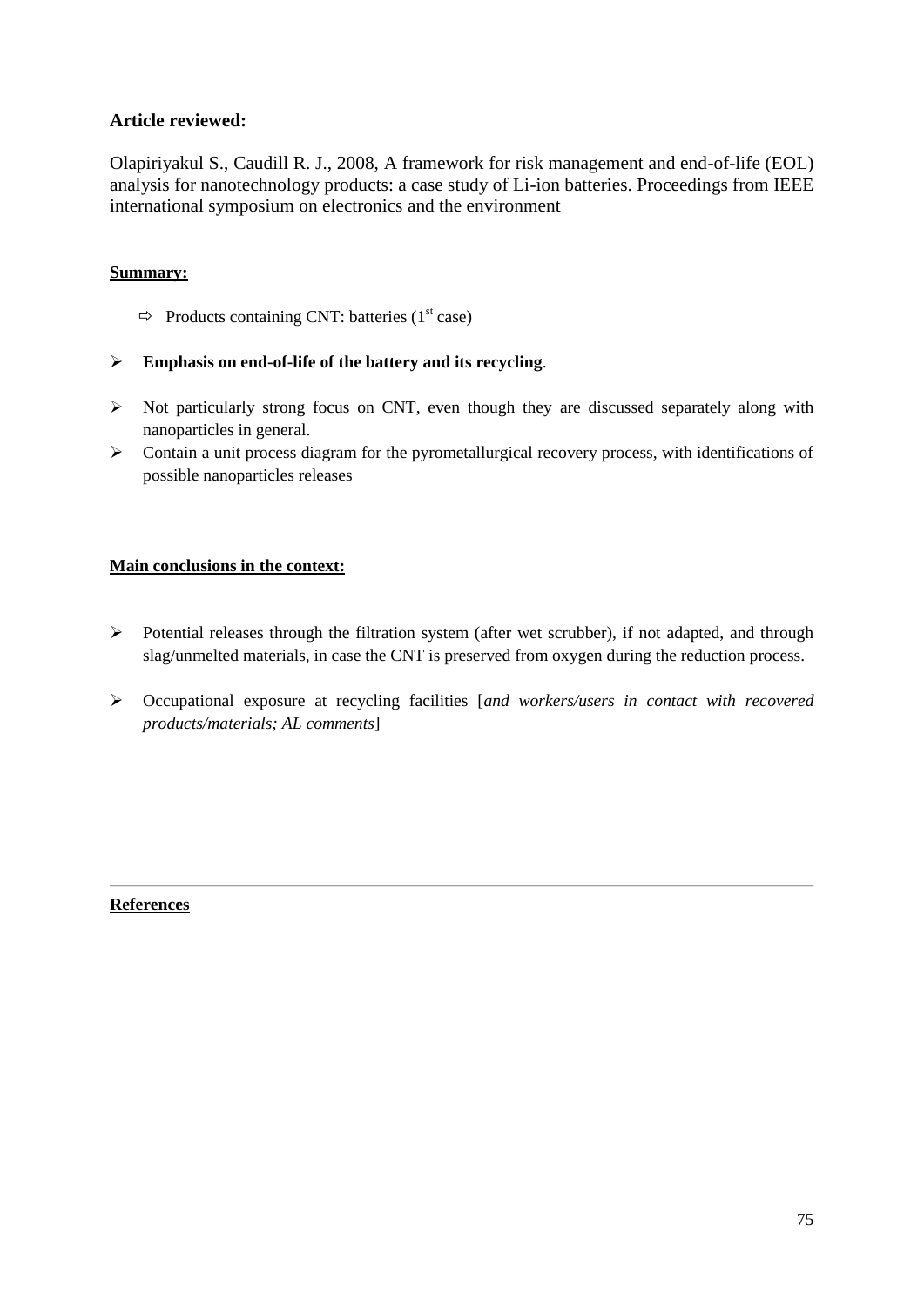### Article reviewed:

Olapiriyakul S., Caudill R. J., 2008, A framework for risk management and end-of-life (EOL) analysis for nanotechnology products: a case study of Li-ion batteries. Proceedings from IEEE international symposium on electronics and the environment

**Summary:**

- ⇨ Products containing CNT: batteries (1st case)

- **Emphasis on end-of-life of the battery and its recycling**.
- Not particularly strong focus on CNT, even though they are discussed separately along with nanoparticles in general.
- Contain a unit process diagram for the pyrometallurgical recovery process, with identifications of possible nanoparticles releases

**Main conclusions in the context:**

- Potential releases through the filtration system (after wet scrubber), if not adapted, and through slag/unmelted materials, in case the CNT is preserved from oxygen during the reduction process.

- Occupational exposure at recycling facilities [*and workers/users in contact with recovered products/materials; AL comments*]

---

**References**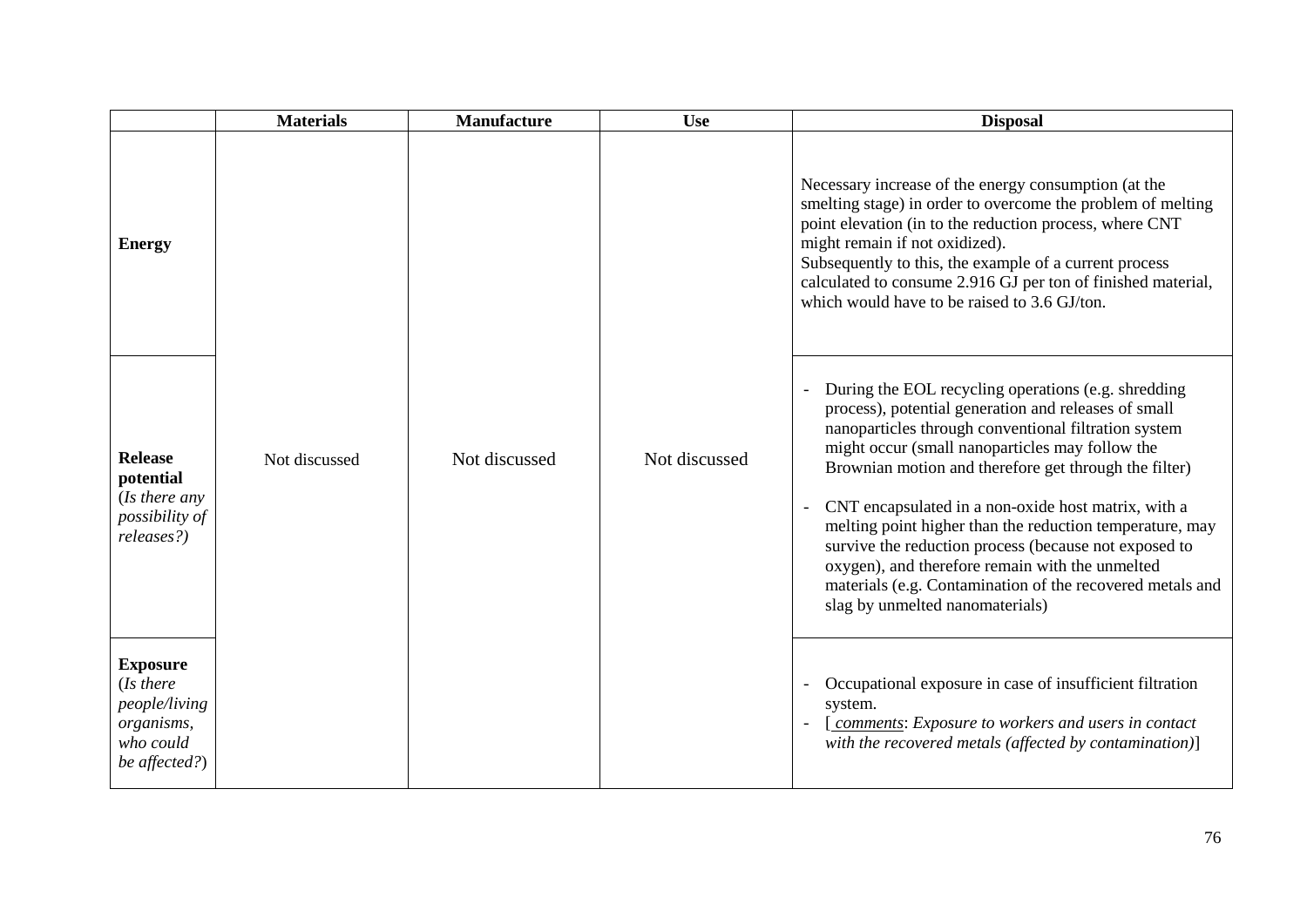| | **Materials** | **Manufacture** | **Use** | **Disposal** |
|---|---|---|---|---|
| **Energy** | Not discussed | Not discussed | Not discussed | Necessary increase of the energy consumption (at the smelting stage) in order to overcome the problem of melting point elevation (in to the reduction process, where CNT might remain if not oxidized).<br>Subsequently to this, the example of a current process calculated to consume 2.916 GJ per ton of finished material, which would have to be raised to 3.6 GJ/ton. |
| **Release potential** (*Is there any possibility of releases?*) | | | | - During the EOL recycling operations (e.g. shredding process), potential generation and releases of small nanoparticles through conventional filtration system might occur (small nanoparticles may follow the Brownian motion and therefore get through the filter)<br>- CNT encapsulated in a non-oxide host matrix, with a melting point higher than the reduction temperature, may survive the reduction process (because not exposed to oxygen), and therefore remain with the unmelted materials (e.g. Contamination of the recovered metals and slag by unmelted nanomaterials) |
| **Exposure** (*Is there people/living organisms, who could be affected?*) | | | | - Occupational exposure in case of insufficient filtration system.<br>- [ *comments*: *Exposure to workers and users in contact with the recovered metals (affected by contamination)*] |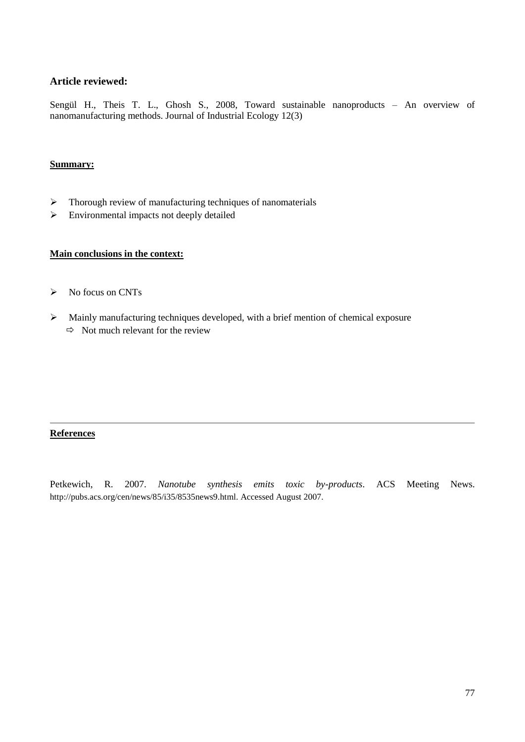### Article reviewed:

Sengül H., Theis T. L., Ghosh S., 2008, Toward sustainable nanoproducts – An overview of nanomanufacturing methods. Journal of Industrial Ecology 12(3)

**Summary:**

- Thorough review of manufacturing techniques of nanomaterials
- Environmental impacts not deeply detailed

**Main conclusions in the context:**

- No focus on CNTs
- Mainly manufacturing techniques developed, with a brief mention of chemical exposure
  - ⇨ Not much relevant for the review

---

**References**

Petkewich, R. 2007. *Nanotube synthesis emits toxic by-products*. ACS Meeting News. http://pubs.acs.org/cen/news/85/i35/8535news9.html. Accessed August 2007.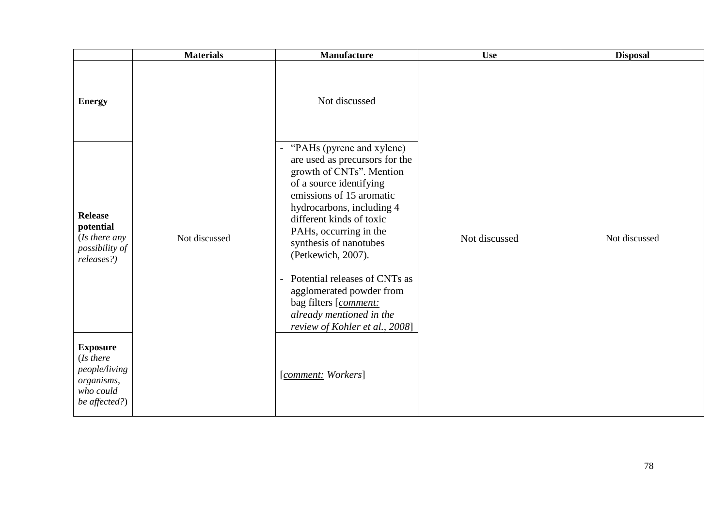| | Materials | Manufacture | Use | Disposal |
|---|---|---|---|---|
| **Energy** | Not discussed | Not discussed | Not discussed | Not discussed |
| **Release potential** (*Is there any possibility of releases?)* | Not discussed | - "PAHs (pyrene and xylene) are used as precursors for the growth of CNTs". Mention of a source identifying emissions of 15 aromatic hydrocarbons, including 4 different kinds of toxic PAHs, occurring in the synthesis of nanotubes (Petkewich, 2007).<br><br>- Potential releases of CNTs as agglomerated powder from bag filters [*comment: already mentioned in the review of Kohler et al., 2008*] | Not discussed | Not discussed |
| **Exposure** (*Is there people/living organisms, who could be affected?*) | Not discussed | [*comment: Workers*] | Not discussed | Not discussed |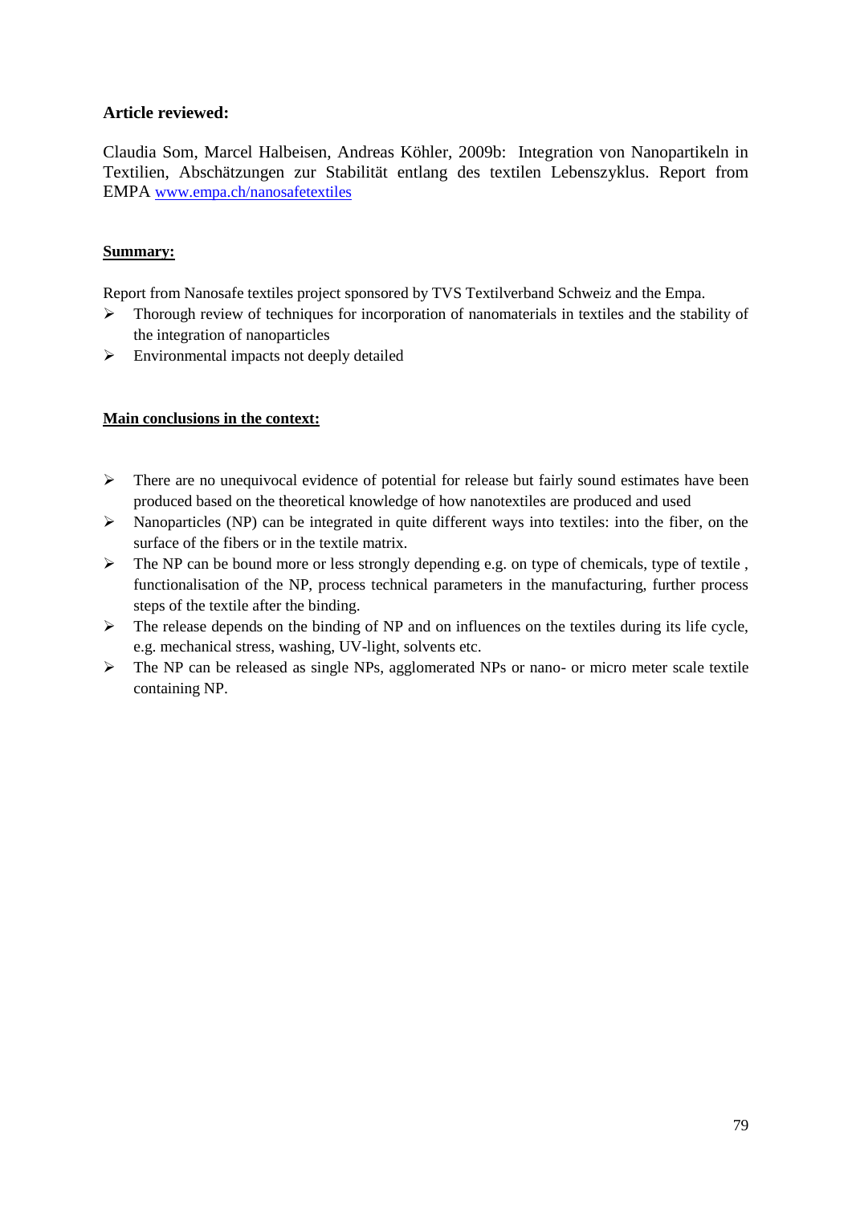**Article reviewed:**

Claudia Som, Marcel Halbeisen, Andreas Köhler, 2009b: Integration von Nanopartikeln in Textilien, Abschätzungen zur Stabilität entlang des textilen Lebenszyklus. Report from EMPA www.empa.ch/nanosafetextiles

**Summary:**

Report from Nanosafe textiles project sponsored by TVS Textilverband Schweiz and the Empa.

- Thorough review of techniques for incorporation of nanomaterials in textiles and the stability of the integration of nanoparticles
- Environmental impacts not deeply detailed

**Main conclusions in the context:**

- There are no unequivocal evidence of potential for release but fairly sound estimates have been produced based on the theoretical knowledge of how nanotextiles are produced and used
- Nanoparticles (NP) can be integrated in quite different ways into textiles: into the fiber, on the surface of the fibers or in the textile matrix.
- The NP can be bound more or less strongly depending e.g. on type of chemicals, type of textile , functionalisation of the NP, process technical parameters in the manufacturing, further process steps of the textile after the binding.
- The release depends on the binding of NP and on influences on the textiles during its life cycle, e.g. mechanical stress, washing, UV-light, solvents etc.
- The NP can be released as single NPs, agglomerated NPs or nano- or micro meter scale textile containing NP.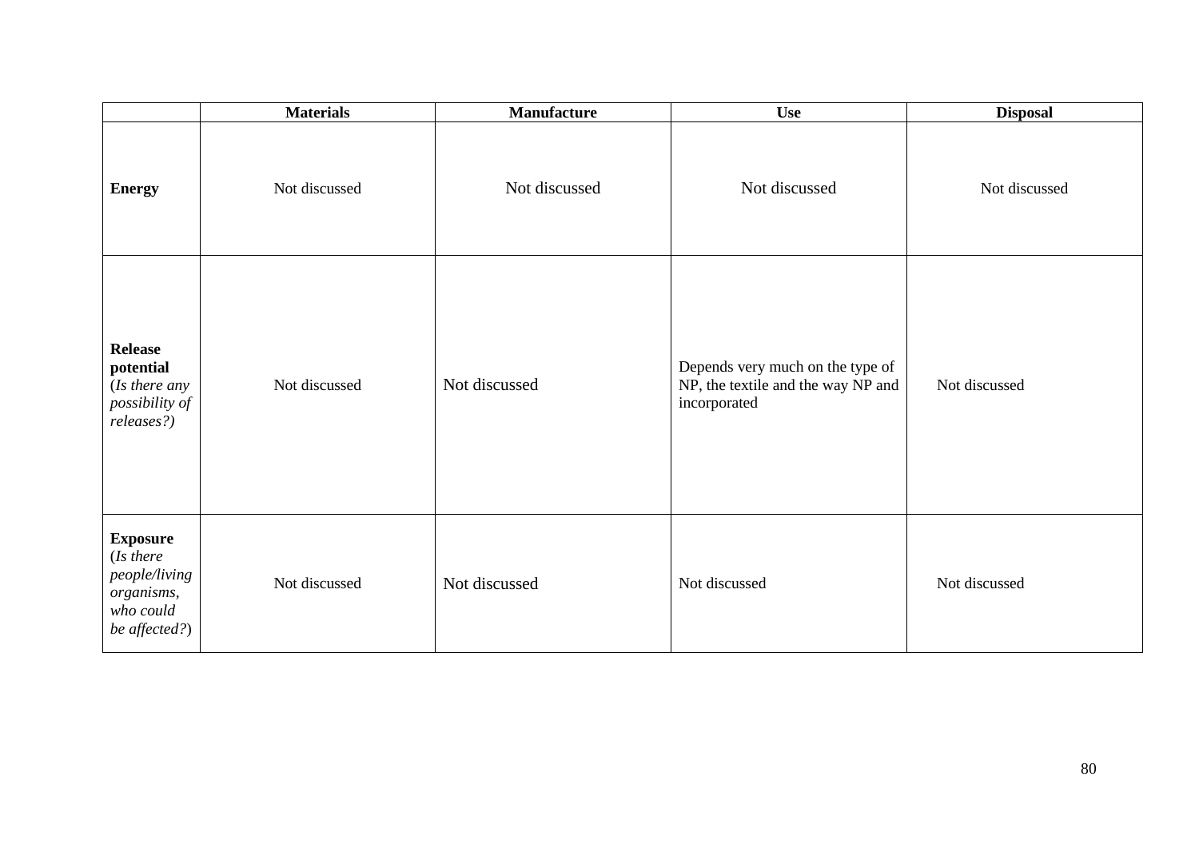|  | **Materials** | **Manufacture** | **Use** | **Disposal** |
|---|---|---|---|---|
| **Energy** | Not discussed | Not discussed | Not discussed | Not discussed |
| **Release potential** (*Is there any possibility of releases?)* | Not discussed | Not discussed | Depends very much on the type of NP, the textile and the way NP and incorporated | Not discussed |
| **Exposure** (*Is there people/living organisms, who could be affected?*) | Not discussed | Not discussed | Not discussed | Not discussed |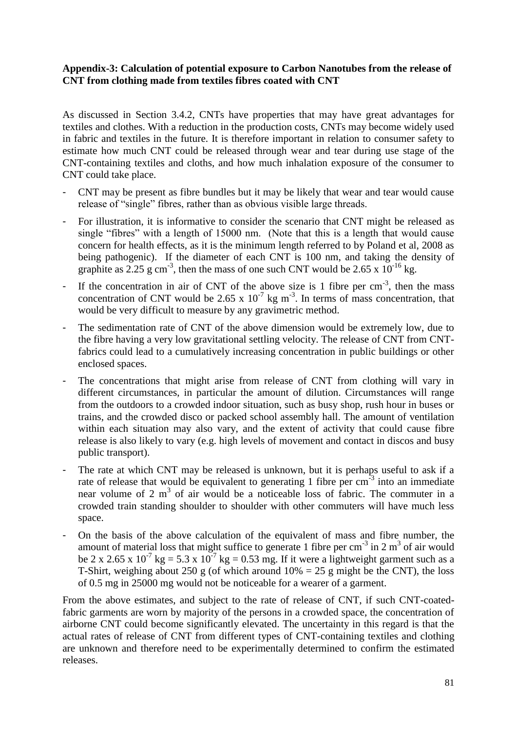**Appendix-3: Calculation of potential exposure to Carbon Nanotubes from the release of CNT from clothing made from textiles fibres coated with CNT**

As discussed in Section 3.4.2, CNTs have properties that may have great advantages for textiles and clothes. With a reduction in the production costs, CNTs may become widely used in fabric and textiles in the future. It is therefore important in relation to consumer safety to estimate how much CNT could be released through wear and tear during use stage of the CNT-containing textiles and cloths, and how much inhalation exposure of the consumer to CNT could take place.

- CNT may be present as fibre bundles but it may be likely that wear and tear would cause release of "single" fibres, rather than as obvious visible large threads.
- For illustration, it is informative to consider the scenario that CNT might be released as single "fibres" with a length of 15000 nm. (Note that this is a length that would cause concern for health effects, as it is the minimum length referred to by Poland et al, 2008 as being pathogenic). If the diameter of each CNT is 100 nm, and taking the density of graphite as 2.25 g $cm^{-3}$, then the mass of one such CNT would be $2.65 \times 10^{-16}$ kg.
- If the concentration in air of CNT of the above size is 1 fibre per $cm^{-3}$, then the mass concentration of CNT would be $2.65 \times 10^{-7}$ kg $m^{-3}$. In terms of mass concentration, that would be very difficult to measure by any gravimetric method.
- The sedimentation rate of CNT of the above dimension would be extremely low, due to the fibre having a very low gravitational settling velocity. The release of CNT from CNT-fabrics could lead to a cumulatively increasing concentration in public buildings or other enclosed spaces.
- The concentrations that might arise from release of CNT from clothing will vary in different circumstances, in particular the amount of dilution. Circumstances will range from the outdoors to a crowded indoor situation, such as busy shop, rush hour in buses or trains, and the crowded disco or packed school assembly hall. The amount of ventilation within each situation may also vary, and the extent of activity that could cause fibre release is also likely to vary (e.g. high levels of movement and contact in discos and busy public transport).
- The rate at which CNT may be released is unknown, but it is perhaps useful to ask if a rate of release that would be equivalent to generating 1 fibre per $cm^{-3}$ into an immediate near volume of 2 $m^3$ of air would be a noticeable loss of fabric. The commuter in a crowded train standing shoulder to shoulder with other commuters will have much less space.
- On the basis of the above calculation of the equivalent of mass and fibre number, the amount of material loss that might suffice to generate 1 fibre per $cm^{-3}$ in 2 $m^3$ of air would be $2 \times 2.65 \times 10^{-7}$ kg = $5.3 \times 10^{-7}$ kg = 0.53 mg. If it were a lightweight garment such as a T-Shirt, weighing about 250 g (of which around 10% = 25 g might be the CNT), the loss of 0.5 mg in 25000 mg would not be noticeable for a wearer of a garment.

From the above estimates, and subject to the rate of release of CNT, if such CNT-coated-fabric garments are worn by majority of the persons in a crowded space, the concentration of airborne CNT could become significantly elevated. The uncertainty in this regard is that the actual rates of release of CNT from different types of CNT-containing textiles and clothing are unknown and therefore need to be experimentally determined to confirm the estimated releases.